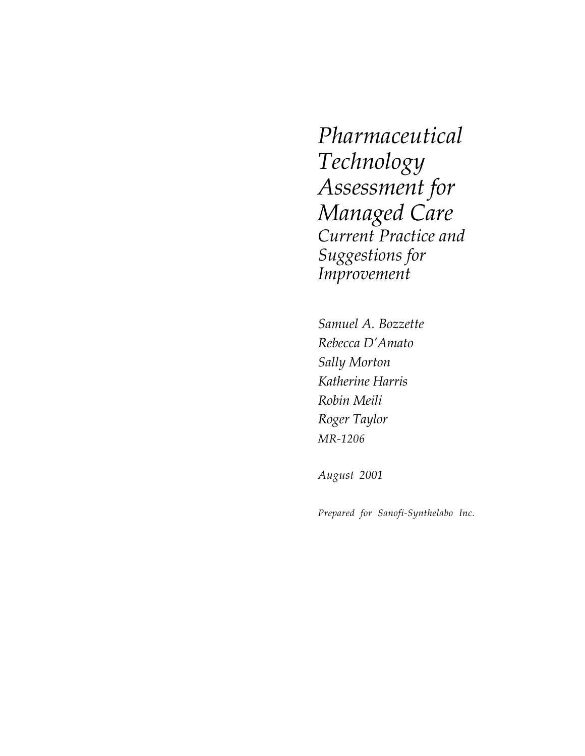# *Pharmaceutical Technology Assessment for Managed Care*

## *Current Practice and Suggestions for Improvement*

*Samuel A. Bozzette*

*Rebecca D'Amato*

*Sally Morton*

*Katherine Harris*

*Robin Meili*

*Roger Taylor*

*MR-1206*

*August 2001*

*Prepared for Sanofi-Synthelabo Inc.*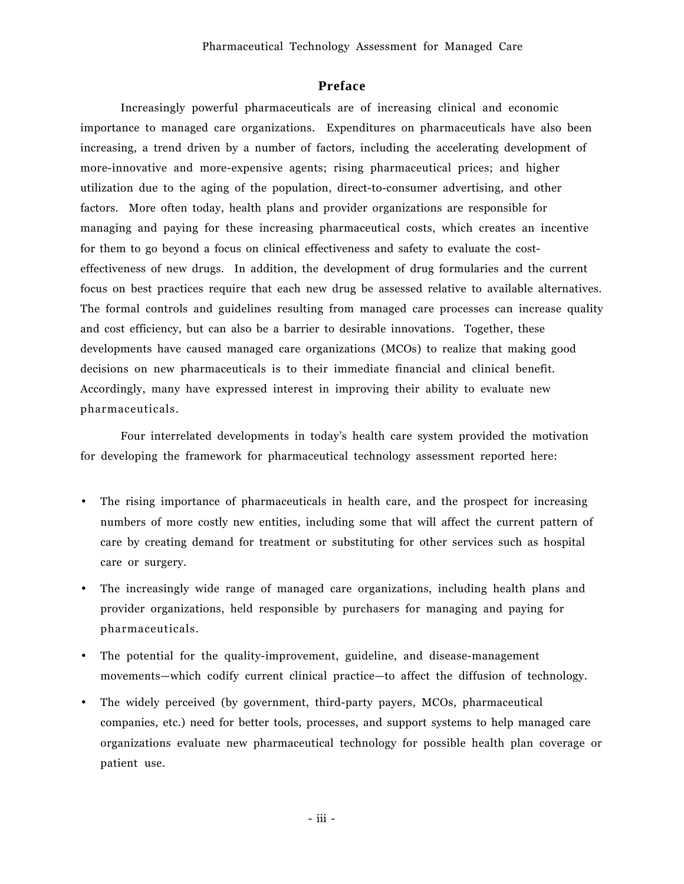## Preface

Increasingly powerful pharmaceuticals are of increasing clinical and economic importance to managed care organizations. Expenditures on pharmaceuticals have also been increasing, a trend driven by a number of factors, including the accelerating development of more-innovative and more-expensive agents; rising pharmaceutical prices; and higher utilization due to the aging of the population, direct-to-consumer advertising, and other factors. More often today, health plans and provider organizations are responsible for managing and paying for these increasing pharmaceutical costs, which creates an incentive for them to go beyond a focus on clinical effectiveness and safety to evaluate the cost-effectiveness of new drugs. In addition, the development of drug formularies and the current focus on best practices require that each new drug be assessed relative to available alternatives. The formal controls and guidelines resulting from managed care processes can increase quality and cost efficiency, but can also be a barrier to desirable innovations. Together, these developments have caused managed care organizations (MCOs) to realize that making good decisions on new pharmaceuticals is to their immediate financial and clinical benefit. Accordingly, many have expressed interest in improving their ability to evaluate new pharmaceuticals.

Four interrelated developments in today's health care system provided the motivation for developing the framework for pharmaceutical technology assessment reported here:

- The rising importance of pharmaceuticals in health care, and the prospect for increasing numbers of more costly new entities, including some that will affect the current pattern of care by creating demand for treatment or substituting for other services such as hospital care or surgery.
- The increasingly wide range of managed care organizations, including health plans and provider organizations, held responsible by purchasers for managing and paying for pharmaceuticals.
- The potential for the quality-improvement, guideline, and disease-management movements—which codify current clinical practice—to affect the diffusion of technology.
- The widely perceived (by government, third-party payers, MCOs, pharmaceutical companies, etc.) need for better tools, processes, and support systems to help managed care organizations evaluate new pharmaceutical technology for possible health plan coverage or patient use.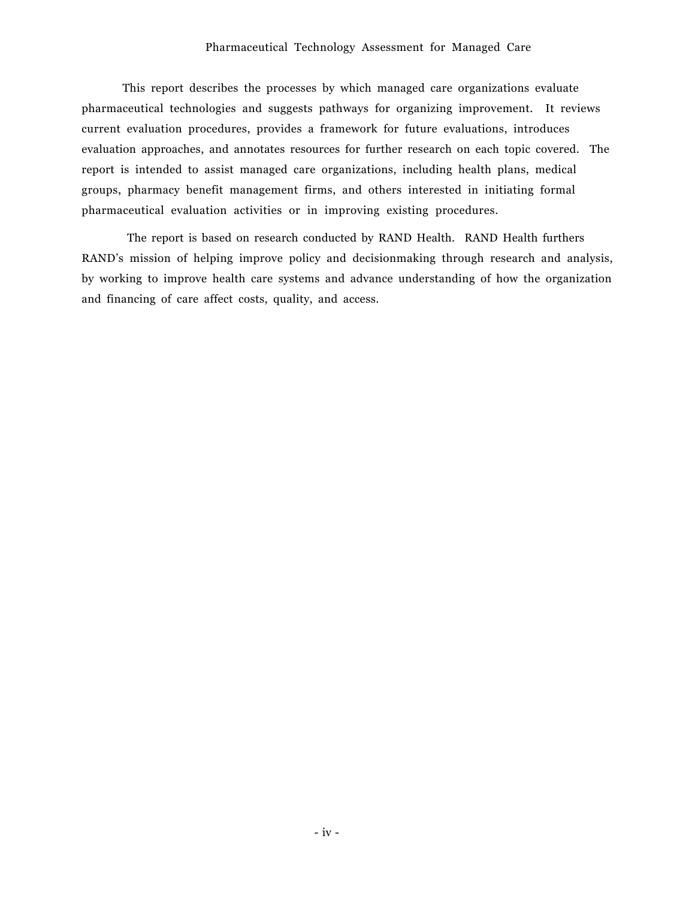This report describes the processes by which managed care organizations evaluate pharmaceutical technologies and suggests pathways for organizing improvement. It reviews current evaluation procedures, provides a framework for future evaluations, introduces evaluation approaches, and annotates resources for further research on each topic covered. The report is intended to assist managed care organizations, including health plans, medical groups, pharmacy benefit management firms, and others interested in initiating formal pharmaceutical evaluation activities or in improving existing procedures.

The report is based on research conducted by RAND Health. RAND Health furthers RAND's mission of helping improve policy and decisionmaking through research and analysis, by working to improve health care systems and advance understanding of how the organization and financing of care affect costs, quality, and access.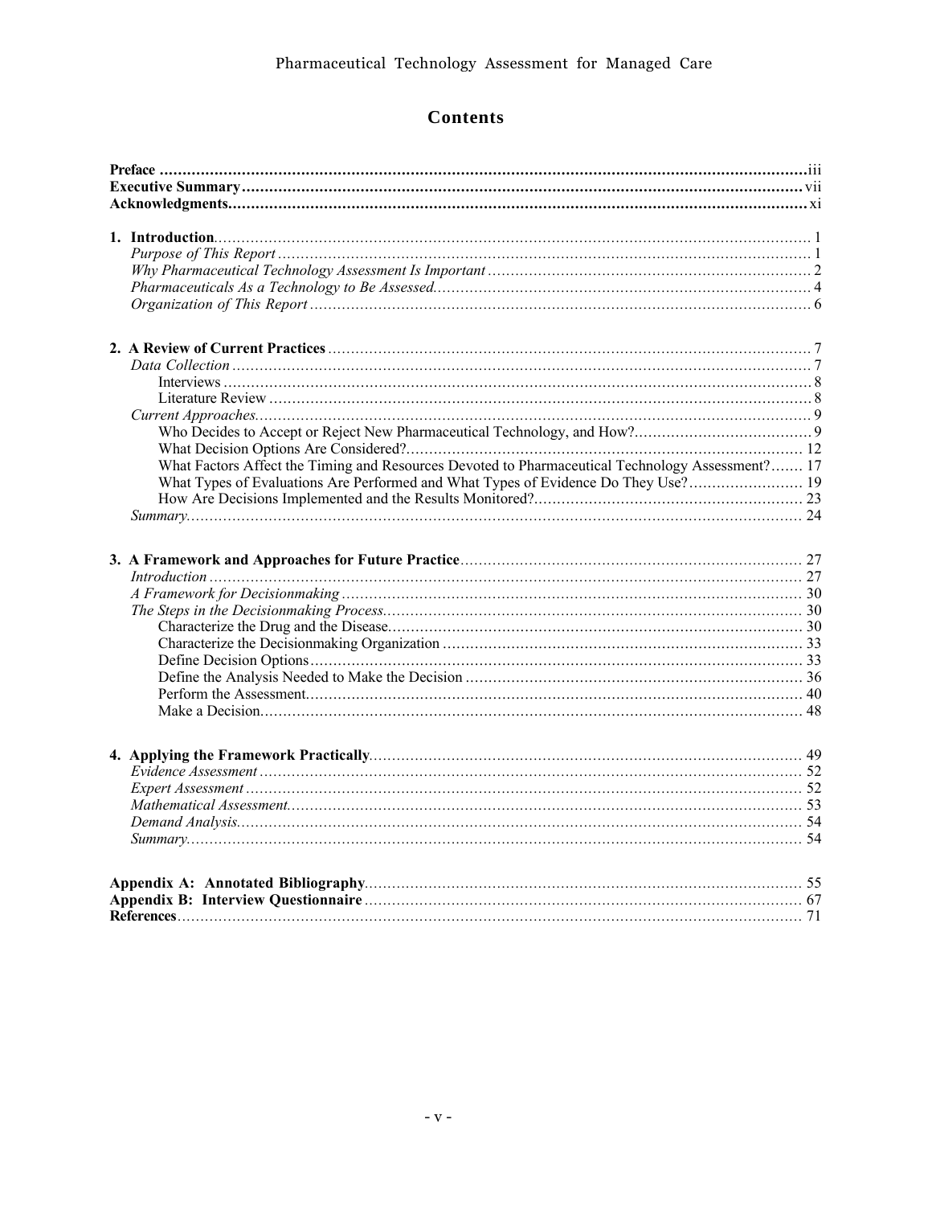# Contents

**Preface** .......... iii
**Executive Summary** .......... vii
**Acknowledgments** .......... xi

**1. Introduction** .......... 1
*Purpose of This Report* .......... 1
*Why Pharmaceutical Technology Assessment Is Important* .......... 2
*Pharmaceuticals As a Technology to Be Assessed* .......... 4
*Organization of This Report* .......... 6

**2. A Review of Current Practices** .......... 7
*Data Collection* .......... 7
Interviews .......... 8
Literature Review .......... 8
*Current Approaches* .......... 9
Who Decides to Accept or Reject New Pharmaceutical Technology, and How? .......... 9
What Decision Options Are Considered? .......... 12
What Factors Affect the Timing and Resources Devoted to Pharmaceutical Technology Assessment? .......... 17
What Types of Evaluations Are Performed and What Types of Evidence Do They Use? .......... 19
How Are Decisions Implemented and the Results Monitored? .......... 23
*Summary* .......... 24

**3. A Framework and Approaches for Future Practice** .......... 27
*Introduction* .......... 27
*A Framework for Decisionmaking* .......... 30
*The Steps in the Decisionmaking Process* .......... 30
Characterize the Drug and the Disease .......... 30
Characterize the Decisionmaking Organization .......... 33
Define Decision Options .......... 33
Define the Analysis Needed to Make the Decision .......... 36
Perform the Assessment .......... 40
Make a Decision .......... 48

**4. Applying the Framework Practically** .......... 49
*Evidence Assessment* .......... 52
*Expert Assessment* .......... 52
*Mathematical Assessment* .......... 53
*Demand Analysis* .......... 54
*Summary* .......... 54

**Appendix A: Annotated Bibliography** .......... 55
**Appendix B: Interview Questionnaire** .......... 67
**References** .......... 71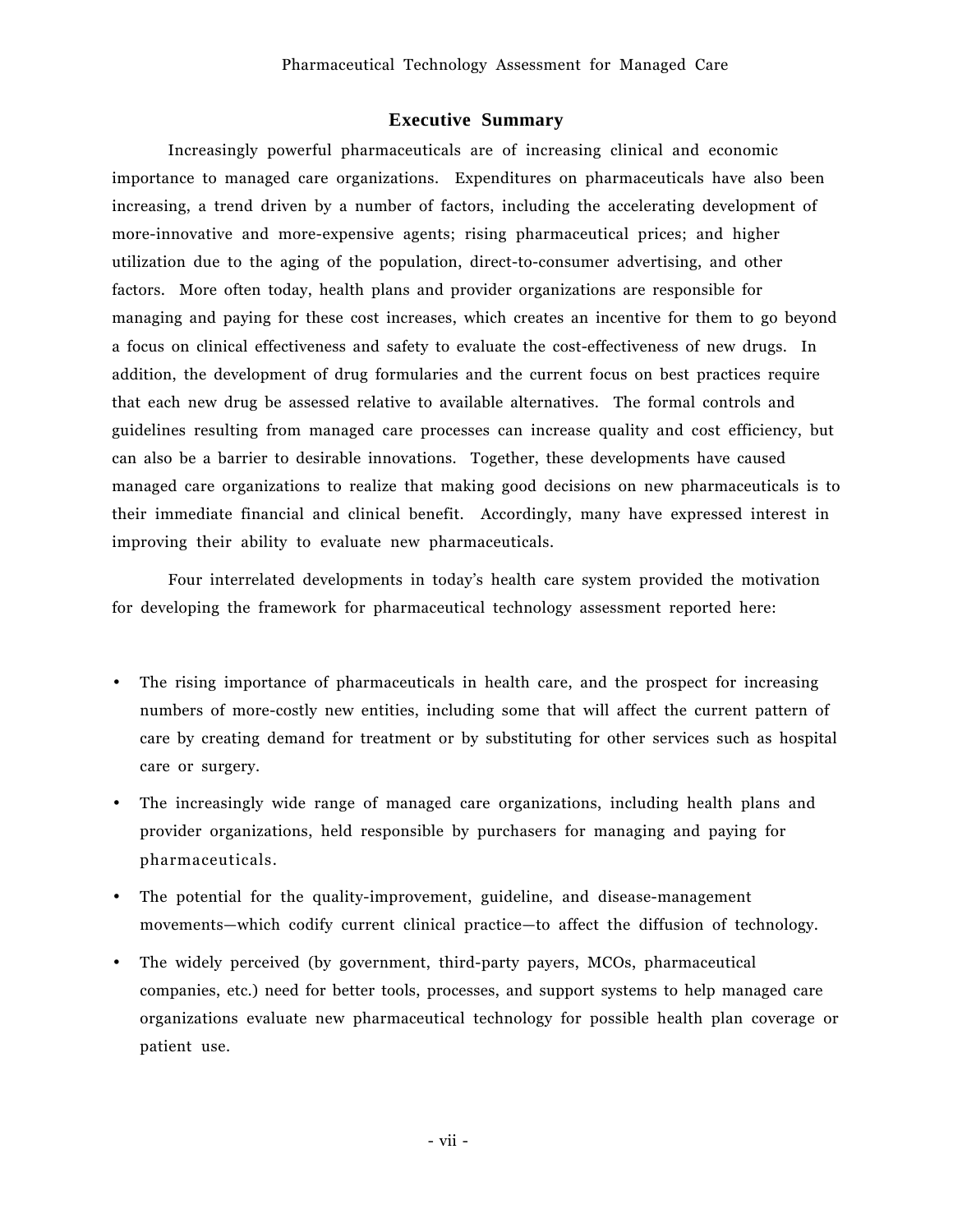## Executive Summary

Increasingly powerful pharmaceuticals are of increasing clinical and economic importance to managed care organizations. Expenditures on pharmaceuticals have also been increasing, a trend driven by a number of factors, including the accelerating development of more-innovative and more-expensive agents; rising pharmaceutical prices; and higher utilization due to the aging of the population, direct-to-consumer advertising, and other factors. More often today, health plans and provider organizations are responsible for managing and paying for these cost increases, which creates an incentive for them to go beyond a focus on clinical effectiveness and safety to evaluate the cost-effectiveness of new drugs. In addition, the development of drug formularies and the current focus on best practices require that each new drug be assessed relative to available alternatives. The formal controls and guidelines resulting from managed care processes can increase quality and cost efficiency, but can also be a barrier to desirable innovations. Together, these developments have caused managed care organizations to realize that making good decisions on new pharmaceuticals is to their immediate financial and clinical benefit. Accordingly, many have expressed interest in improving their ability to evaluate new pharmaceuticals.

Four interrelated developments in today's health care system provided the motivation for developing the framework for pharmaceutical technology assessment reported here:

- The rising importance of pharmaceuticals in health care, and the prospect for increasing numbers of more-costly new entities, including some that will affect the current pattern of care by creating demand for treatment or by substituting for other services such as hospital care or surgery.
- The increasingly wide range of managed care organizations, including health plans and provider organizations, held responsible by purchasers for managing and paying for pharmaceuticals.
- The potential for the quality-improvement, guideline, and disease-management movements—which codify current clinical practice—to affect the diffusion of technology.
- The widely perceived (by government, third-party payers, MCOs, pharmaceutical companies, etc.) need for better tools, processes, and support systems to help managed care organizations evaluate new pharmaceutical technology for possible health plan coverage or patient use.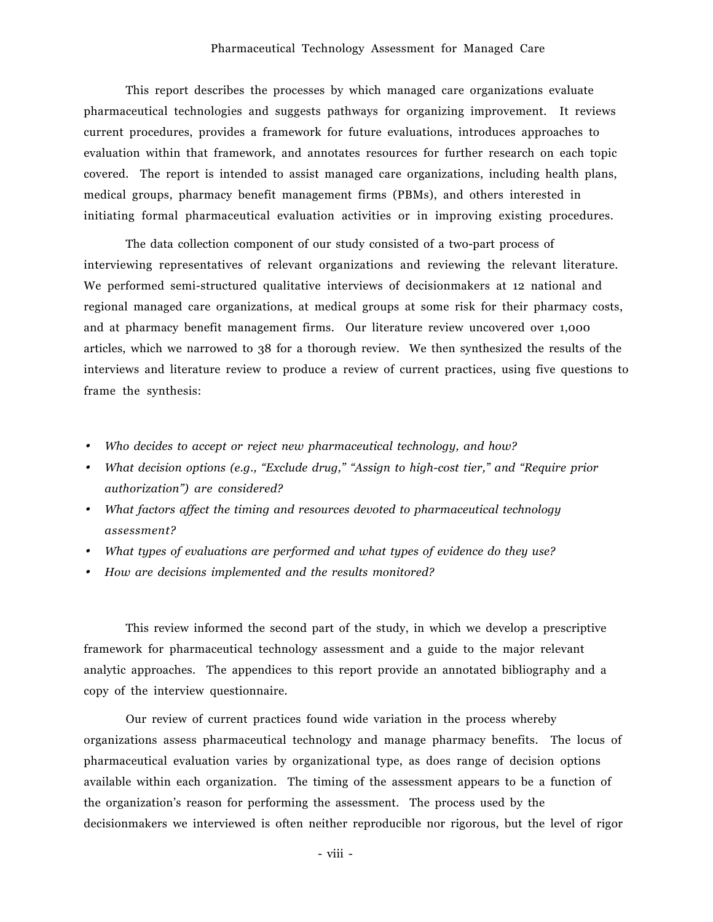This report describes the processes by which managed care organizations evaluate pharmaceutical technologies and suggests pathways for organizing improvement. It reviews current procedures, provides a framework for future evaluations, introduces approaches to evaluation within that framework, and annotates resources for further research on each topic covered. The report is intended to assist managed care organizations, including health plans, medical groups, pharmacy benefit management firms (PBMs), and others interested in initiating formal pharmaceutical evaluation activities or in improving existing procedures.

The data collection component of our study consisted of a two-part process of interviewing representatives of relevant organizations and reviewing the relevant literature. We performed semi-structured qualitative interviews of decisionmakers at 12 national and regional managed care organizations, at medical groups at some risk for their pharmacy costs, and at pharmacy benefit management firms. Our literature review uncovered over 1,000 articles, which we narrowed to 38 for a thorough review. We then synthesized the results of the interviews and literature review to produce a review of current practices, using five questions to frame the synthesis:

- *Who decides to accept or reject new pharmaceutical technology, and how?*
- *What decision options (e.g., "Exclude drug," "Assign to high-cost tier," and "Require prior authorization") are considered?*
- *What factors affect the timing and resources devoted to pharmaceutical technology assessment?*
- *What types of evaluations are performed and what types of evidence do they use?*
- *How are decisions implemented and the results monitored?*

This review informed the second part of the study, in which we develop a prescriptive framework for pharmaceutical technology assessment and a guide to the major relevant analytic approaches. The appendices to this report provide an annotated bibliography and a copy of the interview questionnaire.

Our review of current practices found wide variation in the process whereby organizations assess pharmaceutical technology and manage pharmacy benefits. The locus of pharmaceutical evaluation varies by organizational type, as does range of decision options available within each organization. The timing of the assessment appears to be a function of the organization's reason for performing the assessment. The process used by the decisionmakers we interviewed is often neither reproducible nor rigorous, but the level of rigor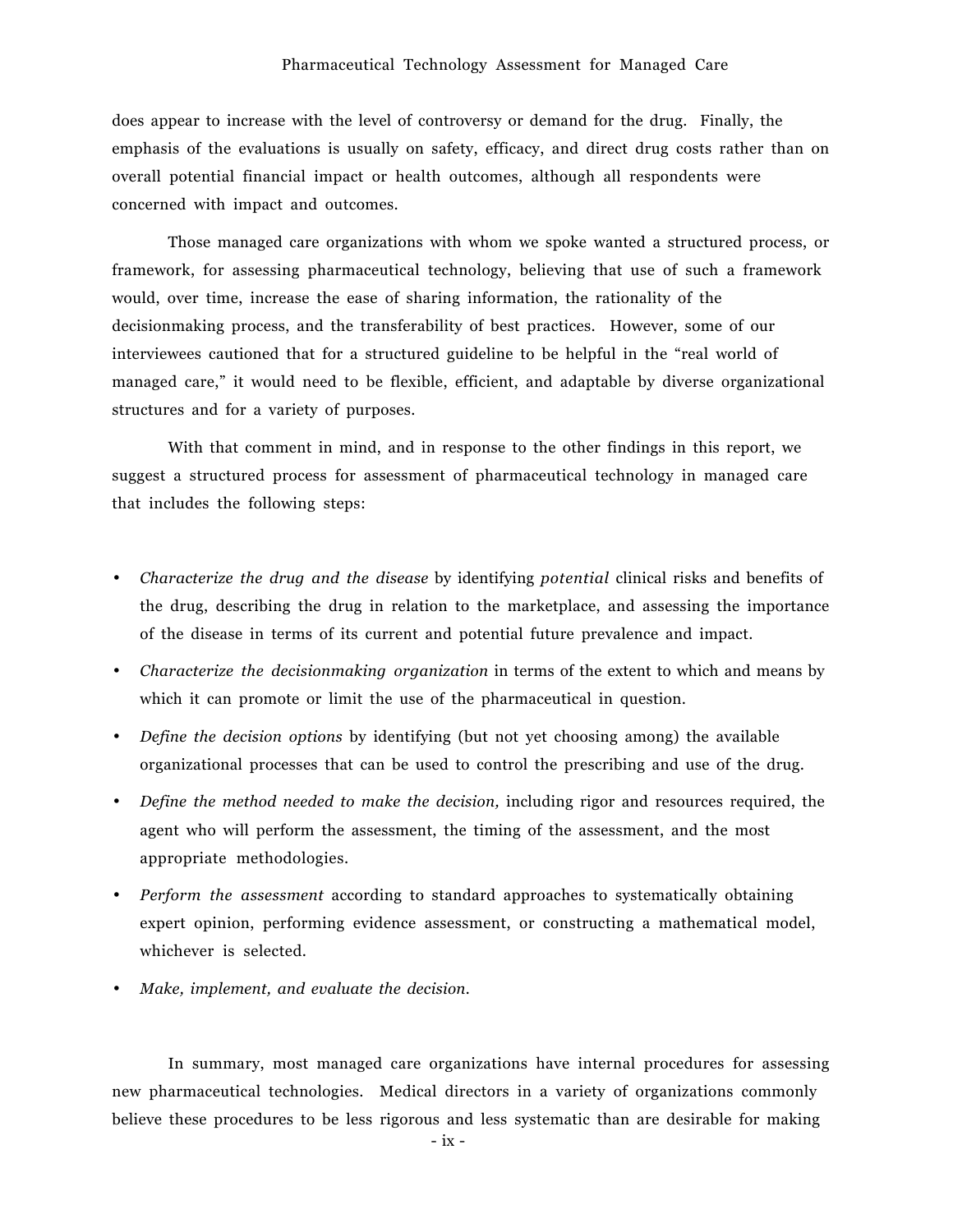does appear to increase with the level of controversy or demand for the drug. Finally, the emphasis of the evaluations is usually on safety, efficacy, and direct drug costs rather than on overall potential financial impact or health outcomes, although all respondents were concerned with impact and outcomes.

Those managed care organizations with whom we spoke wanted a structured process, or framework, for assessing pharmaceutical technology, believing that use of such a framework would, over time, increase the ease of sharing information, the rationality of the decisionmaking process, and the transferability of best practices. However, some of our interviewees cautioned that for a structured guideline to be helpful in the "real world of managed care," it would need to be flexible, efficient, and adaptable by diverse organizational structures and for a variety of purposes.

With that comment in mind, and in response to the other findings in this report, we suggest a structured process for assessment of pharmaceutical technology in managed care that includes the following steps:

- *Characterize the drug and the disease* by identifying *potential* clinical risks and benefits of the drug, describing the drug in relation to the marketplace, and assessing the importance of the disease in terms of its current and potential future prevalence and impact.
- *Characterize the decisionmaking organization* in terms of the extent to which and means by which it can promote or limit the use of the pharmaceutical in question.
- *Define the decision options* by identifying (but not yet choosing among) the available organizational processes that can be used to control the prescribing and use of the drug.
- *Define the method needed to make the decision,* including rigor and resources required, the agent who will perform the assessment, the timing of the assessment, and the most appropriate methodologies.
- *Perform the assessment* according to standard approaches to systematically obtaining expert opinion, performing evidence assessment, or constructing a mathematical model, whichever is selected.
- *Make, implement, and evaluate the decision.*

In summary, most managed care organizations have internal procedures for assessing new pharmaceutical technologies. Medical directors in a variety of organizations commonly believe these procedures to be less rigorous and less systematic than are desirable for making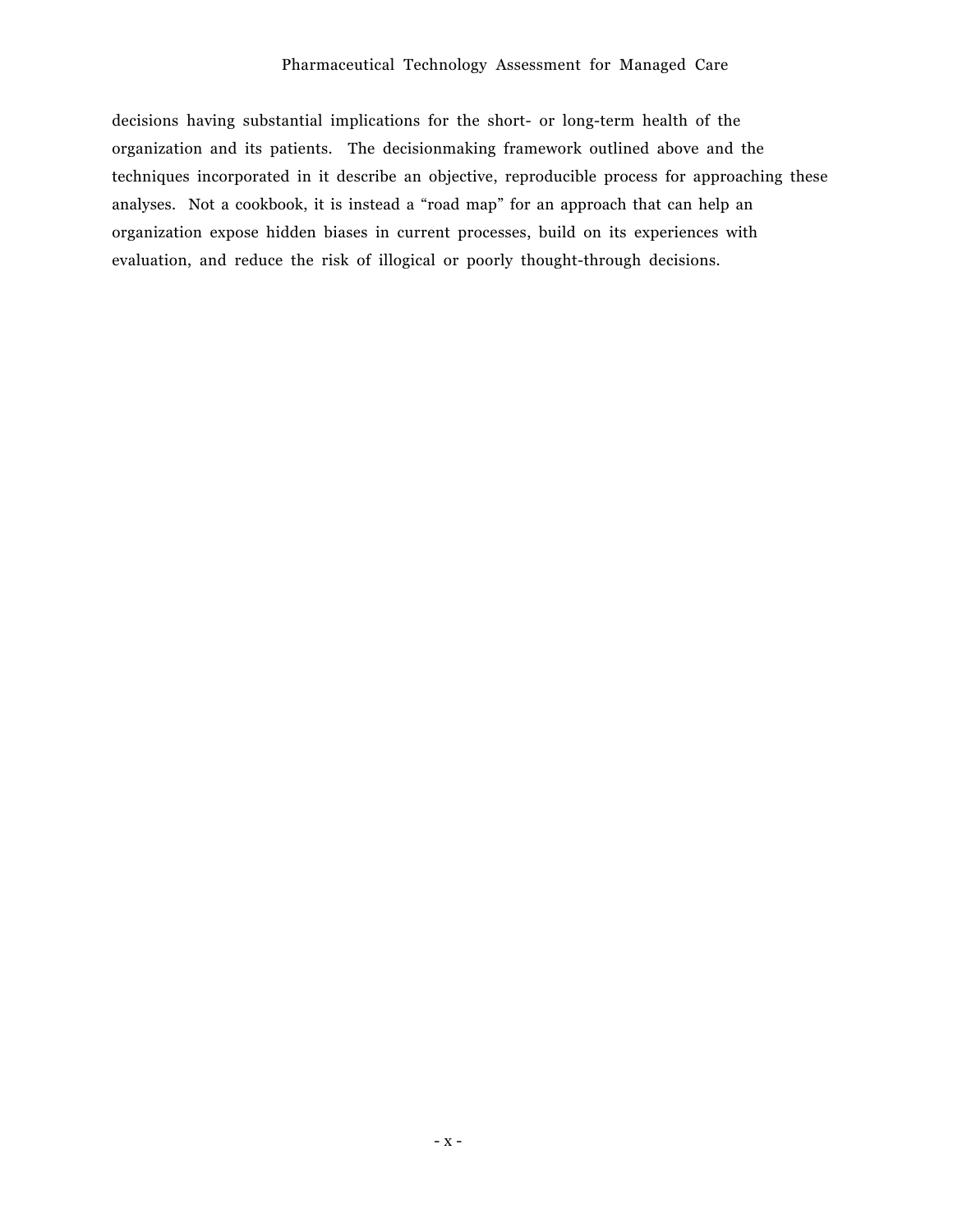decisions having substantial implications for the short- or long-term health of the organization and its patients. The decisionmaking framework outlined above and the techniques incorporated in it describe an objective, reproducible process for approaching these analyses. Not a cookbook, it is instead a “road map” for an approach that can help an organization expose hidden biases in current processes, build on its experiences with evaluation, and reduce the risk of illogical or poorly thought-through decisions.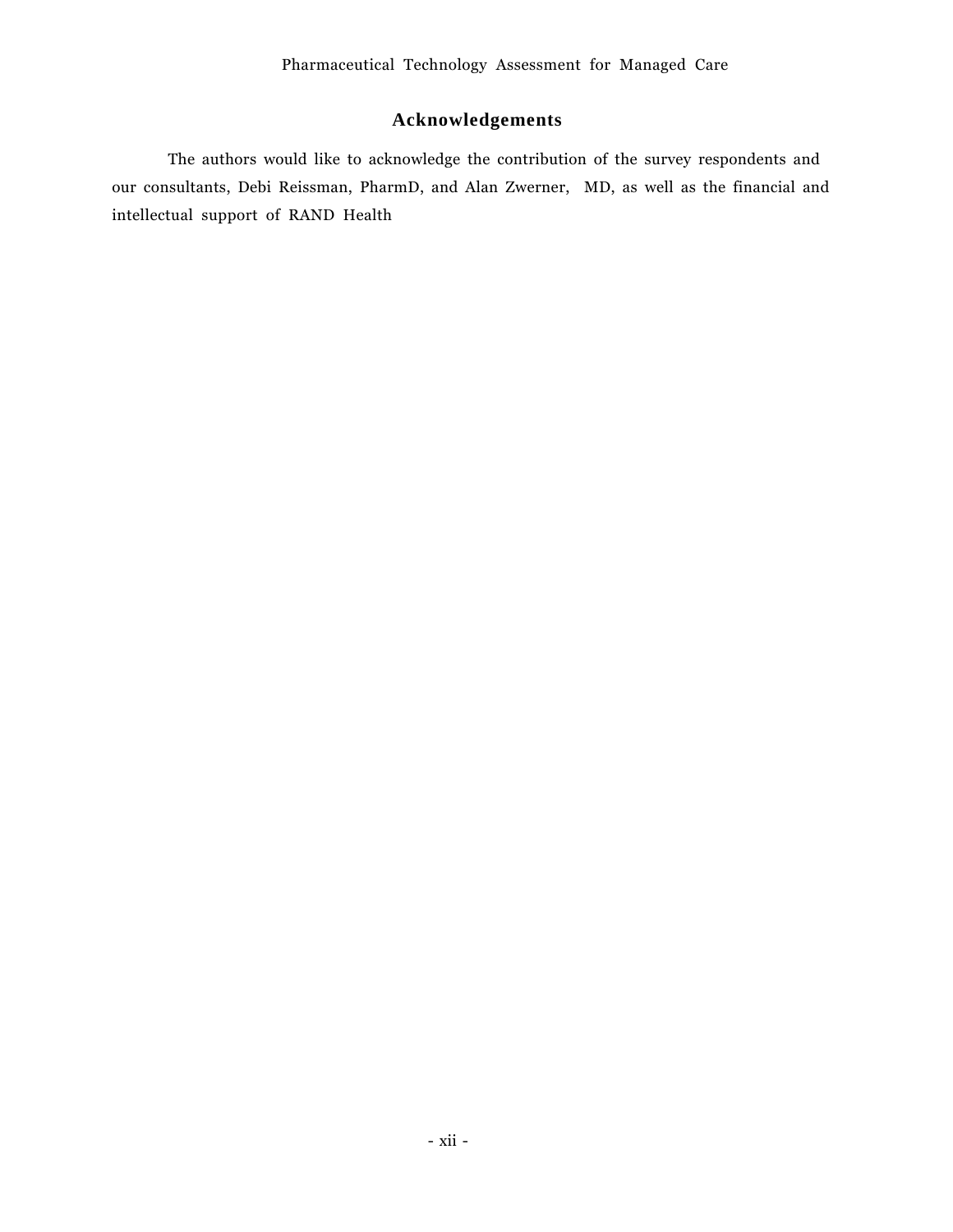## Acknowledgements

The authors would like to acknowledge the contribution of the survey respondents and our consultants, Debi Reissman, PharmD, and Alan Zwerner, MD, as well as the financial and intellectual support of RAND Health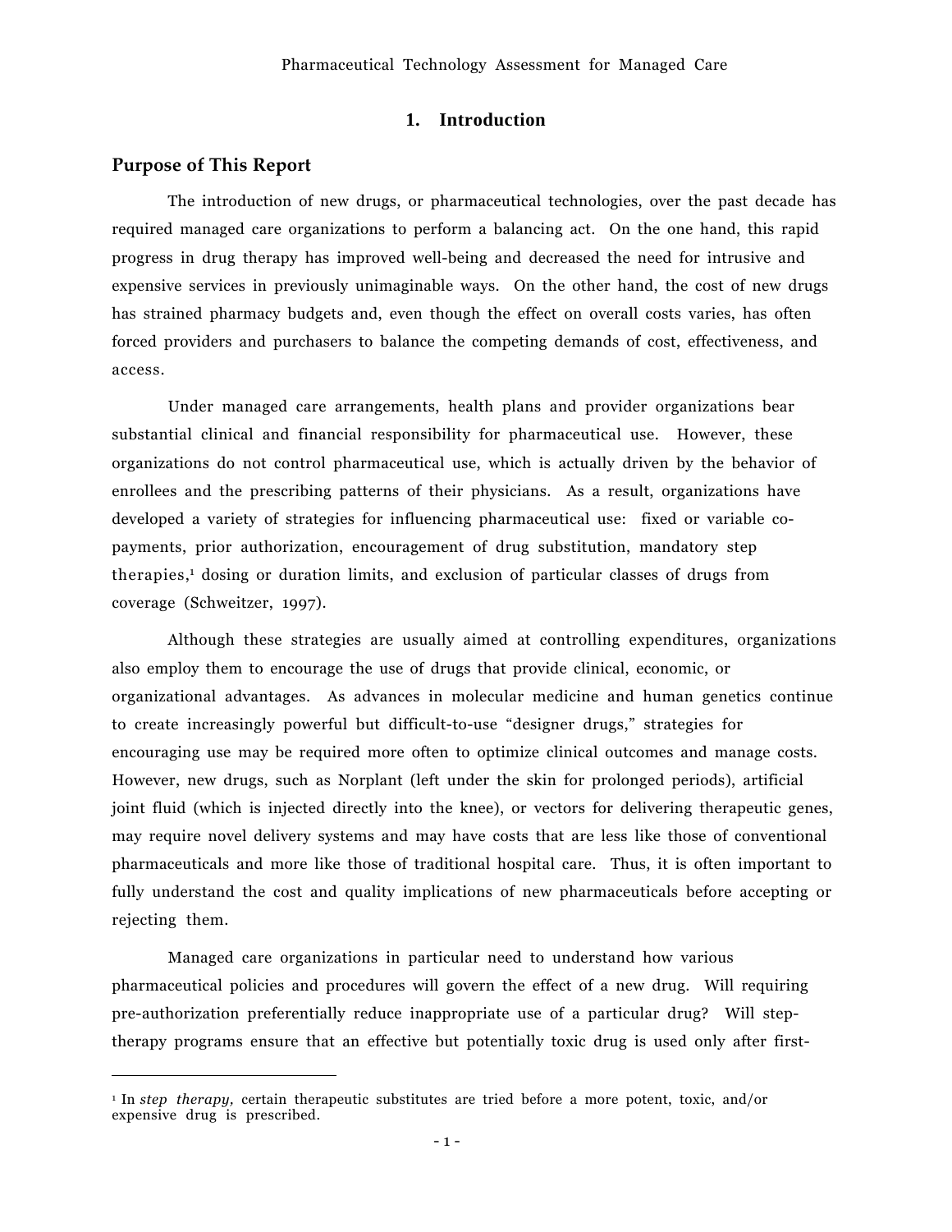# 1. Introduction

## Purpose of This Report

The introduction of new drugs, or pharmaceutical technologies, over the past decade has required managed care organizations to perform a balancing act. On the one hand, this rapid progress in drug therapy has improved well-being and decreased the need for intrusive and expensive services in previously unimaginable ways. On the other hand, the cost of new drugs has strained pharmacy budgets and, even though the effect on overall costs varies, has often forced providers and purchasers to balance the competing demands of cost, effectiveness, and access.

Under managed care arrangements, health plans and provider organizations bear substantial clinical and financial responsibility for pharmaceutical use. However, these organizations do not control pharmaceutical use, which is actually driven by the behavior of enrollees and the prescribing patterns of their physicians. As a result, organizations have developed a variety of strategies for influencing pharmaceutical use: fixed or variable co-payments, prior authorization, encouragement of drug substitution, mandatory step therapies,[1] dosing or duration limits, and exclusion of particular classes of drugs from coverage (Schweitzer, 1997).

Although these strategies are usually aimed at controlling expenditures, organizations also employ them to encourage the use of drugs that provide clinical, economic, or organizational advantages. As advances in molecular medicine and human genetics continue to create increasingly powerful but difficult-to-use "designer drugs," strategies for encouraging use may be required more often to optimize clinical outcomes and manage costs. However, new drugs, such as Norplant (left under the skin for prolonged periods), artificial joint fluid (which is injected directly into the knee), or vectors for delivering therapeutic genes, may require novel delivery systems and may have costs that are less like those of conventional pharmaceuticals and more like those of traditional hospital care. Thus, it is often important to fully understand the cost and quality implications of new pharmaceuticals before accepting or rejecting them.

Managed care organizations in particular need to understand how various pharmaceutical policies and procedures will govern the effect of a new drug. Will requiring pre-authorization preferentially reduce inappropriate use of a particular drug? Will step-therapy programs ensure that an effective but potentially toxic drug is used only after first-

---

[1] In *step therapy,* certain therapeutic substitutes are tried before a more potent, toxic, and/or expensive drug is prescribed.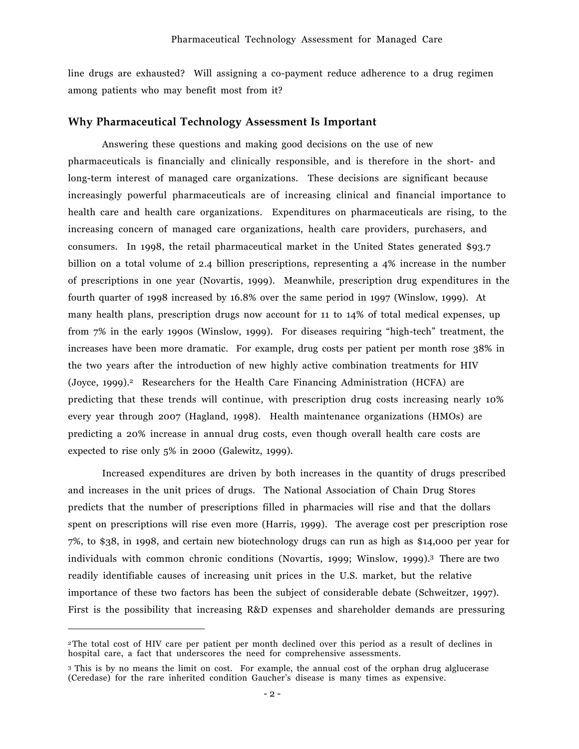line drugs are exhausted? Will assigning a co-payment reduce adherence to a drug regimen among patients who may benefit most from it?

## Why Pharmaceutical Technology Assessment Is Important

Answering these questions and making good decisions on the use of new pharmaceuticals is financially and clinically responsible, and is therefore in the short- and long-term interest of managed care organizations. These decisions are significant because increasingly powerful pharmaceuticals are of increasing clinical and financial importance to health care and health care organizations. Expenditures on pharmaceuticals are rising, to the increasing concern of managed care organizations, health care providers, purchasers, and consumers. In 1998, the retail pharmaceutical market in the United States generated $93.7 billion on a total volume of 2.4 billion prescriptions, representing a 4% increase in the number of prescriptions in one year (Novartis, 1999). Meanwhile, prescription drug expenditures in the fourth quarter of 1998 increased by 16.8% over the same period in 1997 (Winslow, 1999). At many health plans, prescription drugs now account for 11 to 14% of total medical expenses, up from 7% in the early 1990s (Winslow, 1999). For diseases requiring "high-tech" treatment, the increases have been more dramatic. For example, drug costs per patient per month rose 38% in the two years after the introduction of new highly active combination treatments for HIV (Joyce, 1999).[2] Researchers for the Health Care Financing Administration (HCFA) are predicting that these trends will continue, with prescription drug costs increasing nearly 10% every year through 2007 (Hagland, 1998). Health maintenance organizations (HMOs) are predicting a 20% increase in annual drug costs, even though overall health care costs are expected to rise only 5% in 2000 (Galewitz, 1999).

Increased expenditures are driven by both increases in the quantity of drugs prescribed and increases in the unit prices of drugs. The National Association of Chain Drug Stores predicts that the number of prescriptions filled in pharmacies will rise and that the dollars spent on prescriptions will rise even more (Harris, 1999). The average cost per prescription rose 7%, to $38, in 1998, and certain new biotechnology drugs can run as high as $14,000 per year for individuals with common chronic conditions (Novartis, 1999; Winslow, 1999).[3] There are two readily identifiable causes of increasing unit prices in the U.S. market, but the relative importance of these two factors has been the subject of considerable debate (Schweitzer, 1997). First is the possibility that increasing R&D expenses and shareholder demands are pressuring

---

[2] The total cost of HIV care per patient per month declined over this period as a result of declines in hospital care, a fact that underscores the need for comprehensive assessments.

[3] This is by no means the limit on cost. For example, the annual cost of the orphan drug alglucerase (Ceredase) for the rare inherited condition Gaucher's disease is many times as expensive.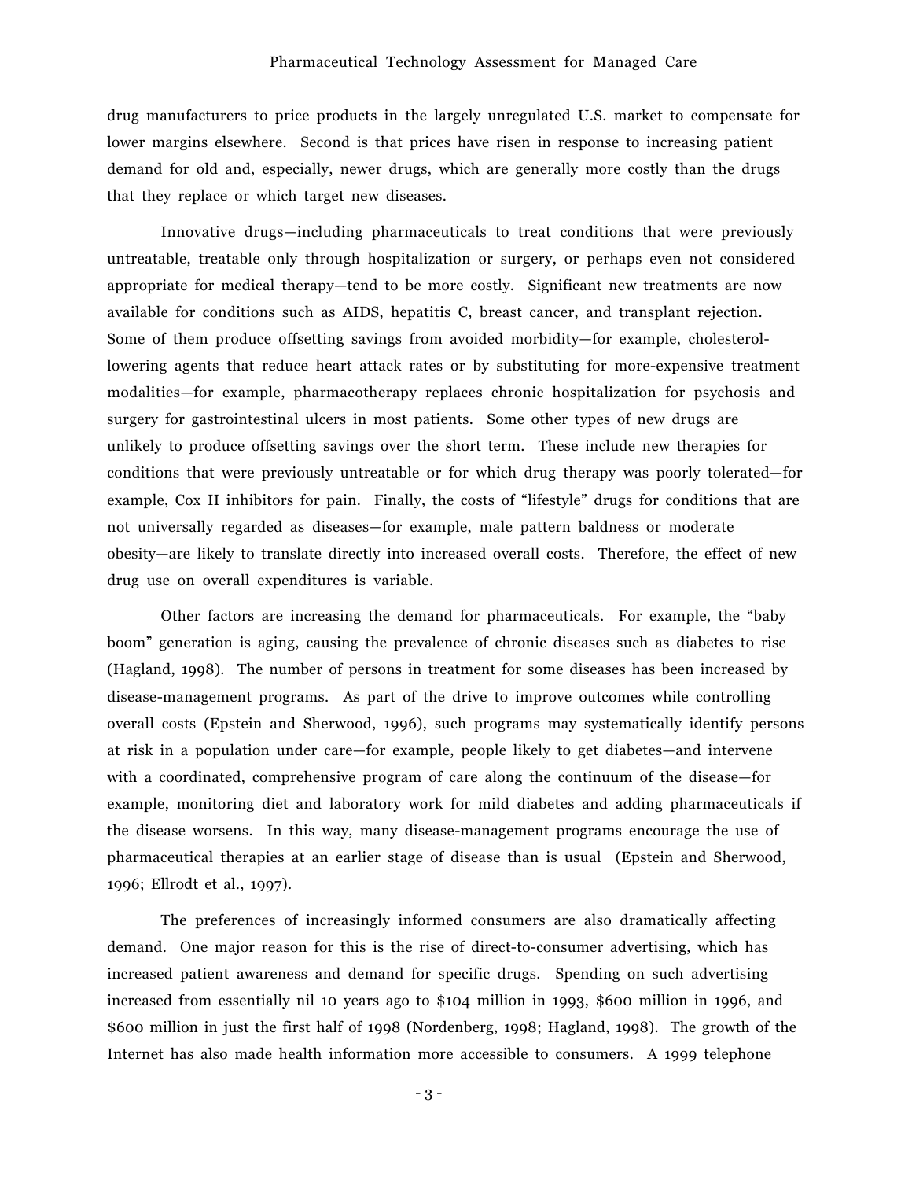drug manufacturers to price products in the largely unregulated U.S. market to compensate for lower margins elsewhere. Second is that prices have risen in response to increasing patient demand for old and, especially, newer drugs, which are generally more costly than the drugs that they replace or which target new diseases.

Innovative drugs—including pharmaceuticals to treat conditions that were previously untreatable, treatable only through hospitalization or surgery, or perhaps even not considered appropriate for medical therapy—tend to be more costly. Significant new treatments are now available for conditions such as AIDS, hepatitis C, breast cancer, and transplant rejection. Some of them produce offsetting savings from avoided morbidity—for example, cholesterol-lowering agents that reduce heart attack rates or by substituting for more-expensive treatment modalities—for example, pharmacotherapy replaces chronic hospitalization for psychosis and surgery for gastrointestinal ulcers in most patients. Some other types of new drugs are unlikely to produce offsetting savings over the short term. These include new therapies for conditions that were previously untreatable or for which drug therapy was poorly tolerated—for example, Cox II inhibitors for pain. Finally, the costs of "lifestyle" drugs for conditions that are not universally regarded as diseases—for example, male pattern baldness or moderate obesity—are likely to translate directly into increased overall costs. Therefore, the effect of new drug use on overall expenditures is variable.

Other factors are increasing the demand for pharmaceuticals. For example, the "baby boom" generation is aging, causing the prevalence of chronic diseases such as diabetes to rise (Hagland, 1998). The number of persons in treatment for some diseases has been increased by disease-management programs. As part of the drive to improve outcomes while controlling overall costs (Epstein and Sherwood, 1996), such programs may systematically identify persons at risk in a population under care—for example, people likely to get diabetes—and intervene with a coordinated, comprehensive program of care along the continuum of the disease—for example, monitoring diet and laboratory work for mild diabetes and adding pharmaceuticals if the disease worsens. In this way, many disease-management programs encourage the use of pharmaceutical therapies at an earlier stage of disease than is usual (Epstein and Sherwood, 1996; Ellrodt et al., 1997).

The preferences of increasingly informed consumers are also dramatically affecting demand. One major reason for this is the rise of direct-to-consumer advertising, which has increased patient awareness and demand for specific drugs. Spending on such advertising increased from essentially nil 10 years ago to $104 million in 1993, $600 million in 1996, and $600 million in just the first half of 1998 (Nordenberg, 1998; Hagland, 1998). The growth of the Internet has also made health information more accessible to consumers. A 1999 telephone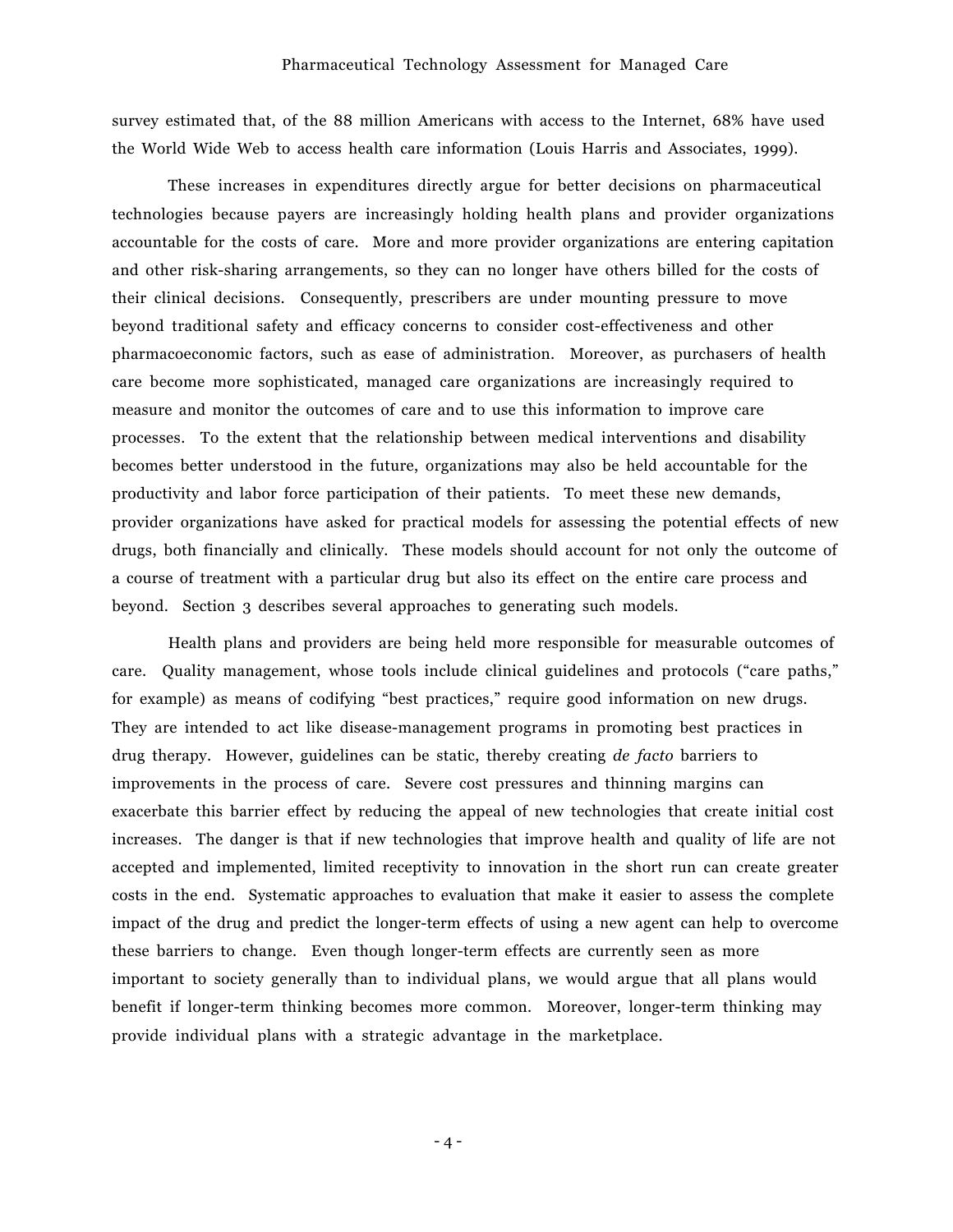survey estimated that, of the 88 million Americans with access to the Internet, 68% have used the World Wide Web to access health care information (Louis Harris and Associates, 1999).

These increases in expenditures directly argue for better decisions on pharmaceutical technologies because payers are increasingly holding health plans and provider organizations accountable for the costs of care. More and more provider organizations are entering capitation and other risk-sharing arrangements, so they can no longer have others billed for the costs of their clinical decisions. Consequently, prescribers are under mounting pressure to move beyond traditional safety and efficacy concerns to consider cost-effectiveness and other pharmacoeconomic factors, such as ease of administration. Moreover, as purchasers of health care become more sophisticated, managed care organizations are increasingly required to measure and monitor the outcomes of care and to use this information to improve care processes. To the extent that the relationship between medical interventions and disability becomes better understood in the future, organizations may also be held accountable for the productivity and labor force participation of their patients. To meet these new demands, provider organizations have asked for practical models for assessing the potential effects of new drugs, both financially and clinically. These models should account for not only the outcome of a course of treatment with a particular drug but also its effect on the entire care process and beyond. Section 3 describes several approaches to generating such models.

Health plans and providers are being held more responsible for measurable outcomes of care. Quality management, whose tools include clinical guidelines and protocols ("care paths," for example) as means of codifying "best practices," require good information on new drugs. They are intended to act like disease-management programs in promoting best practices in drug therapy. However, guidelines can be static, thereby creating *de facto* barriers to improvements in the process of care. Severe cost pressures and thinning margins can exacerbate this barrier effect by reducing the appeal of new technologies that create initial cost increases. The danger is that if new technologies that improve health and quality of life are not accepted and implemented, limited receptivity to innovation in the short run can create greater costs in the end. Systematic approaches to evaluation that make it easier to assess the complete impact of the drug and predict the longer-term effects of using a new agent can help to overcome these barriers to change. Even though longer-term effects are currently seen as more important to society generally than to individual plans, we would argue that all plans would benefit if longer-term thinking becomes more common. Moreover, longer-term thinking may provide individual plans with a strategic advantage in the marketplace.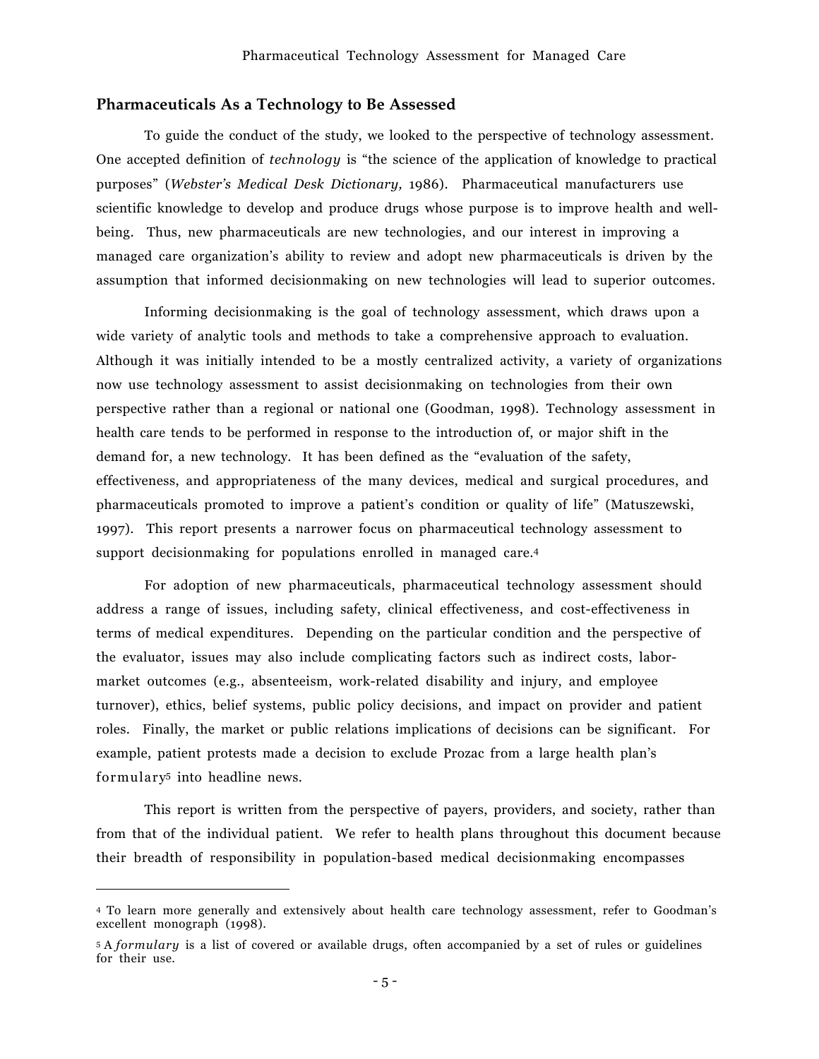## Pharmaceuticals As a Technology to Be Assessed

To guide the conduct of the study, we looked to the perspective of technology assessment. One accepted definition of *technology* is "the science of the application of knowledge to practical purposes" (*Webster's Medical Desk Dictionary,* 1986). Pharmaceutical manufacturers use scientific knowledge to develop and produce drugs whose purpose is to improve health and well-being. Thus, new pharmaceuticals are new technologies, and our interest in improving a managed care organization's ability to review and adopt new pharmaceuticals is driven by the assumption that informed decisionmaking on new technologies will lead to superior outcomes.

Informing decisionmaking is the goal of technology assessment, which draws upon a wide variety of analytic tools and methods to take a comprehensive approach to evaluation. Although it was initially intended to be a mostly centralized activity, a variety of organizations now use technology assessment to assist decisionmaking on technologies from their own perspective rather than a regional or national one (Goodman, 1998). Technology assessment in health care tends to be performed in response to the introduction of, or major shift in the demand for, a new technology. It has been defined as the "evaluation of the safety, effectiveness, and appropriateness of the many devices, medical and surgical procedures, and pharmaceuticals promoted to improve a patient's condition or quality of life" (Matuszewski, 1997). This report presents a narrower focus on pharmaceutical technology assessment to support decisionmaking for populations enrolled in managed care.[4]

For adoption of new pharmaceuticals, pharmaceutical technology assessment should address a range of issues, including safety, clinical effectiveness, and cost-effectiveness in terms of medical expenditures. Depending on the particular condition and the perspective of the evaluator, issues may also include complicating factors such as indirect costs, labor-market outcomes (e.g., absenteeism, work-related disability and injury, and employee turnover), ethics, belief systems, public policy decisions, and impact on provider and patient roles. Finally, the market or public relations implications of decisions can be significant. For example, patient protests made a decision to exclude Prozac from a large health plan's formulary[5] into headline news.

This report is written from the perspective of payers, providers, and society, rather than from that of the individual patient. We refer to health plans throughout this document because their breadth of responsibility in population-based medical decisionmaking encompasses

---

[4] To learn more generally and extensively about health care technology assessment, refer to Goodman's excellent monograph (1998).

[5] A *formulary* is a list of covered or available drugs, often accompanied by a set of rules or guidelines for their use.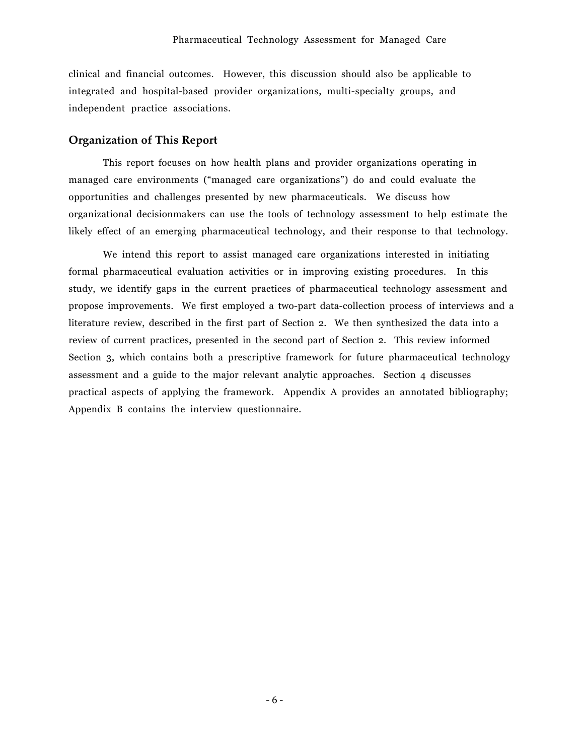clinical and financial outcomes. However, this discussion should also be applicable to integrated and hospital-based provider organizations, multi-specialty groups, and independent practice associations.

### Organization of This Report

This report focuses on how health plans and provider organizations operating in managed care environments ("managed care organizations") do and could evaluate the opportunities and challenges presented by new pharmaceuticals. We discuss how organizational decisionmakers can use the tools of technology assessment to help estimate the likely effect of an emerging pharmaceutical technology, and their response to that technology.

We intend this report to assist managed care organizations interested in initiating formal pharmaceutical evaluation activities or in improving existing procedures. In this study, we identify gaps in the current practices of pharmaceutical technology assessment and propose improvements. We first employed a two-part data-collection process of interviews and a literature review, described in the first part of Section 2. We then synthesized the data into a review of current practices, presented in the second part of Section 2. This review informed Section 3, which contains both a prescriptive framework for future pharmaceutical technology assessment and a guide to the major relevant analytic approaches. Section 4 discusses practical aspects of applying the framework. Appendix A provides an annotated bibliography; Appendix B contains the interview questionnaire.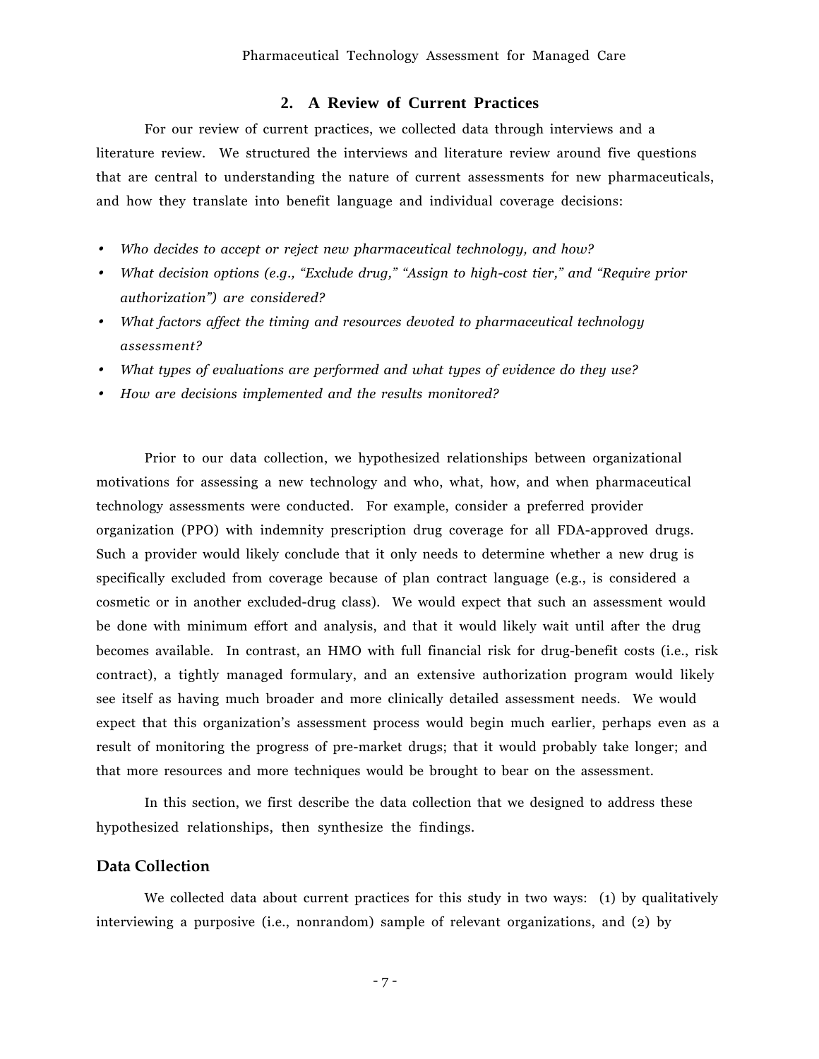## 2. A Review of Current Practices

For our review of current practices, we collected data through interviews and a literature review. We structured the interviews and literature review around five questions that are central to understanding the nature of current assessments for new pharmaceuticals, and how they translate into benefit language and individual coverage decisions:

- *Who decides to accept or reject new pharmaceutical technology, and how?*
- *What decision options (e.g., "Exclude drug," "Assign to high-cost tier," and "Require prior authorization") are considered?*
- *What factors affect the timing and resources devoted to pharmaceutical technology assessment?*
- *What types of evaluations are performed and what types of evidence do they use?*
- *How are decisions implemented and the results monitored?*

Prior to our data collection, we hypothesized relationships between organizational motivations for assessing a new technology and who, what, how, and when pharmaceutical technology assessments were conducted. For example, consider a preferred provider organization (PPO) with indemnity prescription drug coverage for all FDA-approved drugs. Such a provider would likely conclude that it only needs to determine whether a new drug is specifically excluded from coverage because of plan contract language (e.g., is considered a cosmetic or in another excluded-drug class). We would expect that such an assessment would be done with minimum effort and analysis, and that it would likely wait until after the drug becomes available. In contrast, an HMO with full financial risk for drug-benefit costs (i.e., risk contract), a tightly managed formulary, and an extensive authorization program would likely see itself as having much broader and more clinically detailed assessment needs. We would expect that this organization's assessment process would begin much earlier, perhaps even as a result of monitoring the progress of pre-market drugs; that it would probably take longer; and that more resources and more techniques would be brought to bear on the assessment.

In this section, we first describe the data collection that we designed to address these hypothesized relationships, then synthesize the findings.

### Data Collection

We collected data about current practices for this study in two ways: (1) by qualitatively interviewing a purposive (i.e., nonrandom) sample of relevant organizations, and (2) by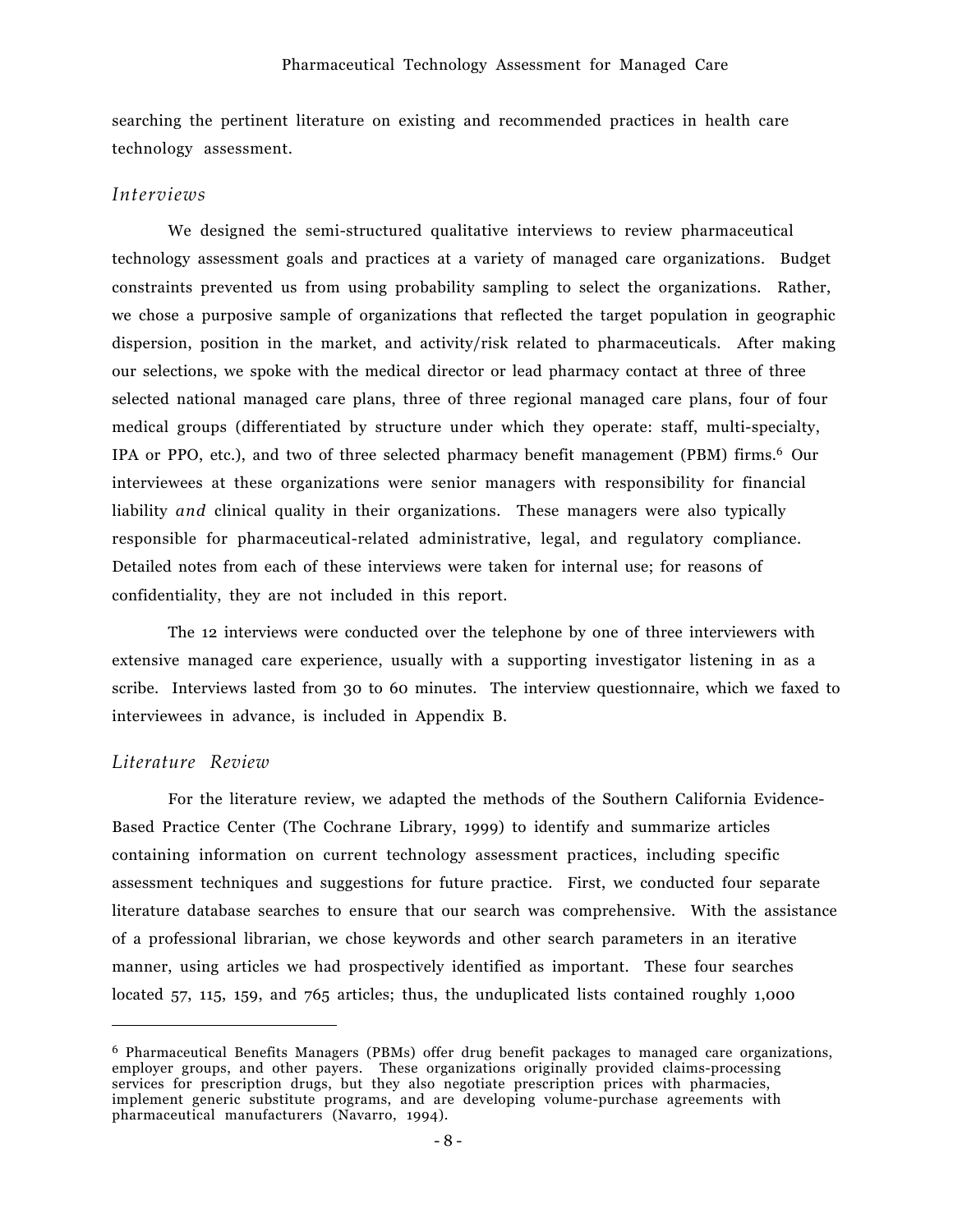searching the pertinent literature on existing and recommended practices in health care technology assessment.

### *Interviews*

We designed the semi-structured qualitative interviews to review pharmaceutical technology assessment goals and practices at a variety of managed care organizations. Budget constraints prevented us from using probability sampling to select the organizations. Rather, we chose a purposive sample of organizations that reflected the target population in geographic dispersion, position in the market, and activity/risk related to pharmaceuticals. After making our selections, we spoke with the medical director or lead pharmacy contact at three of three selected national managed care plans, three of three regional managed care plans, four of four medical groups (differentiated by structure under which they operate: staff, multi-specialty, IPA or PPO, etc.), and two of three selected pharmacy benefit management (PBM) firms.[6] Our interviewees at these organizations were senior managers with responsibility for financial liability *and* clinical quality in their organizations. These managers were also typically responsible for pharmaceutical-related administrative, legal, and regulatory compliance. Detailed notes from each of these interviews were taken for internal use; for reasons of confidentiality, they are not included in this report.

The 12 interviews were conducted over the telephone by one of three interviewers with extensive managed care experience, usually with a supporting investigator listening in as a scribe. Interviews lasted from 30 to 60 minutes. The interview questionnaire, which we faxed to interviewees in advance, is included in Appendix B.

### *Literature Review*

For the literature review, we adapted the methods of the Southern California Evidence-Based Practice Center (The Cochrane Library, 1999) to identify and summarize articles containing information on current technology assessment practices, including specific assessment techniques and suggestions for future practice. First, we conducted four separate literature database searches to ensure that our search was comprehensive. With the assistance of a professional librarian, we chose keywords and other search parameters in an iterative manner, using articles we had prospectively identified as important. These four searches located 57, 115, 159, and 765 articles; thus, the unduplicated lists contained roughly 1,000

---

[6] Pharmaceutical Benefits Managers (PBMs) offer drug benefit packages to managed care organizations, employer groups, and other payers. These organizations originally provided claims-processing services for prescription drugs, but they also negotiate prescription prices with pharmacies, implement generic substitute programs, and are developing volume-purchase agreements with pharmaceutical manufacturers (Navarro, 1994).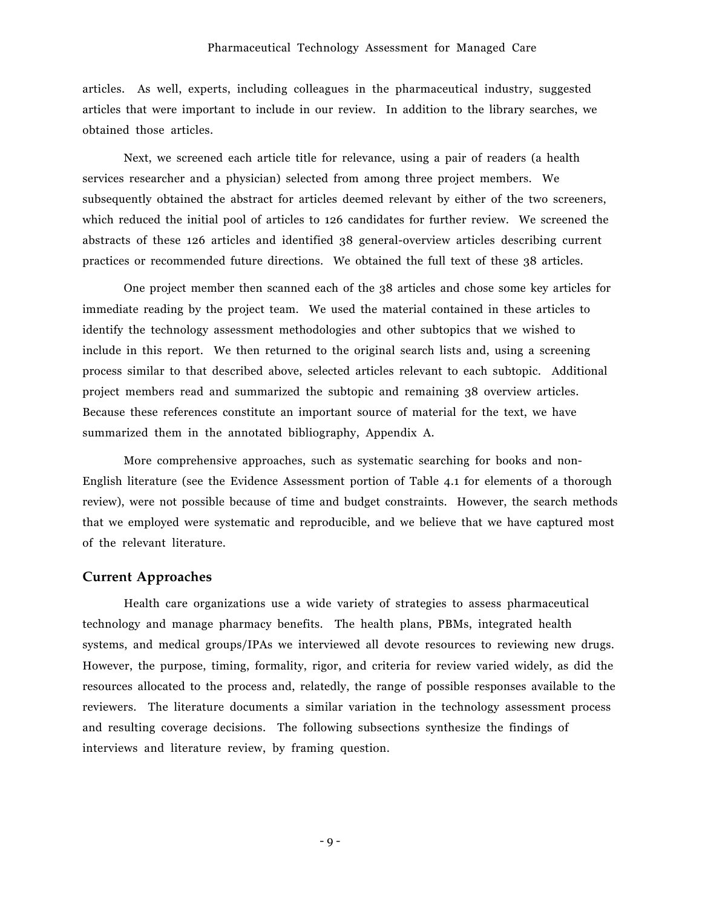articles. As well, experts, including colleagues in the pharmaceutical industry, suggested articles that were important to include in our review. In addition to the library searches, we obtained those articles.

Next, we screened each article title for relevance, using a pair of readers (a health services researcher and a physician) selected from among three project members. We subsequently obtained the abstract for articles deemed relevant by either of the two screeners, which reduced the initial pool of articles to 126 candidates for further review. We screened the abstracts of these 126 articles and identified 38 general-overview articles describing current practices or recommended future directions. We obtained the full text of these 38 articles.

One project member then scanned each of the 38 articles and chose some key articles for immediate reading by the project team. We used the material contained in these articles to identify the technology assessment methodologies and other subtopics that we wished to include in this report. We then returned to the original search lists and, using a screening process similar to that described above, selected articles relevant to each subtopic. Additional project members read and summarized the subtopic and remaining 38 overview articles. Because these references constitute an important source of material for the text, we have summarized them in the annotated bibliography, Appendix A.

More comprehensive approaches, such as systematic searching for books and non-English literature (see the Evidence Assessment portion of Table 4.1 for elements of a thorough review), were not possible because of time and budget constraints. However, the search methods that we employed were systematic and reproducible, and we believe that we have captured most of the relevant literature.

## Current Approaches

Health care organizations use a wide variety of strategies to assess pharmaceutical technology and manage pharmacy benefits. The health plans, PBMs, integrated health systems, and medical groups/IPAs we interviewed all devote resources to reviewing new drugs. However, the purpose, timing, formality, rigor, and criteria for review varied widely, as did the resources allocated to the process and, relatedly, the range of possible responses available to the reviewers. The literature documents a similar variation in the technology assessment process and resulting coverage decisions. The following subsections synthesize the findings of interviews and literature review, by framing question.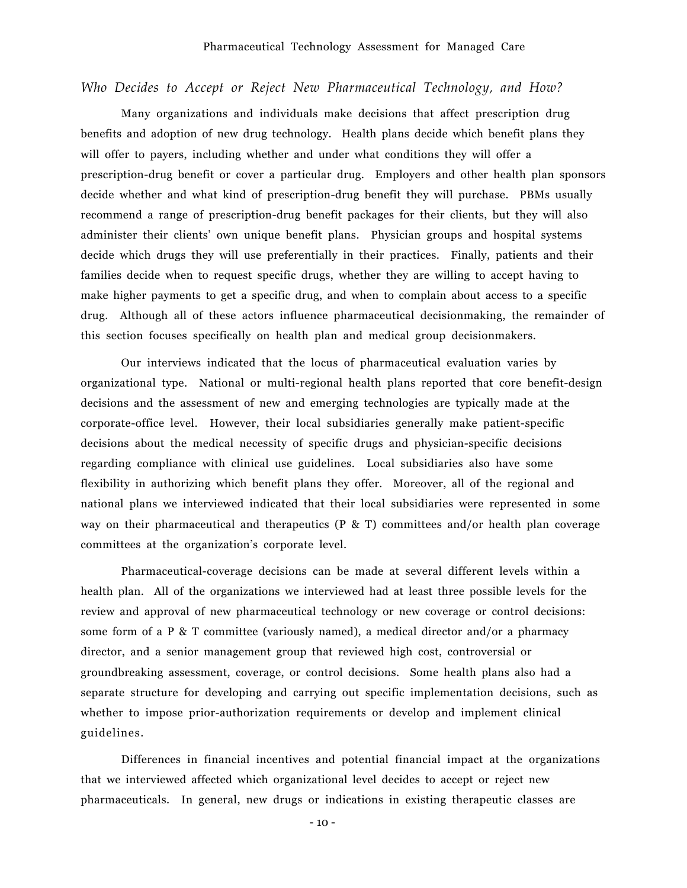*Who Decides to Accept or Reject New Pharmaceutical Technology, and How?*

Many organizations and individuals make decisions that affect prescription drug benefits and adoption of new drug technology. Health plans decide which benefit plans they will offer to payers, including whether and under what conditions they will offer a prescription-drug benefit or cover a particular drug. Employers and other health plan sponsors decide whether and what kind of prescription-drug benefit they will purchase. PBMs usually recommend a range of prescription-drug benefit packages for their clients, but they will also administer their clients' own unique benefit plans. Physician groups and hospital systems decide which drugs they will use preferentially in their practices. Finally, patients and their families decide when to request specific drugs, whether they are willing to accept having to make higher payments to get a specific drug, and when to complain about access to a specific drug. Although all of these actors influence pharmaceutical decisionmaking, the remainder of this section focuses specifically on health plan and medical group decisionmakers.

Our interviews indicated that the locus of pharmaceutical evaluation varies by organizational type. National or multi-regional health plans reported that core benefit-design decisions and the assessment of new and emerging technologies are typically made at the corporate-office level. However, their local subsidiaries generally make patient-specific decisions about the medical necessity of specific drugs and physician-specific decisions regarding compliance with clinical use guidelines. Local subsidiaries also have some flexibility in authorizing which benefit plans they offer. Moreover, all of the regional and national plans we interviewed indicated that their local subsidiaries were represented in some way on their pharmaceutical and therapeutics (P & T) committees and/or health plan coverage committees at the organization's corporate level.

Pharmaceutical-coverage decisions can be made at several different levels within a health plan. All of the organizations we interviewed had at least three possible levels for the review and approval of new pharmaceutical technology or new coverage or control decisions: some form of a P & T committee (variously named), a medical director and/or a pharmacy director, and a senior management group that reviewed high cost, controversial or groundbreaking assessment, coverage, or control decisions. Some health plans also had a separate structure for developing and carrying out specific implementation decisions, such as whether to impose prior-authorization requirements or develop and implement clinical guidelines.

Differences in financial incentives and potential financial impact at the organizations that we interviewed affected which organizational level decides to accept or reject new pharmaceuticals. In general, new drugs or indications in existing therapeutic classes are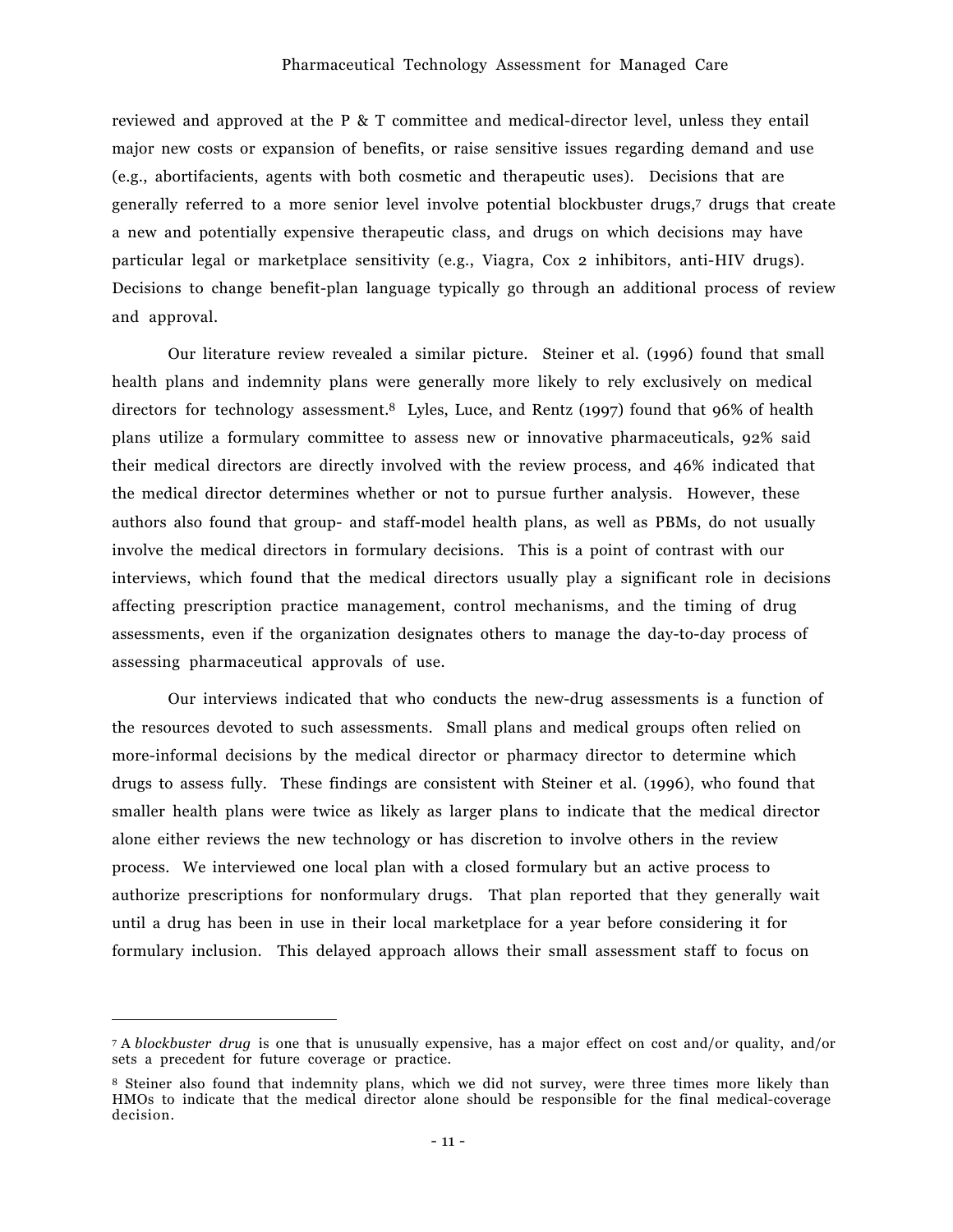reviewed and approved at the P & T committee and medical-director level, unless they entail major new costs or expansion of benefits, or raise sensitive issues regarding demand and use (e.g., abortifacients, agents with both cosmetic and therapeutic uses). Decisions that are generally referred to a more senior level involve potential blockbuster drugs,[7] drugs that create a new and potentially expensive therapeutic class, and drugs on which decisions may have particular legal or marketplace sensitivity (e.g., Viagra, Cox 2 inhibitors, anti-HIV drugs). Decisions to change benefit-plan language typically go through an additional process of review and approval.

Our literature review revealed a similar picture. Steiner et al. (1996) found that small health plans and indemnity plans were generally more likely to rely exclusively on medical directors for technology assessment.[8] Lyles, Luce, and Rentz (1997) found that 96% of health plans utilize a formulary committee to assess new or innovative pharmaceuticals, 92% said their medical directors are directly involved with the review process, and 46% indicated that the medical director determines whether or not to pursue further analysis. However, these authors also found that group- and staff-model health plans, as well as PBMs, do not usually involve the medical directors in formulary decisions. This is a point of contrast with our interviews, which found that the medical directors usually play a significant role in decisions affecting prescription practice management, control mechanisms, and the timing of drug assessments, even if the organization designates others to manage the day-to-day process of assessing pharmaceutical approvals of use.

Our interviews indicated that who conducts the new-drug assessments is a function of the resources devoted to such assessments. Small plans and medical groups often relied on more-informal decisions by the medical director or pharmacy director to determine which drugs to assess fully. These findings are consistent with Steiner et al. (1996), who found that smaller health plans were twice as likely as larger plans to indicate that the medical director alone either reviews the new technology or has discretion to involve others in the review process. We interviewed one local plan with a closed formulary but an active process to authorize prescriptions for nonformulary drugs. That plan reported that they generally wait until a drug has been in use in their local marketplace for a year before considering it for formulary inclusion. This delayed approach allows their small assessment staff to focus on

---

[7] A *blockbuster drug* is one that is unusually expensive, has a major effect on cost and/or quality, and/or sets a precedent for future coverage or practice.

[8] Steiner also found that indemnity plans, which we did not survey, were three times more likely than HMOs to indicate that the medical director alone should be responsible for the final medical-coverage decision.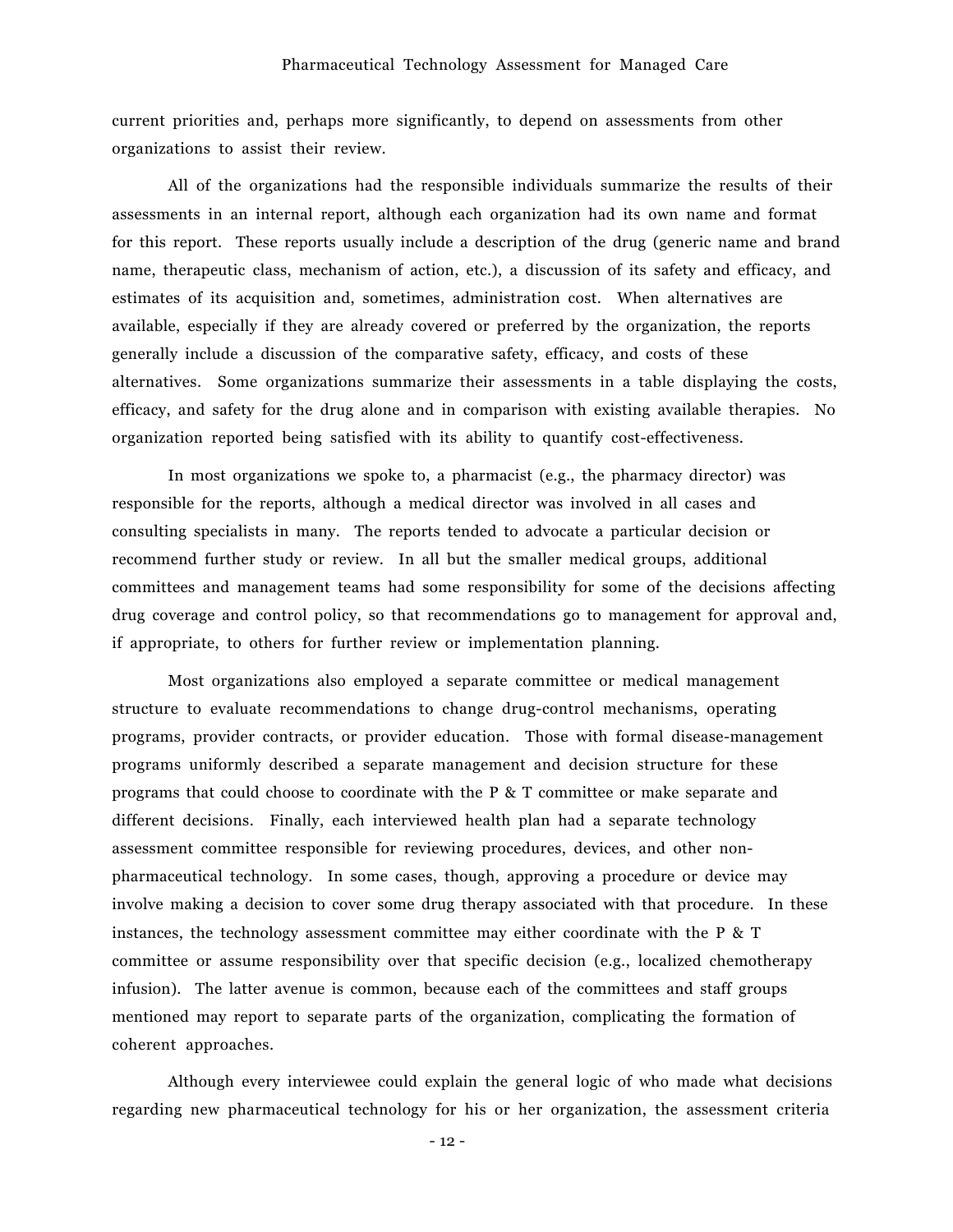current priorities and, perhaps more significantly, to depend on assessments from other organizations to assist their review.

All of the organizations had the responsible individuals summarize the results of their assessments in an internal report, although each organization had its own name and format for this report. These reports usually include a description of the drug (generic name and brand name, therapeutic class, mechanism of action, etc.), a discussion of its safety and efficacy, and estimates of its acquisition and, sometimes, administration cost. When alternatives are available, especially if they are already covered or preferred by the organization, the reports generally include a discussion of the comparative safety, efficacy, and costs of these alternatives. Some organizations summarize their assessments in a table displaying the costs, efficacy, and safety for the drug alone and in comparison with existing available therapies. No organization reported being satisfied with its ability to quantify cost-effectiveness.

In most organizations we spoke to, a pharmacist (e.g., the pharmacy director) was responsible for the reports, although a medical director was involved in all cases and consulting specialists in many. The reports tended to advocate a particular decision or recommend further study or review. In all but the smaller medical groups, additional committees and management teams had some responsibility for some of the decisions affecting drug coverage and control policy, so that recommendations go to management for approval and, if appropriate, to others for further review or implementation planning.

Most organizations also employed a separate committee or medical management structure to evaluate recommendations to change drug-control mechanisms, operating programs, provider contracts, or provider education. Those with formal disease-management programs uniformly described a separate management and decision structure for these programs that could choose to coordinate with the P & T committee or make separate and different decisions. Finally, each interviewed health plan had a separate technology assessment committee responsible for reviewing procedures, devices, and other non-pharmaceutical technology. In some cases, though, approving a procedure or device may involve making a decision to cover some drug therapy associated with that procedure. In these instances, the technology assessment committee may either coordinate with the P & T committee or assume responsibility over that specific decision (e.g., localized chemotherapy infusion). The latter avenue is common, because each of the committees and staff groups mentioned may report to separate parts of the organization, complicating the formation of coherent approaches.

Although every interviewee could explain the general logic of who made what decisions regarding new pharmaceutical technology for his or her organization, the assessment criteria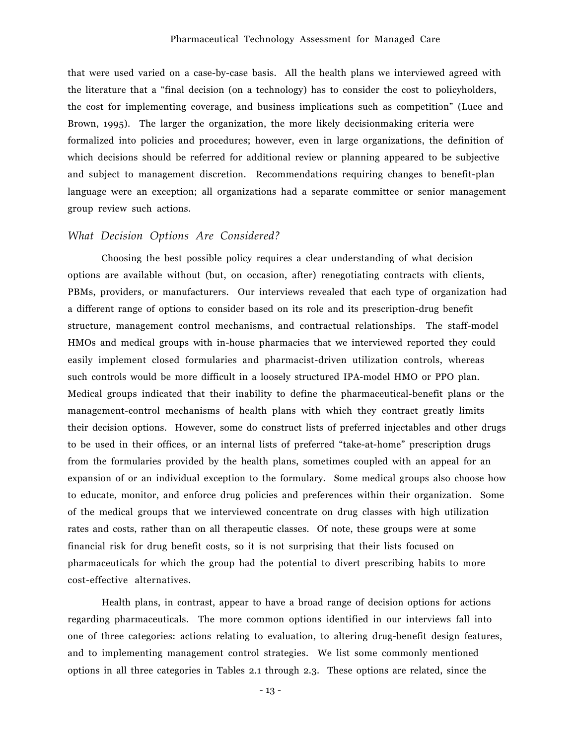that were used varied on a case-by-case basis. All the health plans we interviewed agreed with the literature that a "final decision (on a technology) has to consider the cost to policyholders, the cost for implementing coverage, and business implications such as competition" (Luce and Brown, 1995). The larger the organization, the more likely decisionmaking criteria were formalized into policies and procedures; however, even in large organizations, the definition of which decisions should be referred for additional review or planning appeared to be subjective and subject to management discretion. Recommendations requiring changes to benefit-plan language were an exception; all organizations had a separate committee or senior management group review such actions.

### *What Decision Options Are Considered?*

Choosing the best possible policy requires a clear understanding of what decision options are available without (but, on occasion, after) renegotiating contracts with clients, PBMs, providers, or manufacturers. Our interviews revealed that each type of organization had a different range of options to consider based on its role and its prescription-drug benefit structure, management control mechanisms, and contractual relationships. The staff-model HMOs and medical groups with in-house pharmacies that we interviewed reported they could easily implement closed formularies and pharmacist-driven utilization controls, whereas such controls would be more difficult in a loosely structured IPA-model HMO or PPO plan. Medical groups indicated that their inability to define the pharmaceutical-benefit plans or the management-control mechanisms of health plans with which they contract greatly limits their decision options. However, some do construct lists of preferred injectables and other drugs to be used in their offices, or an internal lists of preferred "take-at-home" prescription drugs from the formularies provided by the health plans, sometimes coupled with an appeal for an expansion of or an individual exception to the formulary. Some medical groups also choose how to educate, monitor, and enforce drug policies and preferences within their organization. Some of the medical groups that we interviewed concentrate on drug classes with high utilization rates and costs, rather than on all therapeutic classes. Of note, these groups were at some financial risk for drug benefit costs, so it is not surprising that their lists focused on pharmaceuticals for which the group had the potential to divert prescribing habits to more cost-effective alternatives.

Health plans, in contrast, appear to have a broad range of decision options for actions regarding pharmaceuticals. The more common options identified in our interviews fall into one of three categories: actions relating to evaluation, to altering drug-benefit design features, and to implementing management control strategies. We list some commonly mentioned options in all three categories in Tables 2.1 through 2.3. These options are related, since the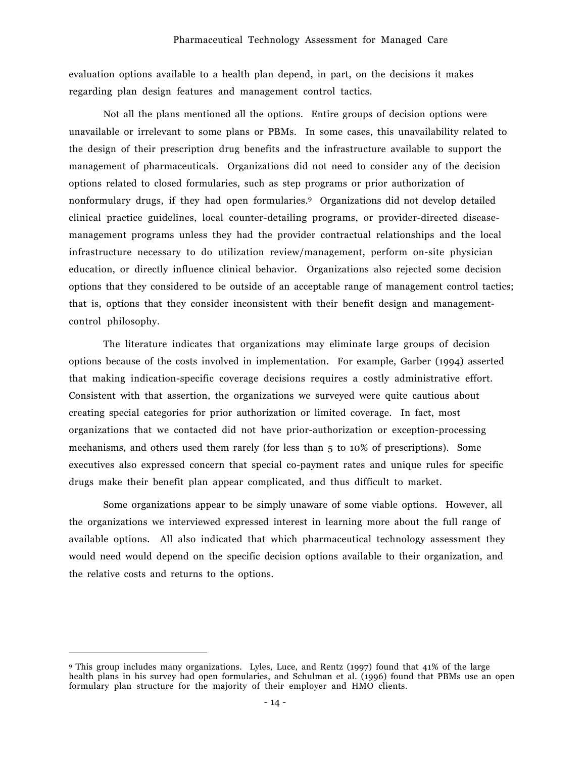evaluation options available to a health plan depend, in part, on the decisions it makes regarding plan design features and management control tactics.

Not all the plans mentioned all the options. Entire groups of decision options were unavailable or irrelevant to some plans or PBMs. In some cases, this unavailability related to the design of their prescription drug benefits and the infrastructure available to support the management of pharmaceuticals. Organizations did not need to consider any of the decision options related to closed formularies, such as step programs or prior authorization of nonformulary drugs, if they had open formularies.[9] Organizations did not develop detailed clinical practice guidelines, local counter-detailing programs, or provider-directed disease-management programs unless they had the provider contractual relationships and the local infrastructure necessary to do utilization review/management, perform on-site physician education, or directly influence clinical behavior. Organizations also rejected some decision options that they considered to be outside of an acceptable range of management control tactics; that is, options that they consider inconsistent with their benefit design and management-control philosophy.

The literature indicates that organizations may eliminate large groups of decision options because of the costs involved in implementation. For example, Garber (1994) asserted that making indication-specific coverage decisions requires a costly administrative effort. Consistent with that assertion, the organizations we surveyed were quite cautious about creating special categories for prior authorization or limited coverage. In fact, most organizations that we contacted did not have prior-authorization or exception-processing mechanisms, and others used them rarely (for less than 5 to 10% of prescriptions). Some executives also expressed concern that special co-payment rates and unique rules for specific drugs make their benefit plan appear complicated, and thus difficult to market.

Some organizations appear to be simply unaware of some viable options. However, all the organizations we interviewed expressed interest in learning more about the full range of available options. All also indicated that which pharmaceutical technology assessment they would need would depend on the specific decision options available to their organization, and the relative costs and returns to the options.

---

[9] This group includes many organizations. Lyles, Luce, and Rentz (1997) found that 41% of the large health plans in his survey had open formularies, and Schulman et al. (1996) found that PBMs use an open formulary plan structure for the majority of their employer and HMO clients.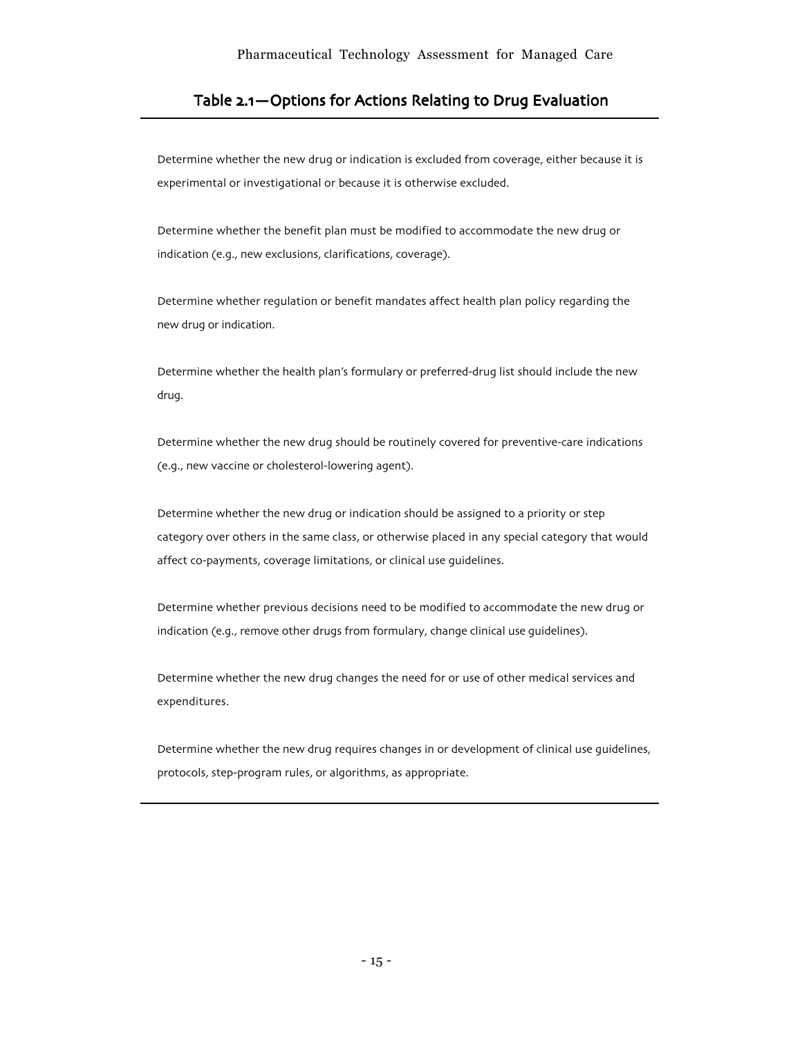## Table 2.1—Options for Actions Relating to Drug Evaluation

Determine whether the new drug or indication is excluded from coverage, either because it is experimental or investigational or because it is otherwise excluded.

Determine whether the benefit plan must be modified to accommodate the new drug or indication (e.g., new exclusions, clarifications, coverage).

Determine whether regulation or benefit mandates affect health plan policy regarding the new drug or indication.

Determine whether the health plan's formulary or preferred-drug list should include the new drug.

Determine whether the new drug should be routinely covered for preventive-care indications (e.g., new vaccine or cholesterol-lowering agent).

Determine whether the new drug or indication should be assigned to a priority or step category over others in the same class, or otherwise placed in any special category that would affect co-payments, coverage limitations, or clinical use guidelines.

Determine whether previous decisions need to be modified to accommodate the new drug or indication (e.g., remove other drugs from formulary, change clinical use guidelines).

Determine whether the new drug changes the need for or use of other medical services and expenditures.

Determine whether the new drug requires changes in or development of clinical use guidelines, protocols, step-program rules, or algorithms, as appropriate.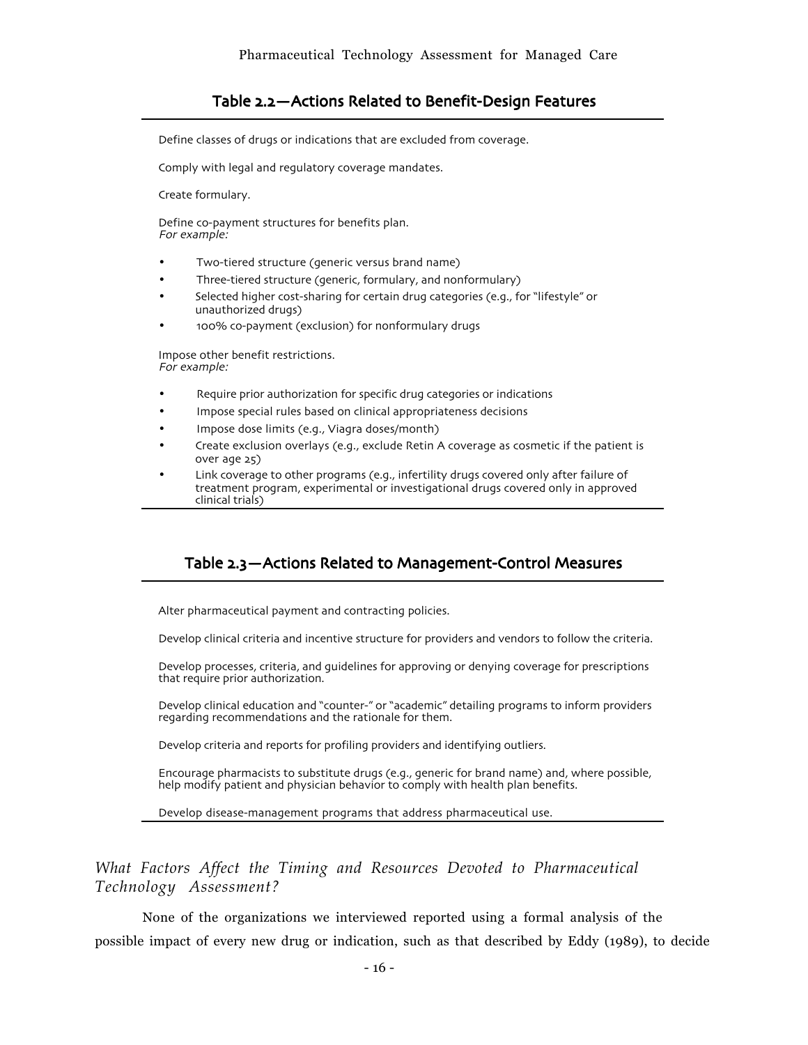### Table 2.2—Actions Related to Benefit-Design Features

Define classes of drugs or indications that are excluded from coverage.

Comply with legal and regulatory coverage mandates.

Create formulary.

Define co-payment structures for benefits plan.
*For example:*

- Two-tiered structure (generic versus brand name)
- Three-tiered structure (generic, formulary, and nonformulary)
- Selected higher cost-sharing for certain drug categories (e.g., for "lifestyle" or unauthorized drugs)
- 100% co-payment (exclusion) for nonformulary drugs

Impose other benefit restrictions.
*For example:*

- Require prior authorization for specific drug categories or indications
- Impose special rules based on clinical appropriateness decisions
- Impose dose limits (e.g., Viagra doses/month)
- Create exclusion overlays (e.g., exclude Retin A coverage as cosmetic if the patient is over age 25)
- Link coverage to other programs (e.g., infertility drugs covered only after failure of treatment program, experimental or investigational drugs covered only in approved clinical trials)

### Table 2.3—Actions Related to Management-Control Measures

Alter pharmaceutical payment and contracting policies.

Develop clinical criteria and incentive structure for providers and vendors to follow the criteria.

Develop processes, criteria, and guidelines for approving or denying coverage for prescriptions that require prior authorization.

Develop clinical education and "counter-" or "academic" detailing programs to inform providers regarding recommendations and the rationale for them.

Develop criteria and reports for profiling providers and identifying outliers.

Encourage pharmacists to substitute drugs (e.g., generic for brand name) and, where possible, help modify patient and physician behavior to comply with health plan benefits.

Develop disease-management programs that address pharmaceutical use.

### *What Factors Affect the Timing and Resources Devoted to Pharmaceutical Technology Assessment?*

None of the organizations we interviewed reported using a formal analysis of the possible impact of every new drug or indication, such as that described by Eddy (1989), to decide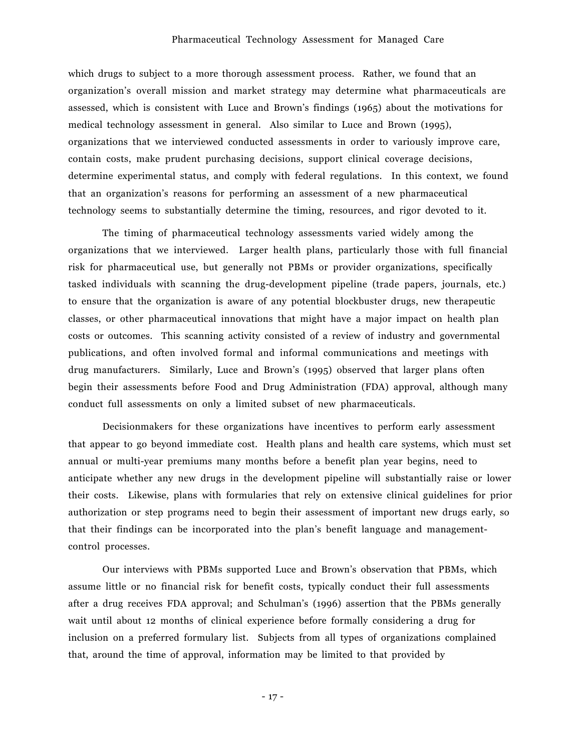which drugs to subject to a more thorough assessment process. Rather, we found that an organization's overall mission and market strategy may determine what pharmaceuticals are assessed, which is consistent with Luce and Brown's findings (1965) about the motivations for medical technology assessment in general. Also similar to Luce and Brown (1995), organizations that we interviewed conducted assessments in order to variously improve care, contain costs, make prudent purchasing decisions, support clinical coverage decisions, determine experimental status, and comply with federal regulations. In this context, we found that an organization's reasons for performing an assessment of a new pharmaceutical technology seems to substantially determine the timing, resources, and rigor devoted to it.

The timing of pharmaceutical technology assessments varied widely among the organizations that we interviewed. Larger health plans, particularly those with full financial risk for pharmaceutical use, but generally not PBMs or provider organizations, specifically tasked individuals with scanning the drug-development pipeline (trade papers, journals, etc.) to ensure that the organization is aware of any potential blockbuster drugs, new therapeutic classes, or other pharmaceutical innovations that might have a major impact on health plan costs or outcomes. This scanning activity consisted of a review of industry and governmental publications, and often involved formal and informal communications and meetings with drug manufacturers. Similarly, Luce and Brown's (1995) observed that larger plans often begin their assessments before Food and Drug Administration (FDA) approval, although many conduct full assessments on only a limited subset of new pharmaceuticals.

Decisionmakers for these organizations have incentives to perform early assessment that appear to go beyond immediate cost. Health plans and health care systems, which must set annual or multi-year premiums many months before a benefit plan year begins, need to anticipate whether any new drugs in the development pipeline will substantially raise or lower their costs. Likewise, plans with formularies that rely on extensive clinical guidelines for prior authorization or step programs need to begin their assessment of important new drugs early, so that their findings can be incorporated into the plan's benefit language and management-control processes.

Our interviews with PBMs supported Luce and Brown's observation that PBMs, which assume little or no financial risk for benefit costs, typically conduct their full assessments after a drug receives FDA approval; and Schulman's (1996) assertion that the PBMs generally wait until about 12 months of clinical experience before formally considering a drug for inclusion on a preferred formulary list. Subjects from all types of organizations complained that, around the time of approval, information may be limited to that provided by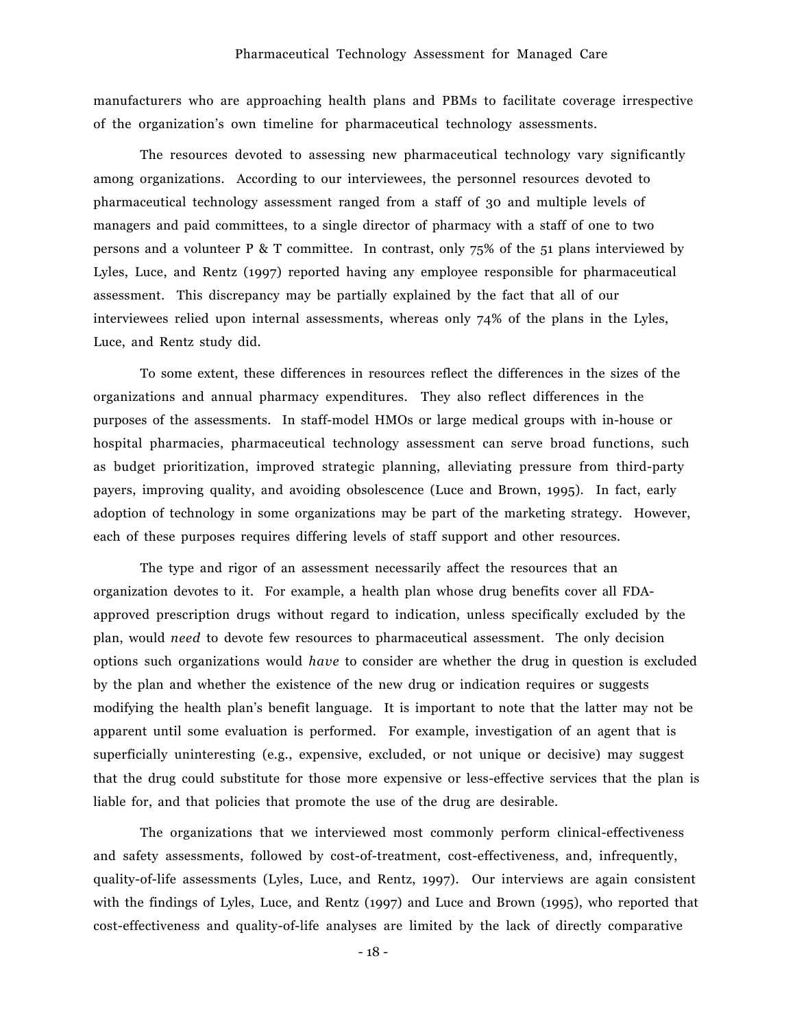manufacturers who are approaching health plans and PBMs to facilitate coverage irrespective of the organization's own timeline for pharmaceutical technology assessments.

The resources devoted to assessing new pharmaceutical technology vary significantly among organizations. According to our interviewees, the personnel resources devoted to pharmaceutical technology assessment ranged from a staff of 30 and multiple levels of managers and paid committees, to a single director of pharmacy with a staff of one to two persons and a volunteer P & T committee. In contrast, only 75% of the 51 plans interviewed by Lyles, Luce, and Rentz (1997) reported having any employee responsible for pharmaceutical assessment. This discrepancy may be partially explained by the fact that all of our interviewees relied upon internal assessments, whereas only 74% of the plans in the Lyles, Luce, and Rentz study did.

To some extent, these differences in resources reflect the differences in the sizes of the organizations and annual pharmacy expenditures. They also reflect differences in the purposes of the assessments. In staff-model HMOs or large medical groups with in-house or hospital pharmacies, pharmaceutical technology assessment can serve broad functions, such as budget prioritization, improved strategic planning, alleviating pressure from third-party payers, improving quality, and avoiding obsolescence (Luce and Brown, 1995). In fact, early adoption of technology in some organizations may be part of the marketing strategy. However, each of these purposes requires differing levels of staff support and other resources.

The type and rigor of an assessment necessarily affect the resources that an organization devotes to it. For example, a health plan whose drug benefits cover all FDA-approved prescription drugs without regard to indication, unless specifically excluded by the plan, would *need* to devote few resources to pharmaceutical assessment. The only decision options such organizations would *have* to consider are whether the drug in question is excluded by the plan and whether the existence of the new drug or indication requires or suggests modifying the health plan's benefit language. It is important to note that the latter may not be apparent until some evaluation is performed. For example, investigation of an agent that is superficially uninteresting (e.g., expensive, excluded, or not unique or decisive) may suggest that the drug could substitute for those more expensive or less-effective services that the plan is liable for, and that policies that promote the use of the drug are desirable.

The organizations that we interviewed most commonly perform clinical-effectiveness and safety assessments, followed by cost-of-treatment, cost-effectiveness, and, infrequently, quality-of-life assessments (Lyles, Luce, and Rentz, 1997). Our interviews are again consistent with the findings of Lyles, Luce, and Rentz (1997) and Luce and Brown (1995), who reported that cost-effectiveness and quality-of-life analyses are limited by the lack of directly comparative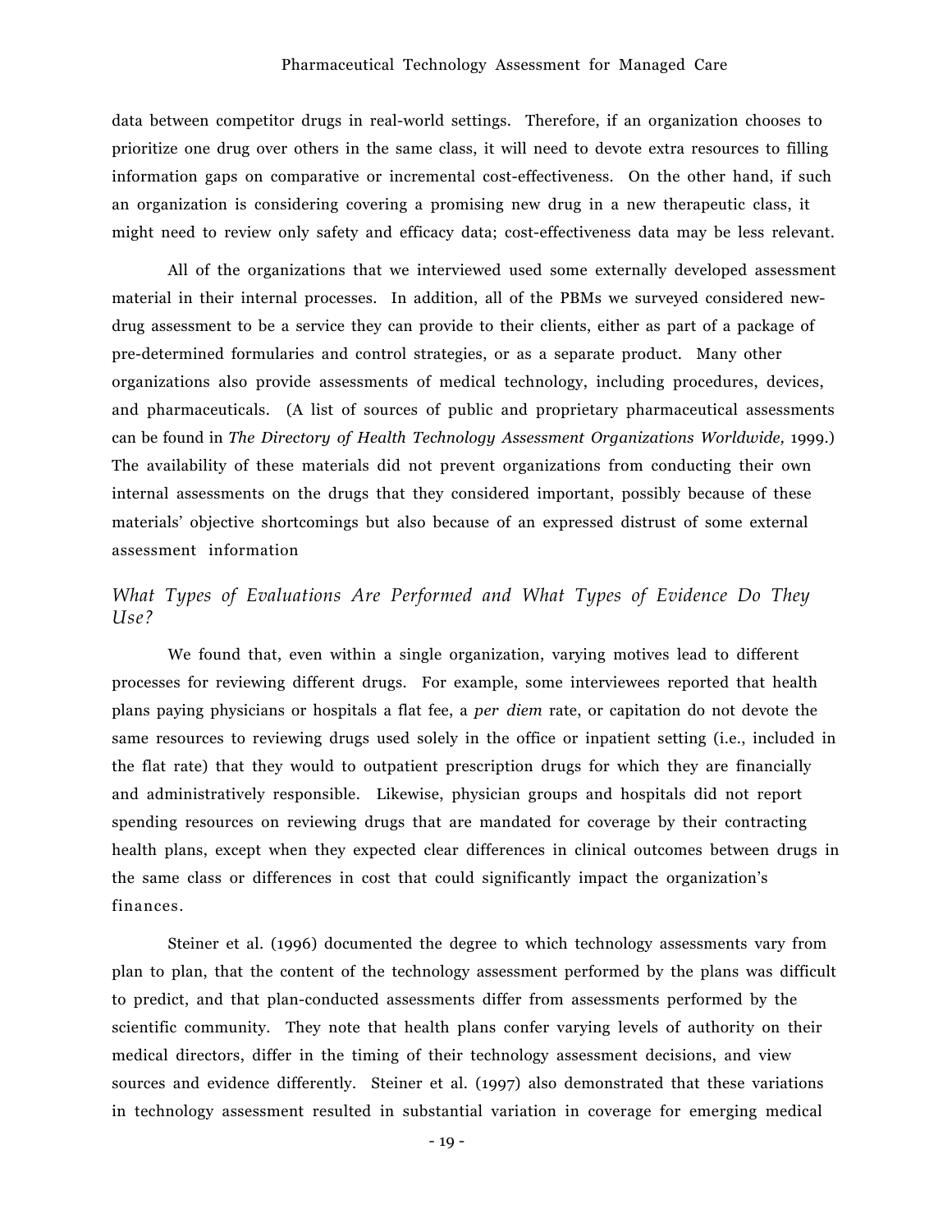data between competitor drugs in real-world settings. Therefore, if an organization chooses to prioritize one drug over others in the same class, it will need to devote extra resources to filling information gaps on comparative or incremental cost-effectiveness. On the other hand, if such an organization is considering covering a promising new drug in a new therapeutic class, it might need to review only safety and efficacy data; cost-effectiveness data may be less relevant.

All of the organizations that we interviewed used some externally developed assessment material in their internal processes. In addition, all of the PBMs we surveyed considered new-drug assessment to be a service they can provide to their clients, either as part of a package of pre-determined formularies and control strategies, or as a separate product. Many other organizations also provide assessments of medical technology, including procedures, devices, and pharmaceuticals. (A list of sources of public and proprietary pharmaceutical assessments can be found in *The Directory of Health Technology Assessment Organizations Worldwide,* 1999.) The availability of these materials did not prevent organizations from conducting their own internal assessments on the drugs that they considered important, possibly because of these materials' objective shortcomings but also because of an expressed distrust of some external assessment information

### *What Types of Evaluations Are Performed and What Types of Evidence Do They Use?*

We found that, even within a single organization, varying motives lead to different processes for reviewing different drugs. For example, some interviewees reported that health plans paying physicians or hospitals a flat fee, a *per diem* rate, or capitation do not devote the same resources to reviewing drugs used solely in the office or inpatient setting (i.e., included in the flat rate) that they would to outpatient prescription drugs for which they are financially and administratively responsible. Likewise, physician groups and hospitals did not report spending resources on reviewing drugs that are mandated for coverage by their contracting health plans, except when they expected clear differences in clinical outcomes between drugs in the same class or differences in cost that could significantly impact the organization's finances.

Steiner et al. (1996) documented the degree to which technology assessments vary from plan to plan, that the content of the technology assessment performed by the plans was difficult to predict, and that plan-conducted assessments differ from assessments performed by the scientific community. They note that health plans confer varying levels of authority on their medical directors, differ in the timing of their technology assessment decisions, and view sources and evidence differently. Steiner et al. (1997) also demonstrated that these variations in technology assessment resulted in substantial variation in coverage for emerging medical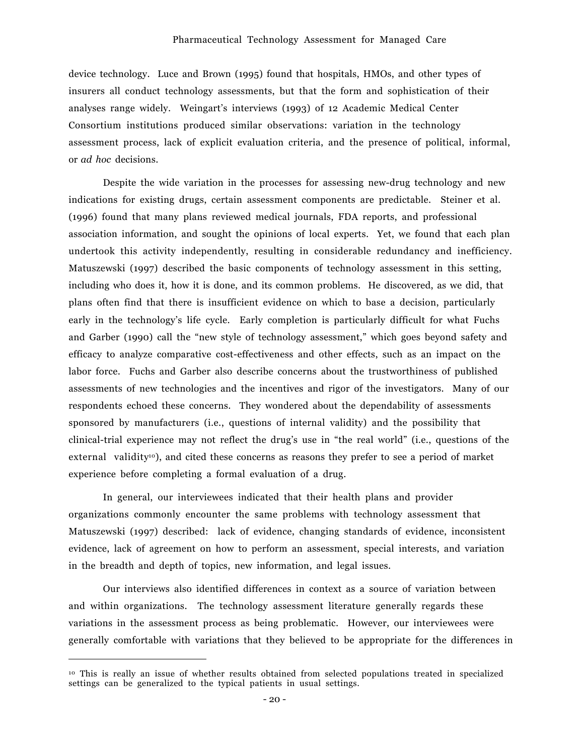device technology. Luce and Brown (1995) found that hospitals, HMOs, and other types of insurers all conduct technology assessments, but that the form and sophistication of their analyses range widely. Weingart's interviews (1993) of 12 Academic Medical Center Consortium institutions produced similar observations: variation in the technology assessment process, lack of explicit evaluation criteria, and the presence of political, informal, or *ad hoc* decisions.

Despite the wide variation in the processes for assessing new-drug technology and new indications for existing drugs, certain assessment components are predictable. Steiner et al. (1996) found that many plans reviewed medical journals, FDA reports, and professional association information, and sought the opinions of local experts. Yet, we found that each plan undertook this activity independently, resulting in considerable redundancy and inefficiency. Matuszewski (1997) described the basic components of technology assessment in this setting, including who does it, how it is done, and its common problems. He discovered, as we did, that plans often find that there is insufficient evidence on which to base a decision, particularly early in the technology's life cycle. Early completion is particularly difficult for what Fuchs and Garber (1990) call the "new style of technology assessment," which goes beyond safety and efficacy to analyze comparative cost-effectiveness and other effects, such as an impact on the labor force. Fuchs and Garber also describe concerns about the trustworthiness of published assessments of new technologies and the incentives and rigor of the investigators. Many of our respondents echoed these concerns. They wondered about the dependability of assessments sponsored by manufacturers (i.e., questions of internal validity) and the possibility that clinical-trial experience may not reflect the drug's use in "the real world" (i.e., questions of the external validity[10]), and cited these concerns as reasons they prefer to see a period of market experience before completing a formal evaluation of a drug.

In general, our interviewees indicated that their health plans and provider organizations commonly encounter the same problems with technology assessment that Matuszewski (1997) described: lack of evidence, changing standards of evidence, inconsistent evidence, lack of agreement on how to perform an assessment, special interests, and variation in the breadth and depth of topics, new information, and legal issues.

Our interviews also identified differences in context as a source of variation between and within organizations. The technology assessment literature generally regards these variations in the assessment process as being problematic. However, our interviewees were generally comfortable with variations that they believed to be appropriate for the differences in

---

[10] This is really an issue of whether results obtained from selected populations treated in specialized settings can be generalized to the typical patients in usual settings.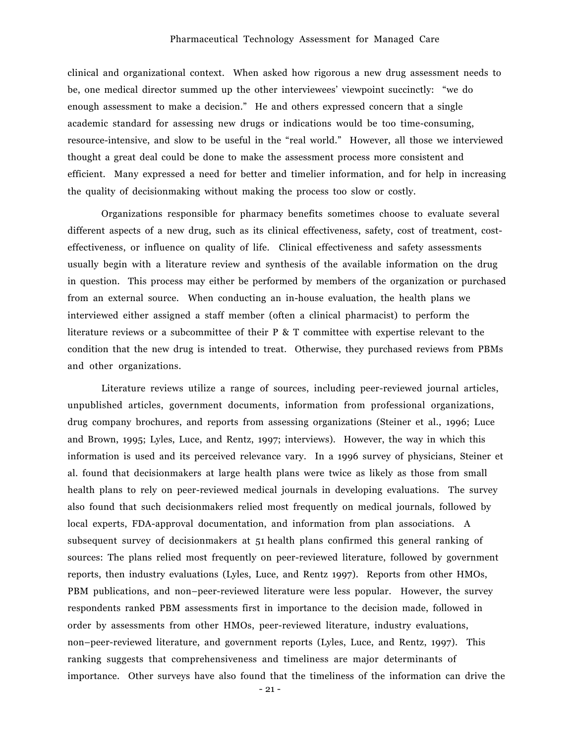clinical and organizational context. When asked how rigorous a new drug assessment needs to be, one medical director summed up the other interviewees' viewpoint succinctly: "we do enough assessment to make a decision." He and others expressed concern that a single academic standard for assessing new drugs or indications would be too time-consuming, resource-intensive, and slow to be useful in the "real world." However, all those we interviewed thought a great deal could be done to make the assessment process more consistent and efficient. Many expressed a need for better and timelier information, and for help in increasing the quality of decisionmaking without making the process too slow or costly.

Organizations responsible for pharmacy benefits sometimes choose to evaluate several different aspects of a new drug, such as its clinical effectiveness, safety, cost of treatment, cost-effectiveness, or influence on quality of life. Clinical effectiveness and safety assessments usually begin with a literature review and synthesis of the available information on the drug in question. This process may either be performed by members of the organization or purchased from an external source. When conducting an in-house evaluation, the health plans we interviewed either assigned a staff member (often a clinical pharmacist) to perform the literature reviews or a subcommittee of their P & T committee with expertise relevant to the condition that the new drug is intended to treat. Otherwise, they purchased reviews from PBMs and other organizations.

Literature reviews utilize a range of sources, including peer-reviewed journal articles, unpublished articles, government documents, information from professional organizations, drug company brochures, and reports from assessing organizations (Steiner et al., 1996; Luce and Brown, 1995; Lyles, Luce, and Rentz, 1997; interviews). However, the way in which this information is used and its perceived relevance vary. In a 1996 survey of physicians, Steiner et al. found that decisionmakers at large health plans were twice as likely as those from small health plans to rely on peer-reviewed medical journals in developing evaluations. The survey also found that such decisionmakers relied most frequently on medical journals, followed by local experts, FDA-approval documentation, and information from plan associations. A subsequent survey of decisionmakers at 51 health plans confirmed this general ranking of sources: The plans relied most frequently on peer-reviewed literature, followed by government reports, then industry evaluations (Lyles, Luce, and Rentz 1997). Reports from other HMOs, PBM publications, and non–peer-reviewed literature were less popular. However, the survey respondents ranked PBM assessments first in importance to the decision made, followed in order by assessments from other HMOs, peer-reviewed literature, industry evaluations, non–peer-reviewed literature, and government reports (Lyles, Luce, and Rentz, 1997). This ranking suggests that comprehensiveness and timeliness are major determinants of importance. Other surveys have also found that the timeliness of the information can drive the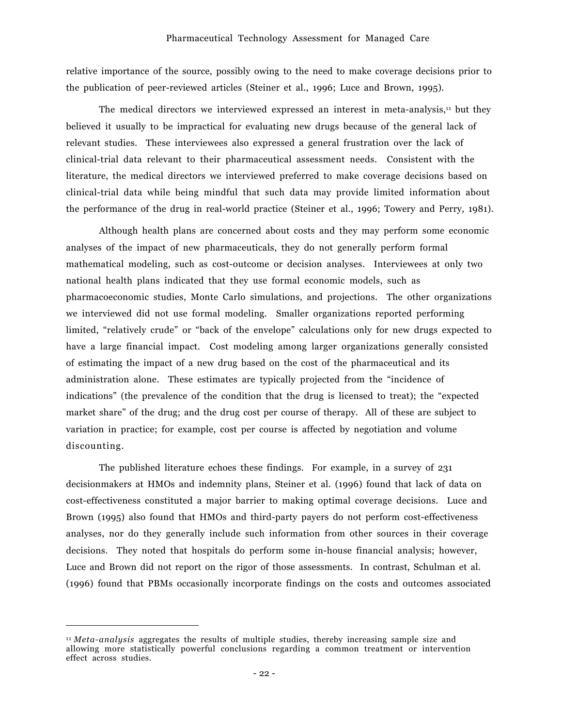relative importance of the source, possibly owing to the need to make coverage decisions prior to the publication of peer-reviewed articles (Steiner et al., 1996; Luce and Brown, 1995).

The medical directors we interviewed expressed an interest in meta-analysis,[11] but they believed it usually to be impractical for evaluating new drugs because of the general lack of relevant studies. These interviewees also expressed a general frustration over the lack of clinical-trial data relevant to their pharmaceutical assessment needs. Consistent with the literature, the medical directors we interviewed preferred to make coverage decisions based on clinical-trial data while being mindful that such data may provide limited information about the performance of the drug in real-world practice (Steiner et al., 1996; Towery and Perry, 1981).

Although health plans are concerned about costs and they may perform some economic analyses of the impact of new pharmaceuticals, they do not generally perform formal mathematical modeling, such as cost-outcome or decision analyses. Interviewees at only two national health plans indicated that they use formal economic models, such as pharmacoeconomic studies, Monte Carlo simulations, and projections. The other organizations we interviewed did not use formal modeling. Smaller organizations reported performing limited, "relatively crude" or "back of the envelope" calculations only for new drugs expected to have a large financial impact. Cost modeling among larger organizations generally consisted of estimating the impact of a new drug based on the cost of the pharmaceutical and its administration alone. These estimates are typically projected from the "incidence of indications" (the prevalence of the condition that the drug is licensed to treat); the "expected market share" of the drug; and the drug cost per course of therapy. All of these are subject to variation in practice; for example, cost per course is affected by negotiation and volume discounting.

The published literature echoes these findings. For example, in a survey of 231 decisionmakers at HMOs and indemnity plans, Steiner et al. (1996) found that lack of data on cost-effectiveness constituted a major barrier to making optimal coverage decisions. Luce and Brown (1995) also found that HMOs and third-party payers do not perform cost-effectiveness analyses, nor do they generally include such information from other sources in their coverage decisions. They noted that hospitals do perform some in-house financial analysis; however, Luce and Brown did not report on the rigor of those assessments. In contrast, Schulman et al. (1996) found that PBMs occasionally incorporate findings on the costs and outcomes associated

---

[11] *Meta-analysis* aggregates the results of multiple studies, thereby increasing sample size and allowing more statistically powerful conclusions regarding a common treatment or intervention effect across studies.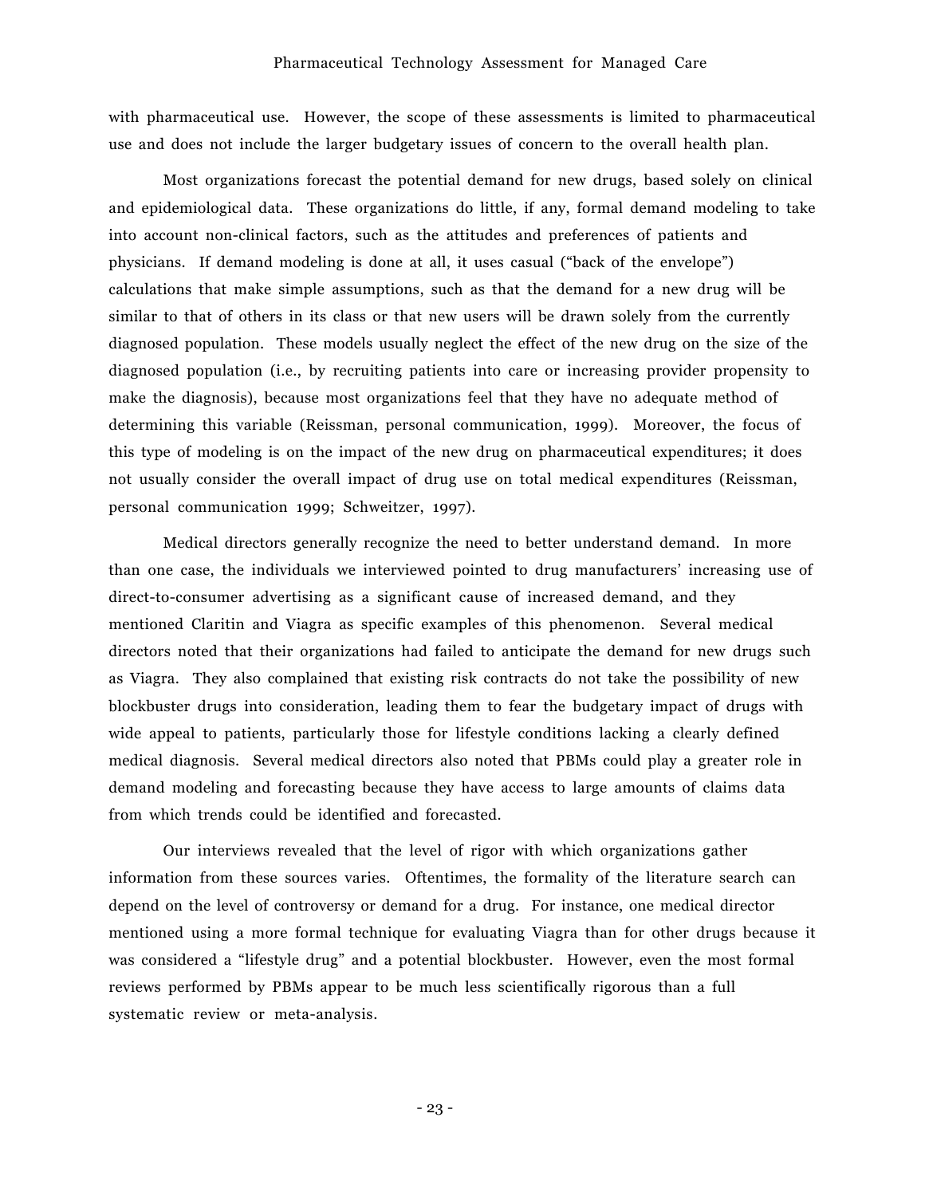with pharmaceutical use. However, the scope of these assessments is limited to pharmaceutical use and does not include the larger budgetary issues of concern to the overall health plan.

Most organizations forecast the potential demand for new drugs, based solely on clinical and epidemiological data. These organizations do little, if any, formal demand modeling to take into account non-clinical factors, such as the attitudes and preferences of patients and physicians. If demand modeling is done at all, it uses casual ("back of the envelope") calculations that make simple assumptions, such as that the demand for a new drug will be similar to that of others in its class or that new users will be drawn solely from the currently diagnosed population. These models usually neglect the effect of the new drug on the size of the diagnosed population (i.e., by recruiting patients into care or increasing provider propensity to make the diagnosis), because most organizations feel that they have no adequate method of determining this variable (Reissman, personal communication, 1999). Moreover, the focus of this type of modeling is on the impact of the new drug on pharmaceutical expenditures; it does not usually consider the overall impact of drug use on total medical expenditures (Reissman, personal communication 1999; Schweitzer, 1997).

Medical directors generally recognize the need to better understand demand. In more than one case, the individuals we interviewed pointed to drug manufacturers' increasing use of direct-to-consumer advertising as a significant cause of increased demand, and they mentioned Claritin and Viagra as specific examples of this phenomenon. Several medical directors noted that their organizations had failed to anticipate the demand for new drugs such as Viagra. They also complained that existing risk contracts do not take the possibility of new blockbuster drugs into consideration, leading them to fear the budgetary impact of drugs with wide appeal to patients, particularly those for lifestyle conditions lacking a clearly defined medical diagnosis. Several medical directors also noted that PBMs could play a greater role in demand modeling and forecasting because they have access to large amounts of claims data from which trends could be identified and forecasted.

Our interviews revealed that the level of rigor with which organizations gather information from these sources varies. Oftentimes, the formality of the literature search can depend on the level of controversy or demand for a drug. For instance, one medical director mentioned using a more formal technique for evaluating Viagra than for other drugs because it was considered a "lifestyle drug" and a potential blockbuster. However, even the most formal reviews performed by PBMs appear to be much less scientifically rigorous than a full systematic review or meta-analysis.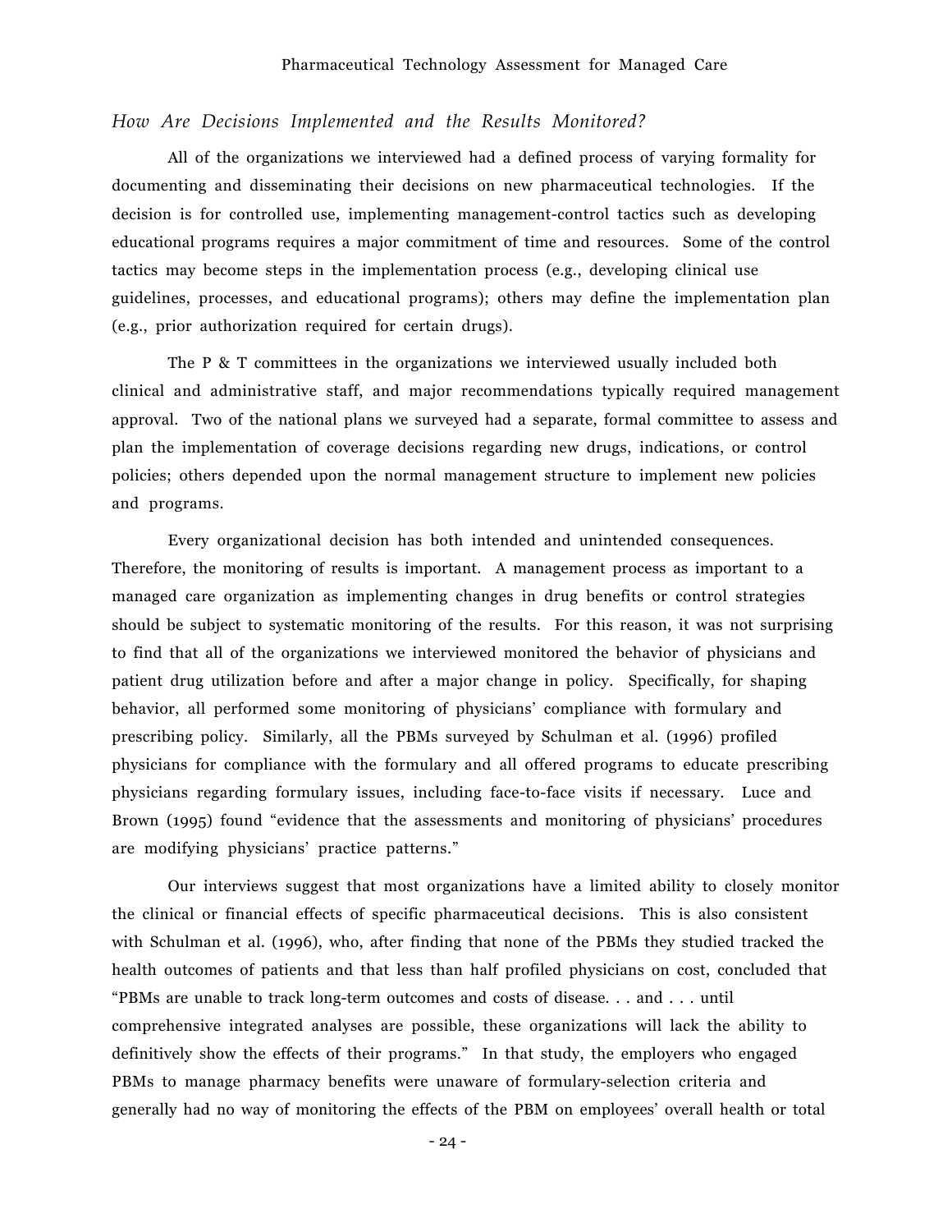### *How Are Decisions Implemented and the Results Monitored?*

All of the organizations we interviewed had a defined process of varying formality for documenting and disseminating their decisions on new pharmaceutical technologies. If the decision is for controlled use, implementing management-control tactics such as developing educational programs requires a major commitment of time and resources. Some of the control tactics may become steps in the implementation process (e.g., developing clinical use guidelines, processes, and educational programs); others may define the implementation plan (e.g., prior authorization required for certain drugs).

The P & T committees in the organizations we interviewed usually included both clinical and administrative staff, and major recommendations typically required management approval. Two of the national plans we surveyed had a separate, formal committee to assess and plan the implementation of coverage decisions regarding new drugs, indications, or control policies; others depended upon the normal management structure to implement new policies and programs.

Every organizational decision has both intended and unintended consequences. Therefore, the monitoring of results is important. A management process as important to a managed care organization as implementing changes in drug benefits or control strategies should be subject to systematic monitoring of the results. For this reason, it was not surprising to find that all of the organizations we interviewed monitored the behavior of physicians and patient drug utilization before and after a major change in policy. Specifically, for shaping behavior, all performed some monitoring of physicians' compliance with formulary and prescribing policy. Similarly, all the PBMs surveyed by Schulman et al. (1996) profiled physicians for compliance with the formulary and all offered programs to educate prescribing physicians regarding formulary issues, including face-to-face visits if necessary. Luce and Brown (1995) found "evidence that the assessments and monitoring of physicians' procedures are modifying physicians' practice patterns."

Our interviews suggest that most organizations have a limited ability to closely monitor the clinical or financial effects of specific pharmaceutical decisions. This is also consistent with Schulman et al. (1996), who, after finding that none of the PBMs they studied tracked the health outcomes of patients and that less than half profiled physicians on cost, concluded that "PBMs are unable to track long-term outcomes and costs of disease. . . and . . . until comprehensive integrated analyses are possible, these organizations will lack the ability to definitively show the effects of their programs." In that study, the employers who engaged PBMs to manage pharmacy benefits were unaware of formulary-selection criteria and generally had no way of monitoring the effects of the PBM on employees' overall health or total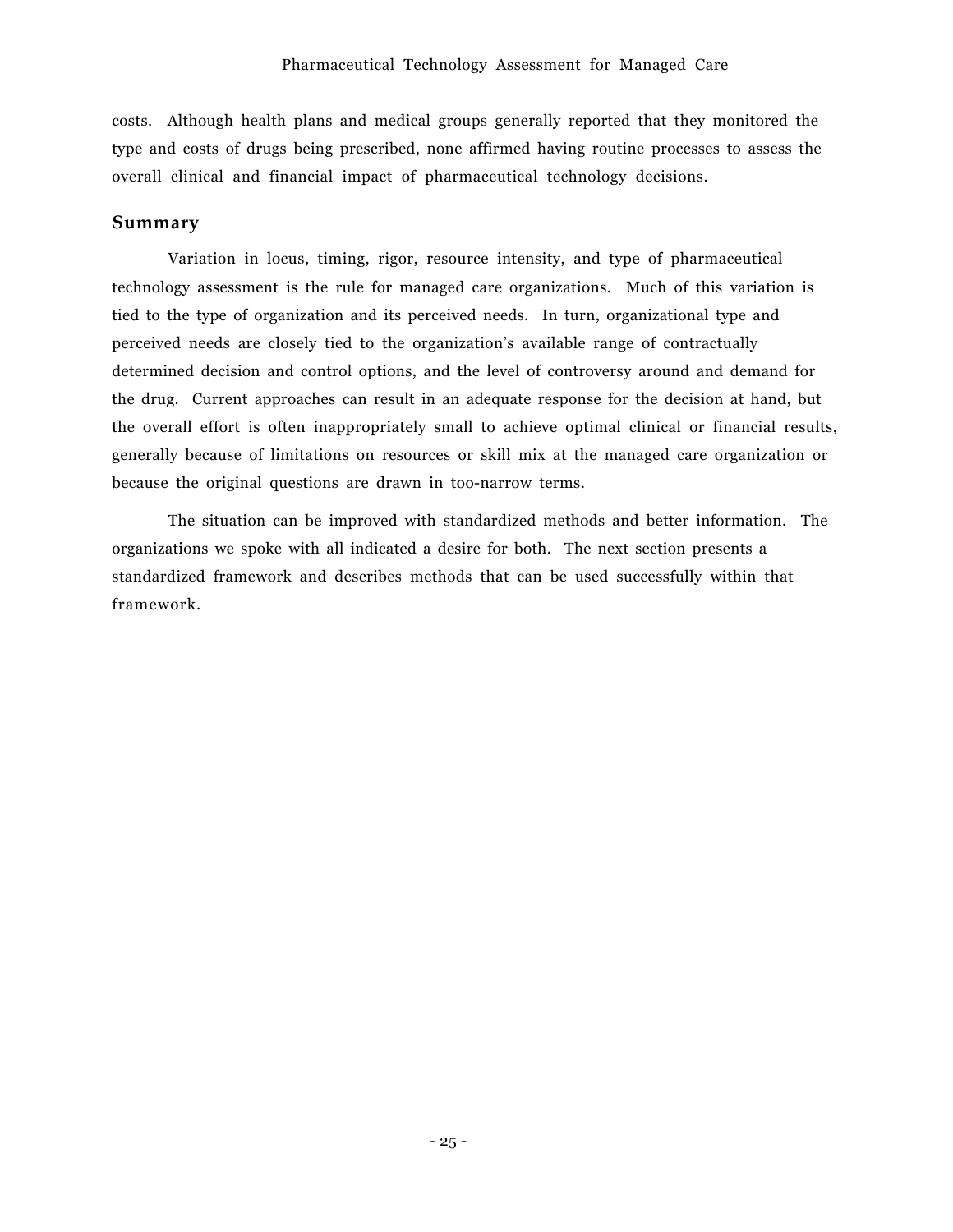costs. Although health plans and medical groups generally reported that they monitored the type and costs of drugs being prescribed, none affirmed having routine processes to assess the overall clinical and financial impact of pharmaceutical technology decisions.

## Summary

Variation in locus, timing, rigor, resource intensity, and type of pharmaceutical technology assessment is the rule for managed care organizations. Much of this variation is tied to the type of organization and its perceived needs. In turn, organizational type and perceived needs are closely tied to the organization's available range of contractually determined decision and control options, and the level of controversy around and demand for the drug. Current approaches can result in an adequate response for the decision at hand, but the overall effort is often inappropriately small to achieve optimal clinical or financial results, generally because of limitations on resources or skill mix at the managed care organization or because the original questions are drawn in too-narrow terms.

The situation can be improved with standardized methods and better information. The organizations we spoke with all indicated a desire for both. The next section presents a standardized framework and describes methods that can be used successfully within that framework.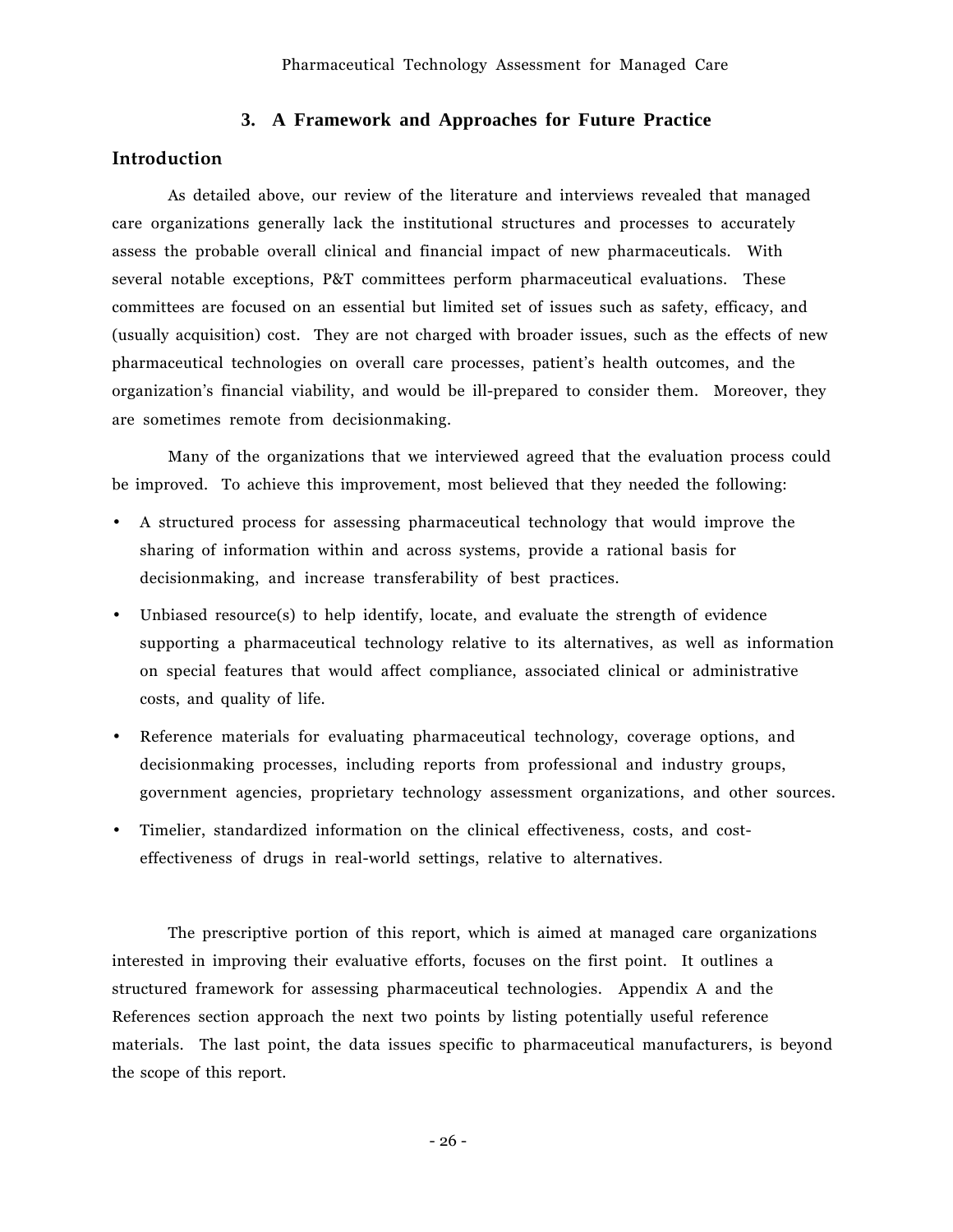## 3. A Framework and Approaches for Future Practice

### Introduction

As detailed above, our review of the literature and interviews revealed that managed care organizations generally lack the institutional structures and processes to accurately assess the probable overall clinical and financial impact of new pharmaceuticals. With several notable exceptions, P&T committees perform pharmaceutical evaluations. These committees are focused on an essential but limited set of issues such as safety, efficacy, and (usually acquisition) cost. They are not charged with broader issues, such as the effects of new pharmaceutical technologies on overall care processes, patient's health outcomes, and the organization's financial viability, and would be ill-prepared to consider them. Moreover, they are sometimes remote from decisionmaking.

Many of the organizations that we interviewed agreed that the evaluation process could be improved. To achieve this improvement, most believed that they needed the following:

- A structured process for assessing pharmaceutical technology that would improve the sharing of information within and across systems, provide a rational basis for decisionmaking, and increase transferability of best practices.
- Unbiased resource(s) to help identify, locate, and evaluate the strength of evidence supporting a pharmaceutical technology relative to its alternatives, as well as information on special features that would affect compliance, associated clinical or administrative costs, and quality of life.
- Reference materials for evaluating pharmaceutical technology, coverage options, and decisionmaking processes, including reports from professional and industry groups, government agencies, proprietary technology assessment organizations, and other sources.
- Timelier, standardized information on the clinical effectiveness, costs, and cost-effectiveness of drugs in real-world settings, relative to alternatives.

The prescriptive portion of this report, which is aimed at managed care organizations interested in improving their evaluative efforts, focuses on the first point. It outlines a structured framework for assessing pharmaceutical technologies. Appendix A and the References section approach the next two points by listing potentially useful reference materials. The last point, the data issues specific to pharmaceutical manufacturers, is beyond the scope of this report.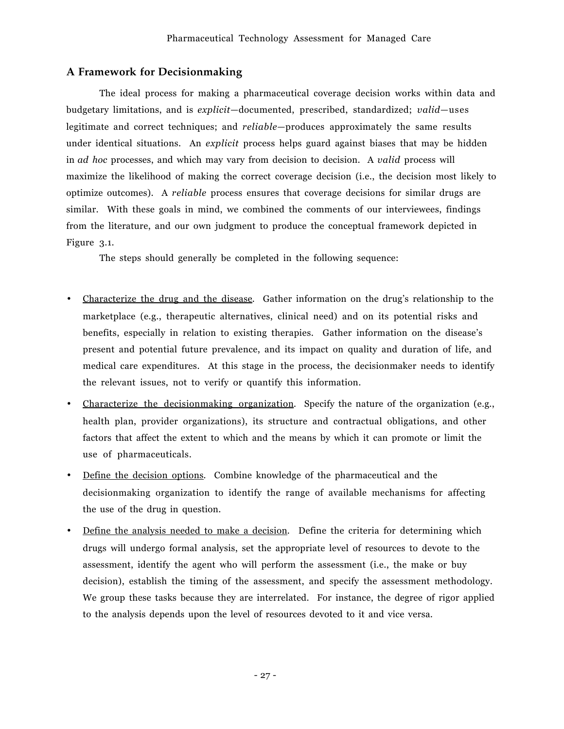## A Framework for Decisionmaking

The ideal process for making a pharmaceutical coverage decision works within data and budgetary limitations, and is *explicit*—documented, prescribed, standardized; *valid*—uses legitimate and correct techniques; and *reliable*—produces approximately the same results under identical situations. An *explicit* process helps guard against biases that may be hidden in *ad hoc* processes, and which may vary from decision to decision. A *valid* process will maximize the likelihood of making the correct coverage decision (i.e., the decision most likely to optimize outcomes). A *reliable* process ensures that coverage decisions for similar drugs are similar. With these goals in mind, we combined the comments of our interviewees, findings from the literature, and our own judgment to produce the conceptual framework depicted in Figure 3.1.

The steps should generally be completed in the following sequence:

- <u>Characterize the drug and the disease</u>. Gather information on the drug's relationship to the marketplace (e.g., therapeutic alternatives, clinical need) and on its potential risks and benefits, especially in relation to existing therapies. Gather information on the disease's present and potential future prevalence, and its impact on quality and duration of life, and medical care expenditures. At this stage in the process, the decisionmaker needs to identify the relevant issues, not to verify or quantify this information.
- <u>Characterize the decisionmaking organization</u>. Specify the nature of the organization (e.g., health plan, provider organizations), its structure and contractual obligations, and other factors that affect the extent to which and the means by which it can promote or limit the use of pharmaceuticals.
- <u>Define the decision options</u>. Combine knowledge of the pharmaceutical and the decisionmaking organization to identify the range of available mechanisms for affecting the use of the drug in question.
- <u>Define the analysis needed to make a decision</u>. Define the criteria for determining which drugs will undergo formal analysis, set the appropriate level of resources to devote to the assessment, identify the agent who will perform the assessment (i.e., the make or buy decision), establish the timing of the assessment, and specify the assessment methodology. We group these tasks because they are interrelated. For instance, the degree of rigor applied to the analysis depends upon the level of resources devoted to it and vice versa.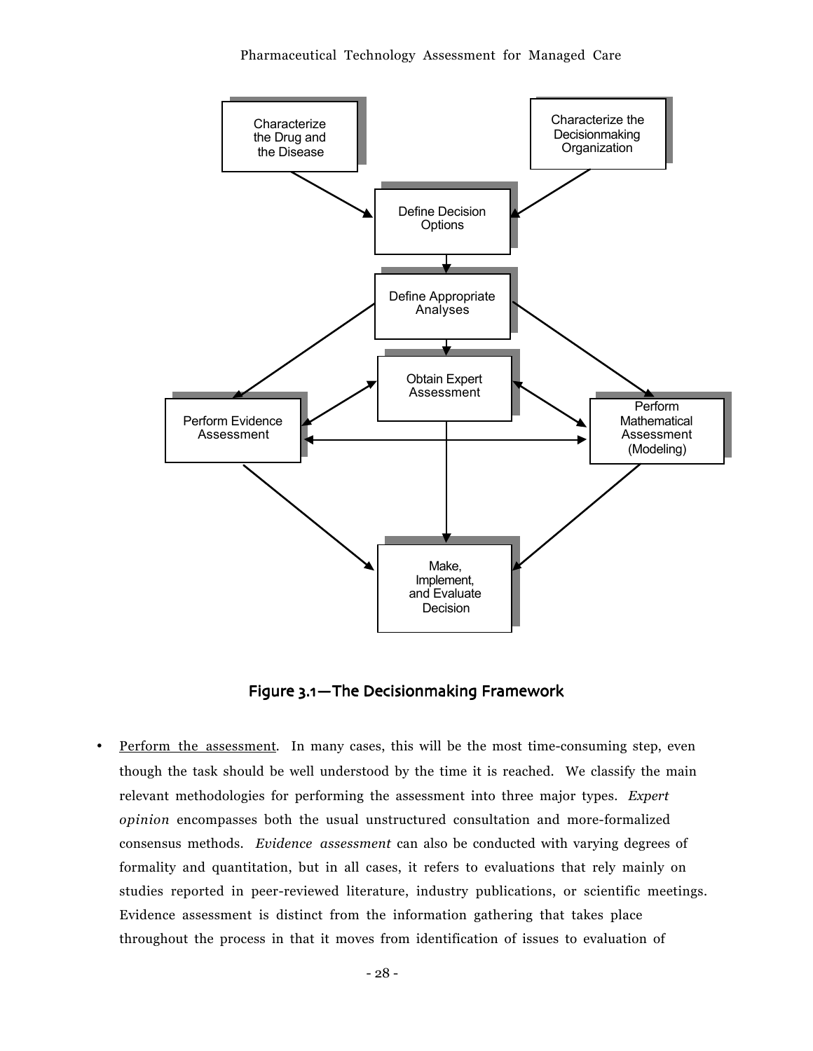**Figure 3.1—The Decisionmaking Framework**

- Perform the assessment. In many cases, this will be the most time-consuming step, even though the task should be well understood by the time it is reached. We classify the main relevant methodologies for performing the assessment into three major types. *Expert opinion* encompasses both the usual unstructured consultation and more-formalized consensus methods. *Evidence assessment* can also be conducted with varying degrees of formality and quantitation, but in all cases, it refers to evaluations that rely mainly on studies reported in peer-reviewed literature, industry publications, or scientific meetings. Evidence assessment is distinct from the information gathering that takes place throughout the process in that it moves from identification of issues to evaluation of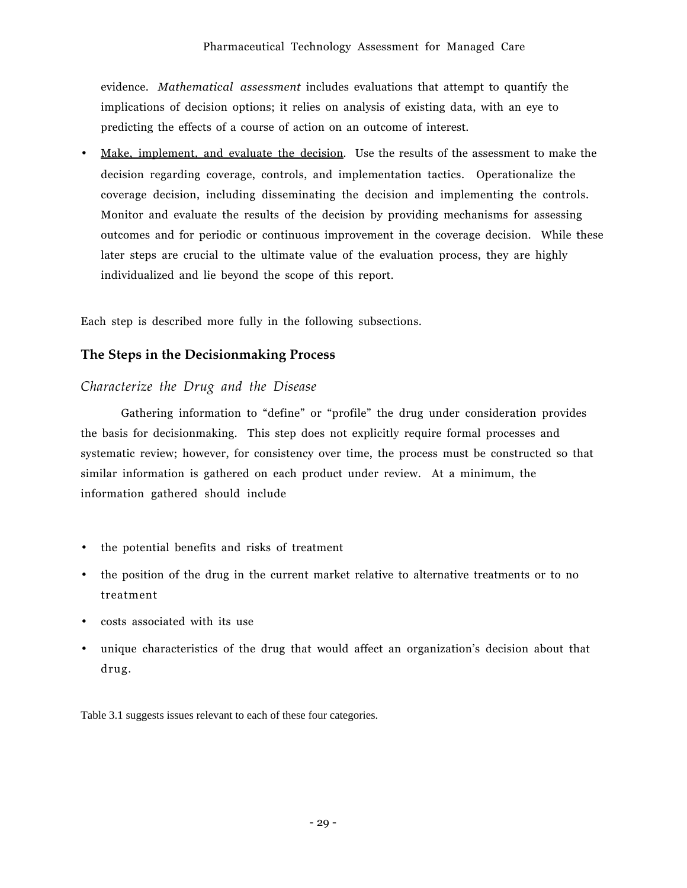evidence. *Mathematical assessment* includes evaluations that attempt to quantify the implications of decision options; it relies on analysis of existing data, with an eye to predicting the effects of a course of action on an outcome of interest.

- Make, implement, and evaluate the decision. Use the results of the assessment to make the decision regarding coverage, controls, and implementation tactics. Operationalize the coverage decision, including disseminating the decision and implementing the controls. Monitor and evaluate the results of the decision by providing mechanisms for assessing outcomes and for periodic or continuous improvement in the coverage decision. While these later steps are crucial to the ultimate value of the evaluation process, they are highly individualized and lie beyond the scope of this report.

Each step is described more fully in the following subsections.

## The Steps in the Decisionmaking Process

### *Characterize the Drug and the Disease*

Gathering information to "define" or "profile" the drug under consideration provides the basis for decisionmaking. This step does not explicitly require formal processes and systematic review; however, for consistency over time, the process must be constructed so that similar information is gathered on each product under review. At a minimum, the information gathered should include

- the potential benefits and risks of treatment
- the position of the drug in the current market relative to alternative treatments or to no treatment
- costs associated with its use
- unique characteristics of the drug that would affect an organization's decision about that drug.

Table 3.1 suggests issues relevant to each of these four categories.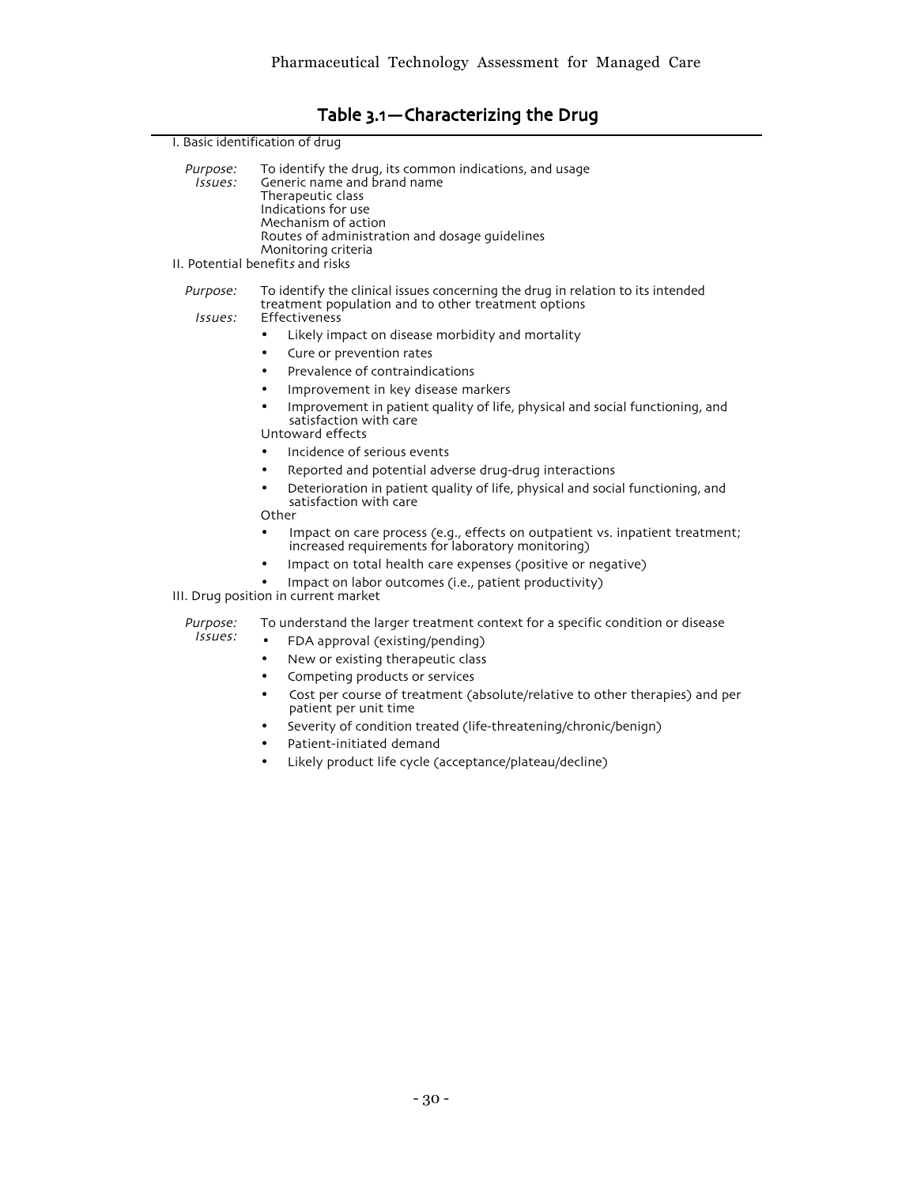## Table 3.1—Characterizing the Drug

I. Basic identification of drug

*Purpose:* To identify the drug, its common indications, and usage

*Issues:* Generic name and brand name
Therapeutic class
Indications for use
Mechanism of action
Routes of administration and dosage guidelines
Monitoring criteria

II. Potential benefit*s* and risks

*Purpose:* To identify the clinical issues concerning the drug in relation to its intended treatment population and to other treatment options

*Issues:* Effectiveness

- Likely impact on disease morbidity and mortality
- Cure or prevention rates
- Prevalence of contraindications
- Improvement in key disease markers
- Improvement in patient quality of life, physical and social functioning, and satisfaction with care

Untoward effects

- Incidence of serious events
- Reported and potential adverse drug-drug interactions
- Deterioration in patient quality of life, physical and social functioning, and satisfaction with care

Other

- Impact on care process (e.g., effects on outpatient vs. inpatient treatment; increased requirements for laboratory monitoring)
- Impact on total health care expenses (positive or negative)
- Impact on labor outcomes (i.e., patient productivity)

III. Drug position in current market

*Purpose:* To understand the larger treatment context for a specific condition or disease

*Issues:*

- FDA approval (existing/pending)
- New or existing therapeutic class
- Competing products or services
- Cost per course of treatment (absolute/relative to other therapies) and per patient per unit time
- Severity of condition treated (life-threatening/chronic/benign)
- Patient-initiated demand
- Likely product life cycle (acceptance/plateau/decline)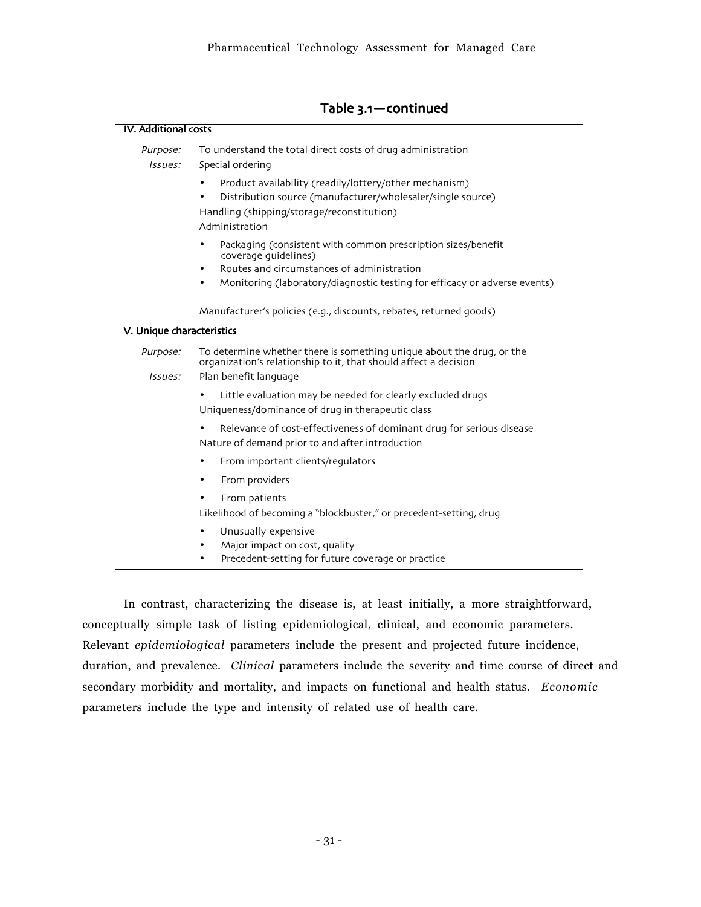## Table 3.1—continued

**IV. Additional costs**

*Purpose:* To understand the total direct costs of drug administration

*Issues:* Special ordering

- Product availability (readily/lottery/other mechanism)
- Distribution source (manufacturer/wholesaler/single source)

Handling (shipping/storage/reconstitution)

Administration

- Packaging (consistent with common prescription sizes/benefit coverage guidelines)
- Routes and circumstances of administration
- Monitoring (laboratory/diagnostic testing for efficacy or adverse events)

Manufacturer's policies (e.g., discounts, rebates, returned goods)

**V. Unique characteristics**

*Purpose:* To determine whether there is something unique about the drug, or the organization's relationship to it, that should affect a decision

*Issues:* Plan benefit language

- Little evaluation may be needed for clearly excluded drugs

Uniqueness/dominance of drug in therapeutic class

- Relevance of cost-effectiveness of dominant drug for serious disease

Nature of demand prior to and after introduction

- From important clients/regulators
- From providers
- From patients

Likelihood of becoming a "blockbuster," or precedent-setting, drug

- Unusually expensive
- Major impact on cost, quality
- Precedent-setting for future coverage or practice

---

In contrast, characterizing the disease is, at least initially, a more straightforward, conceptually simple task of listing epidemiological, clinical, and economic parameters. Relevant *epidemiological* parameters include the present and projected future incidence, duration, and prevalence. *Clinical* parameters include the severity and time course of direct and secondary morbidity and mortality, and impacts on functional and health status. *Economic* parameters include the type and intensity of related use of health care.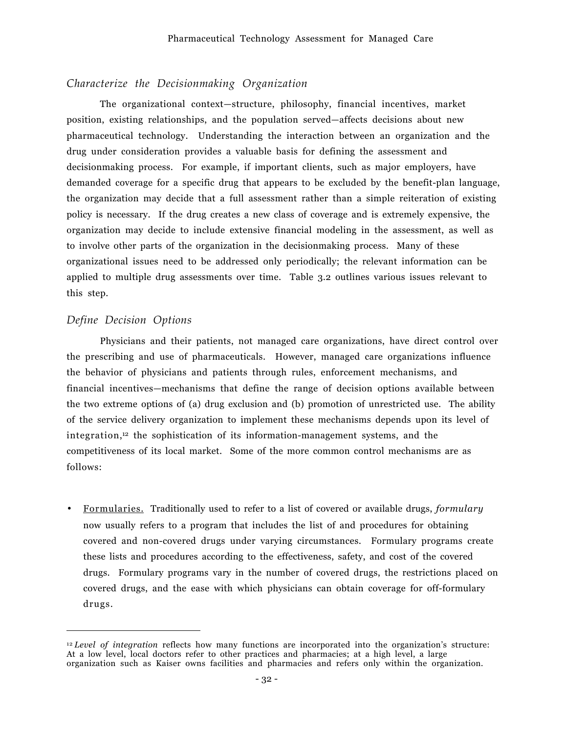### *Characterize the Decisionmaking Organization*

The organizational context—structure, philosophy, financial incentives, market position, existing relationships, and the population served—affects decisions about new pharmaceutical technology. Understanding the interaction between an organization and the drug under consideration provides a valuable basis for defining the assessment and decisionmaking process. For example, if important clients, such as major employers, have demanded coverage for a specific drug that appears to be excluded by the benefit-plan language, the organization may decide that a full assessment rather than a simple reiteration of existing policy is necessary. If the drug creates a new class of coverage and is extremely expensive, the organization may decide to include extensive financial modeling in the assessment, as well as to involve other parts of the organization in the decisionmaking process. Many of these organizational issues need to be addressed only periodically; the relevant information can be applied to multiple drug assessments over time. Table 3.2 outlines various issues relevant to this step.

### *Define Decision Options*

Physicians and their patients, not managed care organizations, have direct control over the prescribing and use of pharmaceuticals. However, managed care organizations influence the behavior of physicians and patients through rules, enforcement mechanisms, and financial incentives—mechanisms that define the range of decision options available between the two extreme options of (a) drug exclusion and (b) promotion of unrestricted use. The ability of the service delivery organization to implement these mechanisms depends upon its level of integration,[12] the sophistication of its information-management systems, and the competitiveness of its local market. Some of the more common control mechanisms are as follows:

- <u>Formularies.</u> Traditionally used to refer to a list of covered or available drugs, *formulary* now usually refers to a program that includes the list of and procedures for obtaining covered and non-covered drugs under varying circumstances. Formulary programs create these lists and procedures according to the effectiveness, safety, and cost of the covered drugs. Formulary programs vary in the number of covered drugs, the restrictions placed on covered drugs, and the ease with which physicians can obtain coverage for off-formulary drugs.

---

[12] *Level of integration* reflects how many functions are incorporated into the organization's structure: At a low level, local doctors refer to other practices and pharmacies; at a high level, a large organization such as Kaiser owns facilities and pharmacies and refers only within the organization.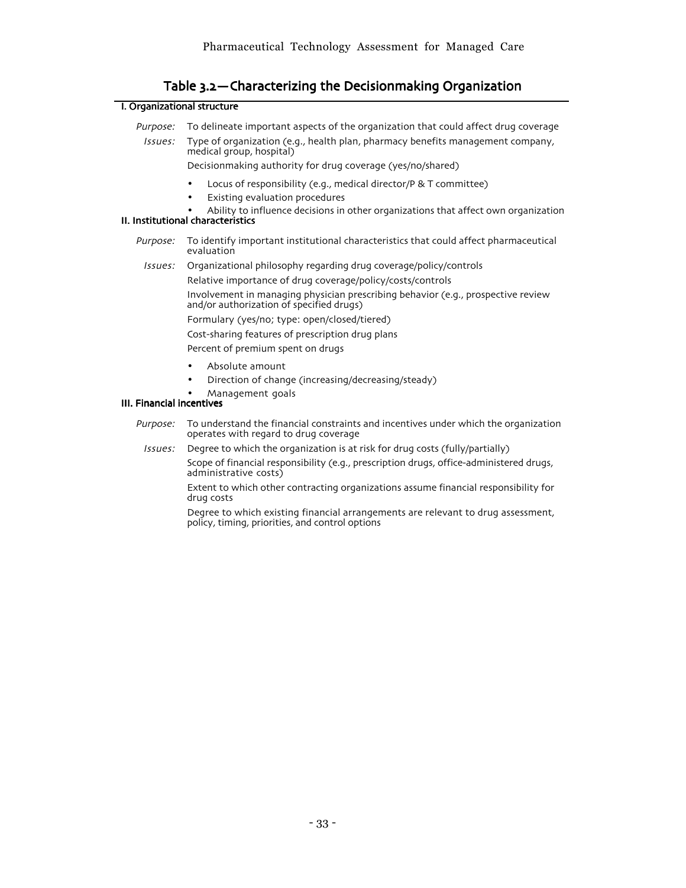## Table 3.2—Characterizing the Decisionmaking Organization

**I. Organizational structure**

*Purpose:* To delineate important aspects of the organization that could affect drug coverage

*Issues:* Type of organization (e.g., health plan, pharmacy benefits management company, medical group, hospital)

Decisionmaking authority for drug coverage (yes/no/shared)

- Locus of responsibility (e.g., medical director/P & T committee)
- Existing evaluation procedures
- Ability to influence decisions in other organizations that affect own organization

**II. Institutional characteristics**

*Purpose:* To identify important institutional characteristics that could affect pharmaceutical evaluation

*Issues:* Organizational philosophy regarding drug coverage/policy/controls

Relative importance of drug coverage/policy/costs/controls

Involvement in managing physician prescribing behavior (e.g., prospective review and/or authorization of specified drugs)

Formulary (yes/no; type: open/closed/tiered)

Cost-sharing features of prescription drug plans

Percent of premium spent on drugs

- Absolute amount
- Direction of change (increasing/decreasing/steady)
- Management goals

**III. Financial incentives**

*Purpose:* To understand the financial constraints and incentives under which the organization operates with regard to drug coverage

*Issues:* Degree to which the organization is at risk for drug costs (fully/partially)

Scope of financial responsibility (e.g., prescription drugs, office-administered drugs, administrative costs)

Extent to which other contracting organizations assume financial responsibility for drug costs

Degree to which existing financial arrangements are relevant to drug assessment, policy, timing, priorities, and control options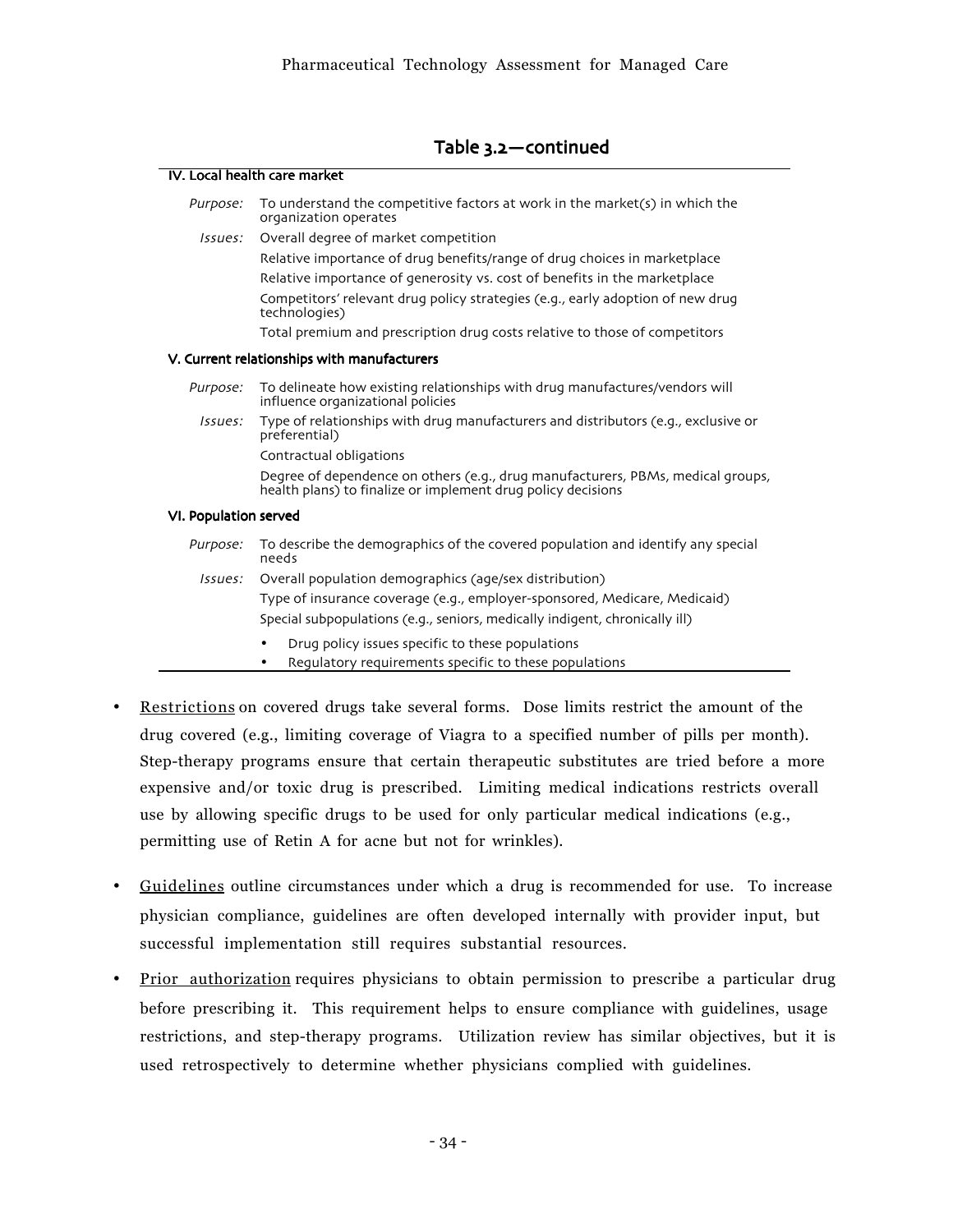## Table 3.2—continued

| | |
|---|---|
| **IV. Local health care market** | |
| *Purpose:* | To understand the competitive factors at work in the market(s) in which the organization operates |
| *Issues:* | Overall degree of market competition |
| | Relative importance of drug benefits/range of drug choices in marketplace |
| | Relative importance of generosity vs. cost of benefits in the marketplace |
| | Competitors' relevant drug policy strategies (e.g., early adoption of new drug technologies) |
| | Total premium and prescription drug costs relative to those of competitors |
| **V. Current relationships with manufacturers** | |
| *Purpose:* | To delineate how existing relationships with drug manufactures/vendors will influence organizational policies |
| *Issues:* | Type of relationships with drug manufacturers and distributors (e.g., exclusive or preferential) |
| | Contractual obligations |
| | Degree of dependence on others (e.g., drug manufacturers, PBMs, medical groups, health plans) to finalize or implement drug policy decisions |
| **VI. Population served** | |
| *Purpose:* | To describe the demographics of the covered population and identify any special needs |
| *Issues:* | Overall population demographics (age/sex distribution) |
| | Type of insurance coverage (e.g., employer-sponsored, Medicare, Medicaid) |
| | Special subpopulations (e.g., seniors, medically indigent, chronically ill) |
| | • Drug policy issues specific to these populations |
| | • Regulatory requirements specific to these populations |

- Restrictions on covered drugs take several forms. Dose limits restrict the amount of the drug covered (e.g., limiting coverage of Viagra to a specified number of pills per month). Step-therapy programs ensure that certain therapeutic substitutes are tried before a more expensive and/or toxic drug is prescribed. Limiting medical indications restricts overall use by allowing specific drugs to be used for only particular medical indications (e.g., permitting use of Retin A for acne but not for wrinkles).

- Guidelines outline circumstances under which a drug is recommended for use. To increase physician compliance, guidelines are often developed internally with provider input, but successful implementation still requires substantial resources.

- Prior authorization requires physicians to obtain permission to prescribe a particular drug before prescribing it. This requirement helps to ensure compliance with guidelines, usage restrictions, and step-therapy programs. Utilization review has similar objectives, but it is used retrospectively to determine whether physicians complied with guidelines.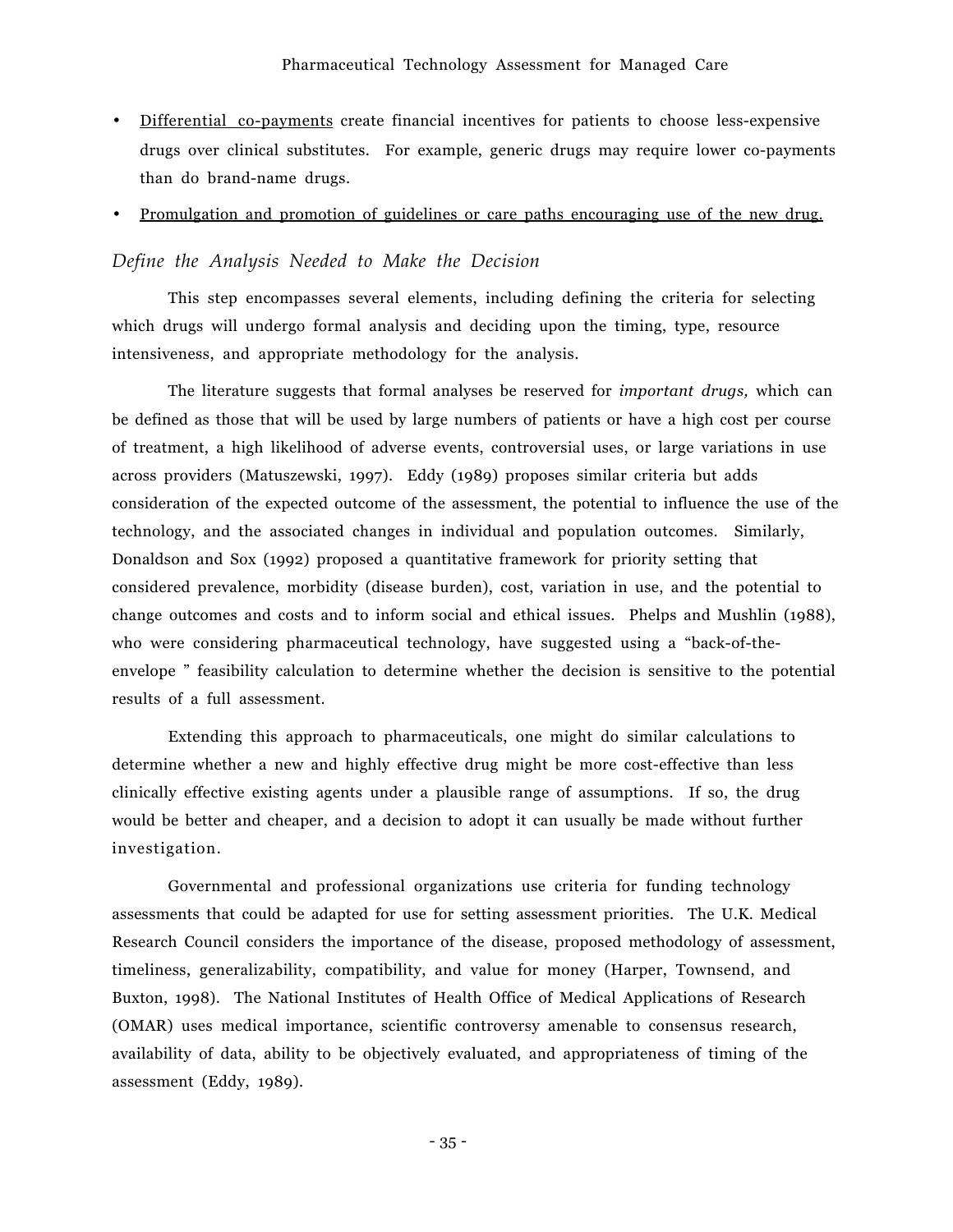- Differential co-payments create financial incentives for patients to choose less-expensive drugs over clinical substitutes. For example, generic drugs may require lower co-payments than do brand-name drugs.
- Promulgation and promotion of guidelines or care paths encouraging use of the new drug.

### *Define the Analysis Needed to Make the Decision*

This step encompasses several elements, including defining the criteria for selecting which drugs will undergo formal analysis and deciding upon the timing, type, resource intensiveness, and appropriate methodology for the analysis.

The literature suggests that formal analyses be reserved for *important drugs,* which can be defined as those that will be used by large numbers of patients or have a high cost per course of treatment, a high likelihood of adverse events, controversial uses, or large variations in use across providers (Matuszewski, 1997). Eddy (1989) proposes similar criteria but adds consideration of the expected outcome of the assessment, the potential to influence the use of the technology, and the associated changes in individual and population outcomes. Similarly, Donaldson and Sox (1992) proposed a quantitative framework for priority setting that considered prevalence, morbidity (disease burden), cost, variation in use, and the potential to change outcomes and costs and to inform social and ethical issues. Phelps and Mushlin (1988), who were considering pharmaceutical technology, have suggested using a "back-of-the-envelope " feasibility calculation to determine whether the decision is sensitive to the potential results of a full assessment.

Extending this approach to pharmaceuticals, one might do similar calculations to determine whether a new and highly effective drug might be more cost-effective than less clinically effective existing agents under a plausible range of assumptions. If so, the drug would be better and cheaper, and a decision to adopt it can usually be made without further investigation.

Governmental and professional organizations use criteria for funding technology assessments that could be adapted for use for setting assessment priorities. The U.K. Medical Research Council considers the importance of the disease, proposed methodology of assessment, timeliness, generalizability, compatibility, and value for money (Harper, Townsend, and Buxton, 1998). The National Institutes of Health Office of Medical Applications of Research (OMAR) uses medical importance, scientific controversy amenable to consensus research, availability of data, ability to be objectively evaluated, and appropriateness of timing of the assessment (Eddy, 1989).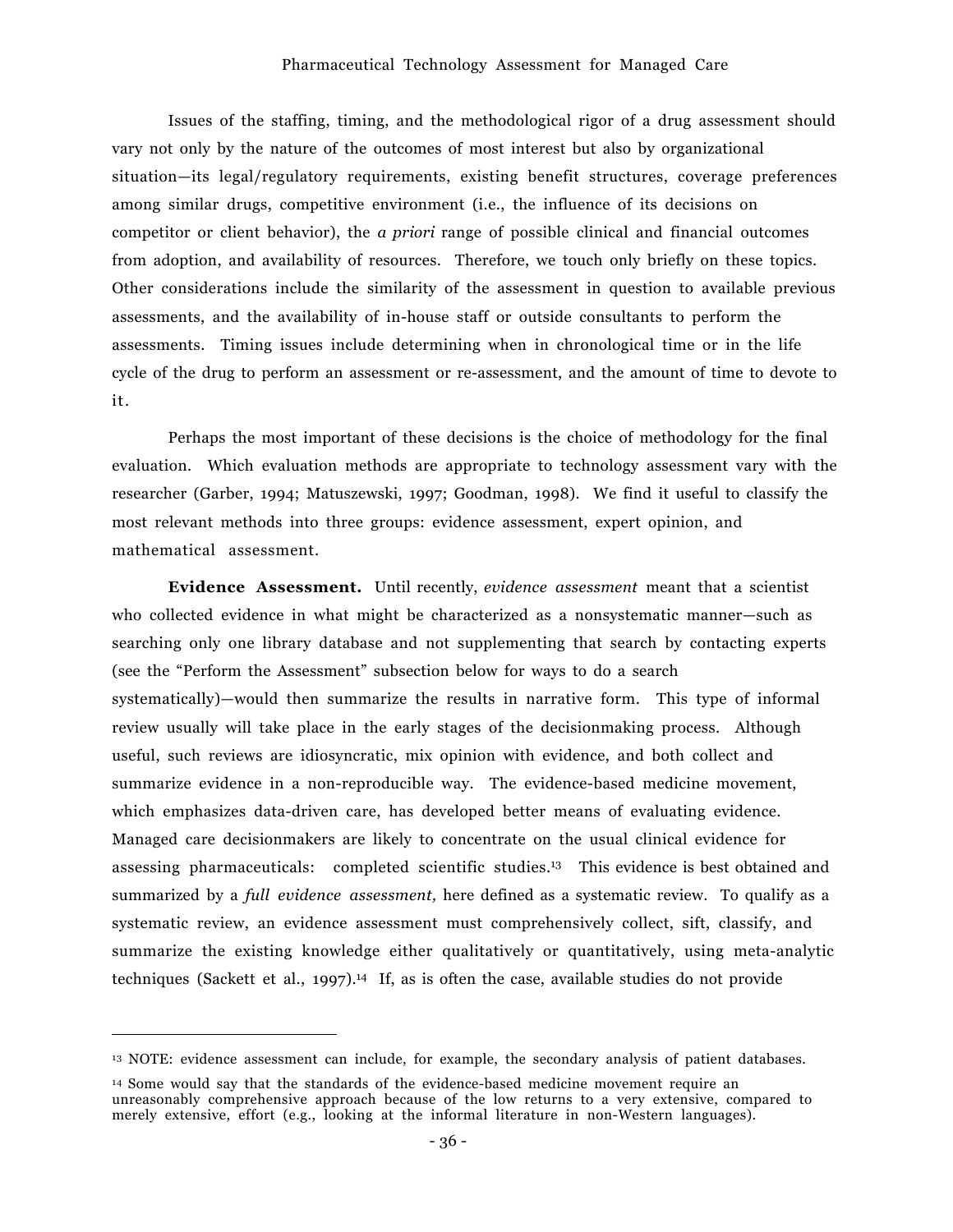Issues of the staffing, timing, and the methodological rigor of a drug assessment should vary not only by the nature of the outcomes of most interest but also by organizational situation—its legal/regulatory requirements, existing benefit structures, coverage preferences among similar drugs, competitive environment (i.e., the influence of its decisions on competitor or client behavior), the *a priori* range of possible clinical and financial outcomes from adoption, and availability of resources. Therefore, we touch only briefly on these topics. Other considerations include the similarity of the assessment in question to available previous assessments, and the availability of in-house staff or outside consultants to perform the assessments. Timing issues include determining when in chronological time or in the life cycle of the drug to perform an assessment or re-assessment, and the amount of time to devote to it.

Perhaps the most important of these decisions is the choice of methodology for the final evaluation. Which evaluation methods are appropriate to technology assessment vary with the researcher (Garber, 1994; Matuszewski, 1997; Goodman, 1998). We find it useful to classify the most relevant methods into three groups: evidence assessment, expert opinion, and mathematical assessment.

**Evidence Assessment.** Until recently, *evidence assessment* meant that a scientist who collected evidence in what might be characterized as a nonsystematic manner—such as searching only one library database and not supplementing that search by contacting experts (see the "Perform the Assessment" subsection below for ways to do a search systematically)—would then summarize the results in narrative form. This type of informal review usually will take place in the early stages of the decisionmaking process. Although useful, such reviews are idiosyncratic, mix opinion with evidence, and both collect and summarize evidence in a non-reproducible way. The evidence-based medicine movement, which emphasizes data-driven care, has developed better means of evaluating evidence. Managed care decisionmakers are likely to concentrate on the usual clinical evidence for assessing pharmaceuticals: completed scientific studies.[13] This evidence is best obtained and summarized by a *full evidence assessment,* here defined as a systematic review. To qualify as a systematic review, an evidence assessment must comprehensively collect, sift, classify, and summarize the existing knowledge either qualitatively or quantitatively, using meta-analytic techniques (Sackett et al., 1997).[14] If, as is often the case, available studies do not provide

---

[13] NOTE: evidence assessment can include, for example, the secondary analysis of patient databases.

[14] Some would say that the standards of the evidence-based medicine movement require an unreasonably comprehensive approach because of the low returns to a very extensive, compared to merely extensive, effort (e.g., looking at the informal literature in non-Western languages).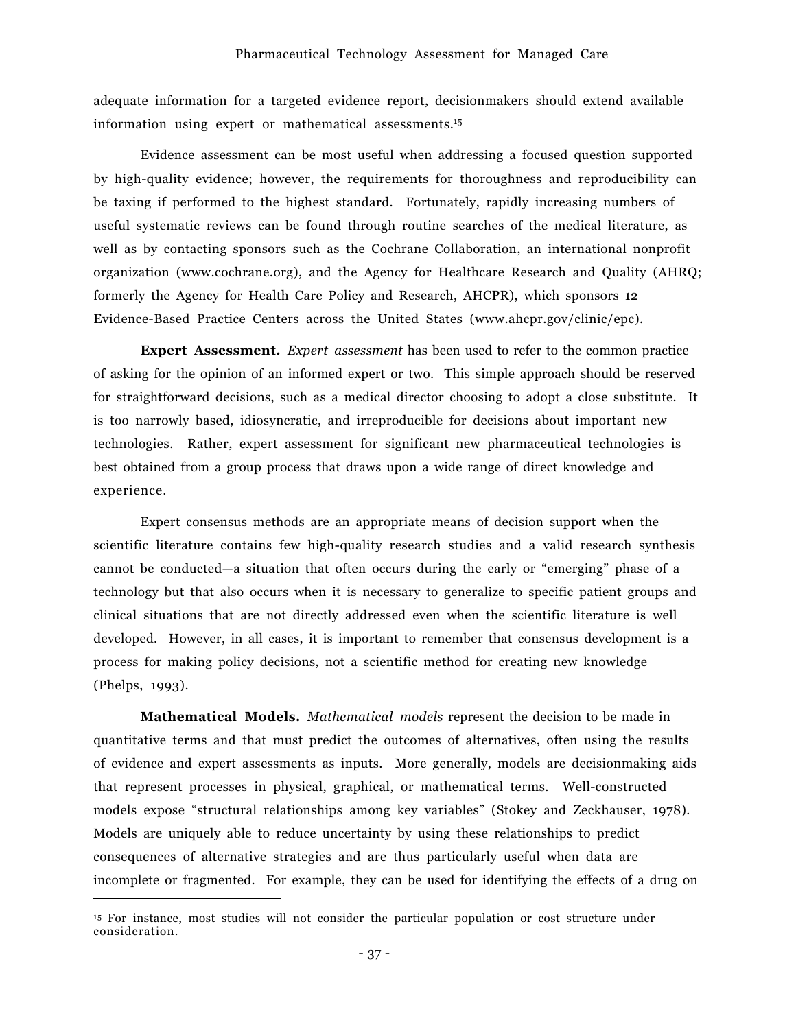adequate information for a targeted evidence report, decisionmakers should extend available information using expert or mathematical assessments.[15]

Evidence assessment can be most useful when addressing a focused question supported by high-quality evidence; however, the requirements for thoroughness and reproducibility can be taxing if performed to the highest standard. Fortunately, rapidly increasing numbers of useful systematic reviews can be found through routine searches of the medical literature, as well as by contacting sponsors such as the Cochrane Collaboration, an international nonprofit organization (www.cochrane.org), and the Agency for Healthcare Research and Quality (AHRQ; formerly the Agency for Health Care Policy and Research, AHCPR), which sponsors 12 Evidence-Based Practice Centers across the United States (www.ahcpr.gov/clinic/epc).

**Expert Assessment.** *Expert assessment* has been used to refer to the common practice of asking for the opinion of an informed expert or two. This simple approach should be reserved for straightforward decisions, such as a medical director choosing to adopt a close substitute. It is too narrowly based, idiosyncratic, and irreproducible for decisions about important new technologies. Rather, expert assessment for significant new pharmaceutical technologies is best obtained from a group process that draws upon a wide range of direct knowledge and experience.

Expert consensus methods are an appropriate means of decision support when the scientific literature contains few high-quality research studies and a valid research synthesis cannot be conducted—a situation that often occurs during the early or "emerging" phase of a technology but that also occurs when it is necessary to generalize to specific patient groups and clinical situations that are not directly addressed even when the scientific literature is well developed. However, in all cases, it is important to remember that consensus development is a process for making policy decisions, not a scientific method for creating new knowledge (Phelps, 1993).

**Mathematical Models.** *Mathematical models* represent the decision to be made in quantitative terms and that must predict the outcomes of alternatives, often using the results of evidence and expert assessments as inputs. More generally, models are decisionmaking aids that represent processes in physical, graphical, or mathematical terms. Well-constructed models expose "structural relationships among key variables" (Stokey and Zeckhauser, 1978). Models are uniquely able to reduce uncertainty by using these relationships to predict consequences of alternative strategies and are thus particularly useful when data are incomplete or fragmented. For example, they can be used for identifying the effects of a drug on

---

[15] For instance, most studies will not consider the particular population or cost structure under consideration.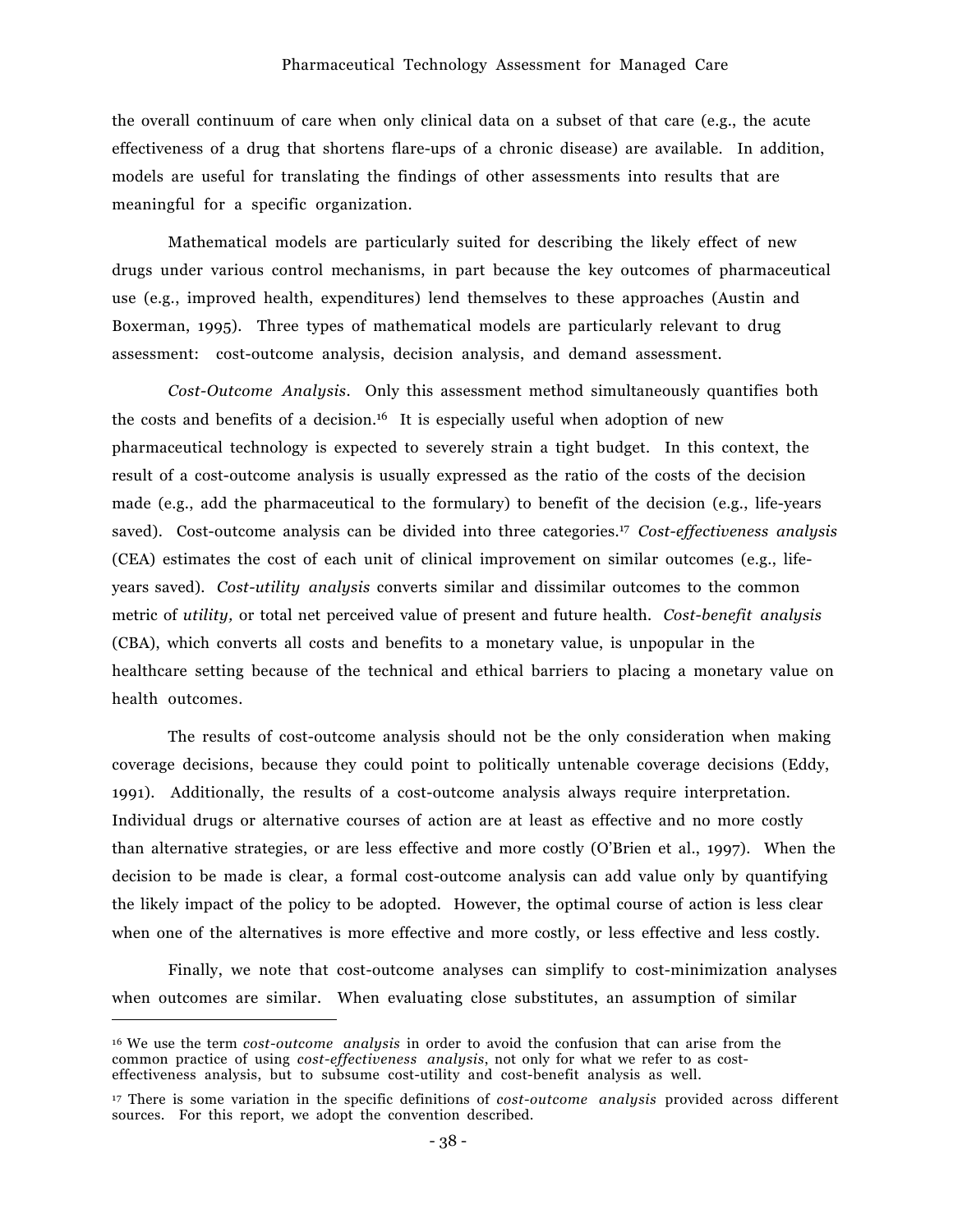the overall continuum of care when only clinical data on a subset of that care (e.g., the acute effectiveness of a drug that shortens flare-ups of a chronic disease) are available. In addition, models are useful for translating the findings of other assessments into results that are meaningful for a specific organization.

Mathematical models are particularly suited for describing the likely effect of new drugs under various control mechanisms, in part because the key outcomes of pharmaceutical use (e.g., improved health, expenditures) lend themselves to these approaches (Austin and Boxerman, 1995). Three types of mathematical models are particularly relevant to drug assessment: cost-outcome analysis, decision analysis, and demand assessment.

*Cost-Outcome Analysis*. Only this assessment method simultaneously quantifies both the costs and benefits of a decision.[16] It is especially useful when adoption of new pharmaceutical technology is expected to severely strain a tight budget. In this context, the result of a cost-outcome analysis is usually expressed as the ratio of the costs of the decision made (e.g., add the pharmaceutical to the formulary) to benefit of the decision (e.g., life-years saved). Cost-outcome analysis can be divided into three categories.[17] *Cost-effectiveness analysis* (CEA) estimates the cost of each unit of clinical improvement on similar outcomes (e.g., life-years saved). *Cost-utility analysis* converts similar and dissimilar outcomes to the common metric of *utility,* or total net perceived value of present and future health. *Cost-benefit analysis* (CBA), which converts all costs and benefits to a monetary value, is unpopular in the healthcare setting because of the technical and ethical barriers to placing a monetary value on health outcomes.

The results of cost-outcome analysis should not be the only consideration when making coverage decisions, because they could point to politically untenable coverage decisions (Eddy, 1991). Additionally, the results of a cost-outcome analysis always require interpretation. Individual drugs or alternative courses of action are at least as effective and no more costly than alternative strategies, or are less effective and more costly (O'Brien et al., 1997). When the decision to be made is clear, a formal cost-outcome analysis can add value only by quantifying the likely impact of the policy to be adopted. However, the optimal course of action is less clear when one of the alternatives is more effective and more costly, or less effective and less costly.

Finally, we note that cost-outcome analyses can simplify to cost-minimization analyses when outcomes are similar. When evaluating close substitutes, an assumption of similar

---

[16] We use the term *cost-outcome analysis* in order to avoid the confusion that can arise from the common practice of using *cost-effectiveness analysis*, not only for what we refer to as cost-effectiveness analysis, but to subsume cost-utility and cost-benefit analysis as well.

[17] There is some variation in the specific definitions of *cost-outcome analysis* provided across different sources. For this report, we adopt the convention described.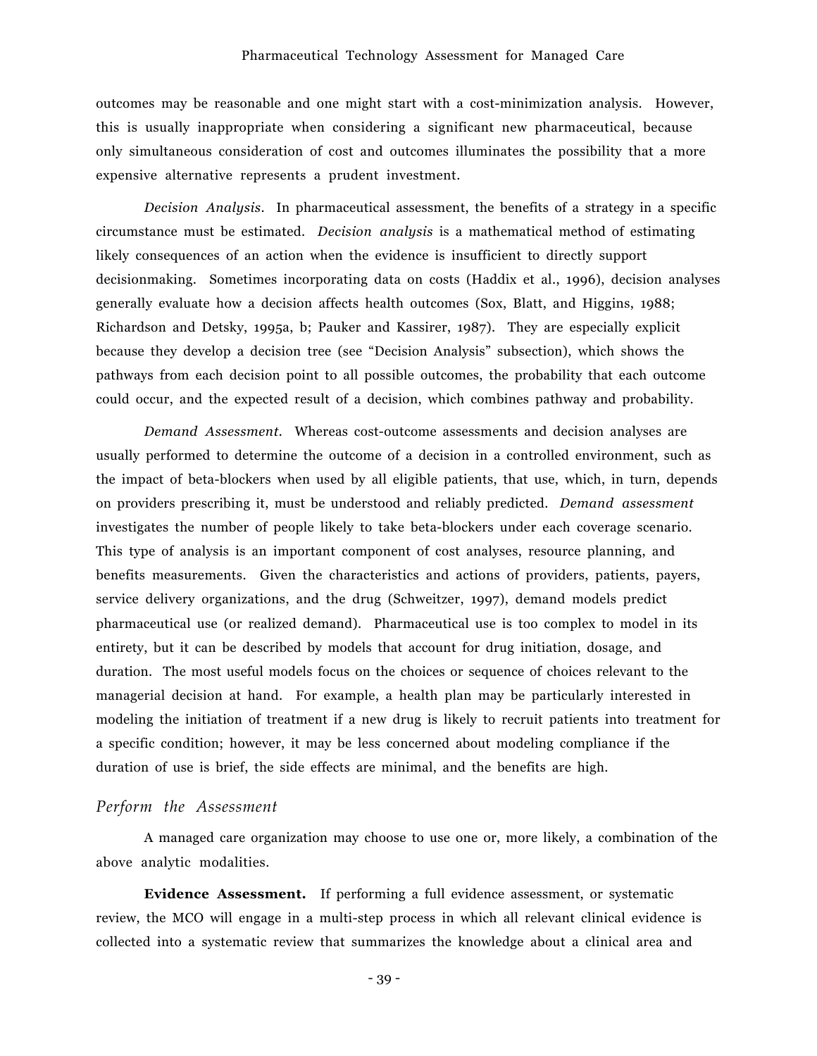outcomes may be reasonable and one might start with a cost-minimization analysis. However, this is usually inappropriate when considering a significant new pharmaceutical, because only simultaneous consideration of cost and outcomes illuminates the possibility that a more expensive alternative represents a prudent investment.

*Decision Analysis*. In pharmaceutical assessment, the benefits of a strategy in a specific circumstance must be estimated. *Decision analysis* is a mathematical method of estimating likely consequences of an action when the evidence is insufficient to directly support decisionmaking. Sometimes incorporating data on costs (Haddix et al., 1996), decision analyses generally evaluate how a decision affects health outcomes (Sox, Blatt, and Higgins, 1988; Richardson and Detsky, 1995a, b; Pauker and Kassirer, 1987). They are especially explicit because they develop a decision tree (see "Decision Analysis" subsection), which shows the pathways from each decision point to all possible outcomes, the probability that each outcome could occur, and the expected result of a decision, which combines pathway and probability.

*Demand Assessment*. Whereas cost-outcome assessments and decision analyses are usually performed to determine the outcome of a decision in a controlled environment, such as the impact of beta-blockers when used by all eligible patients, that use, which, in turn, depends on providers prescribing it, must be understood and reliably predicted. *Demand assessment* investigates the number of people likely to take beta-blockers under each coverage scenario. This type of analysis is an important component of cost analyses, resource planning, and benefits measurements. Given the characteristics and actions of providers, patients, payers, service delivery organizations, and the drug (Schweitzer, 1997), demand models predict pharmaceutical use (or realized demand). Pharmaceutical use is too complex to model in its entirety, but it can be described by models that account for drug initiation, dosage, and duration. The most useful models focus on the choices or sequence of choices relevant to the managerial decision at hand. For example, a health plan may be particularly interested in modeling the initiation of treatment if a new drug is likely to recruit patients into treatment for a specific condition; however, it may be less concerned about modeling compliance if the duration of use is brief, the side effects are minimal, and the benefits are high.

### *Perform the Assessment*

A managed care organization may choose to use one or, more likely, a combination of the above analytic modalities.

**Evidence Assessment.** If performing a full evidence assessment, or systematic review, the MCO will engage in a multi-step process in which all relevant clinical evidence is collected into a systematic review that summarizes the knowledge about a clinical area and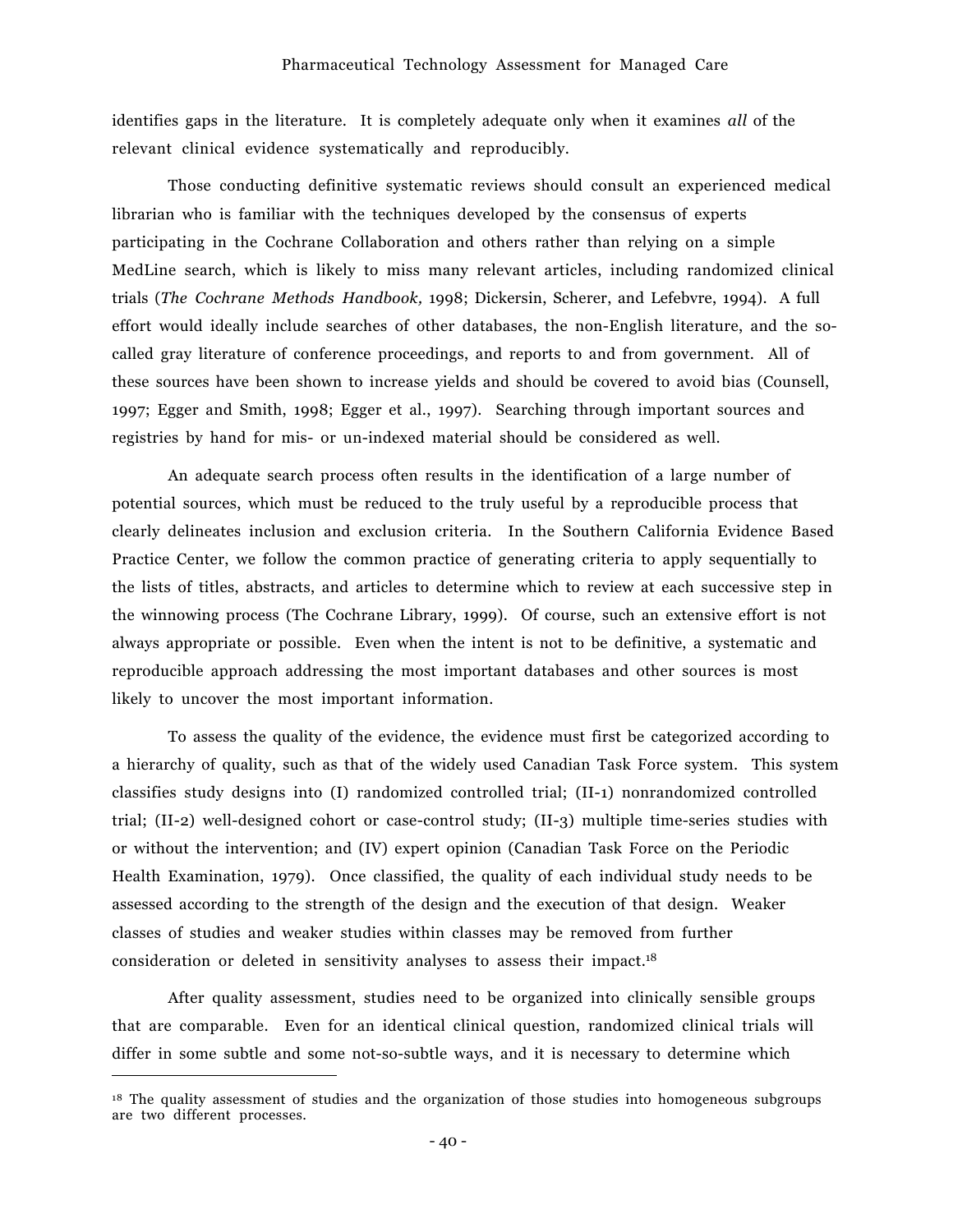identifies gaps in the literature. It is completely adequate only when it examines *all* of the relevant clinical evidence systematically and reproducibly.

Those conducting definitive systematic reviews should consult an experienced medical librarian who is familiar with the techniques developed by the consensus of experts participating in the Cochrane Collaboration and others rather than relying on a simple MedLine search, which is likely to miss many relevant articles, including randomized clinical trials (*The Cochrane Methods Handbook,* 1998; Dickersin, Scherer, and Lefebvre, 1994). A full effort would ideally include searches of other databases, the non-English literature, and the so-called gray literature of conference proceedings, and reports to and from government. All of these sources have been shown to increase yields and should be covered to avoid bias (Counsell, 1997; Egger and Smith, 1998; Egger et al., 1997). Searching through important sources and registries by hand for mis- or un-indexed material should be considered as well.

An adequate search process often results in the identification of a large number of potential sources, which must be reduced to the truly useful by a reproducible process that clearly delineates inclusion and exclusion criteria. In the Southern California Evidence Based Practice Center, we follow the common practice of generating criteria to apply sequentially to the lists of titles, abstracts, and articles to determine which to review at each successive step in the winnowing process (The Cochrane Library, 1999). Of course, such an extensive effort is not always appropriate or possible. Even when the intent is not to be definitive, a systematic and reproducible approach addressing the most important databases and other sources is most likely to uncover the most important information.

To assess the quality of the evidence, the evidence must first be categorized according to a hierarchy of quality, such as that of the widely used Canadian Task Force system. This system classifies study designs into (I) randomized controlled trial; (II-1) nonrandomized controlled trial; (II-2) well-designed cohort or case-control study; (II-3) multiple time-series studies with or without the intervention; and (IV) expert opinion (Canadian Task Force on the Periodic Health Examination, 1979). Once classified, the quality of each individual study needs to be assessed according to the strength of the design and the execution of that design. Weaker classes of studies and weaker studies within classes may be removed from further consideration or deleted in sensitivity analyses to assess their impact.[18]

After quality assessment, studies need to be organized into clinically sensible groups that are comparable. Even for an identical clinical question, randomized clinical trials will differ in some subtle and some not-so-subtle ways, and it is necessary to determine which

---

[18] The quality assessment of studies and the organization of those studies into homogeneous subgroups are two different processes.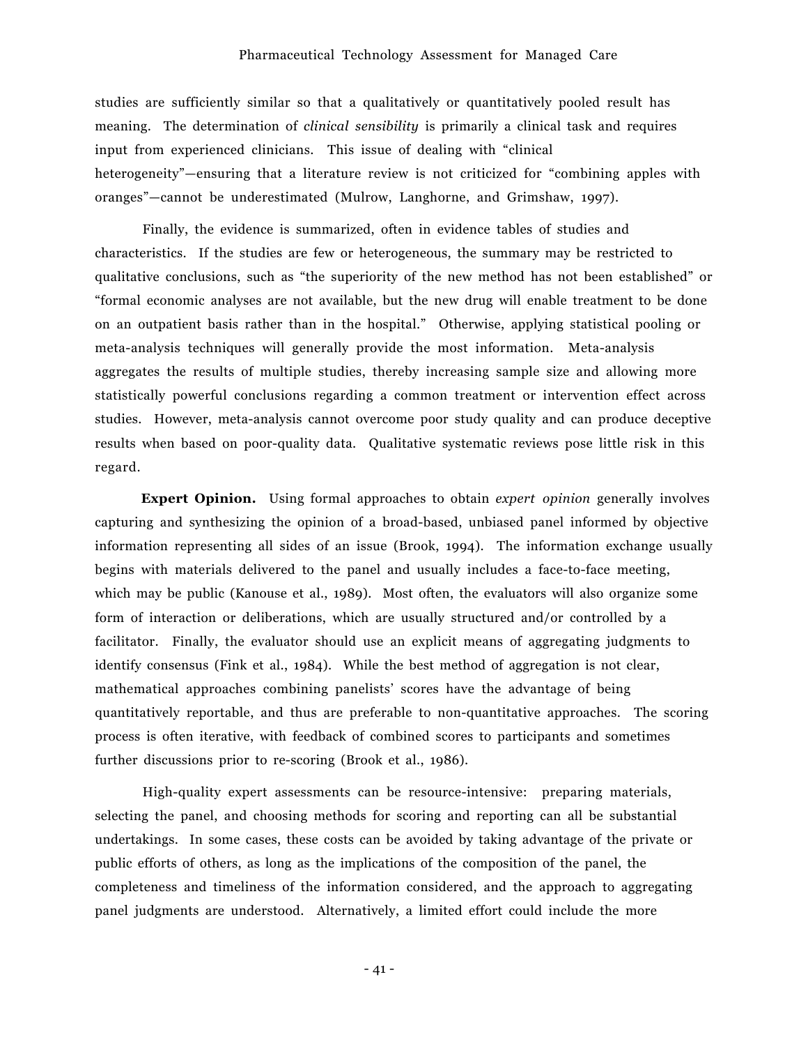studies are sufficiently similar so that a qualitatively or quantitatively pooled result has meaning. The determination of *clinical sensibility* is primarily a clinical task and requires input from experienced clinicians. This issue of dealing with "clinical heterogeneity"—ensuring that a literature review is not criticized for "combining apples with oranges"—cannot be underestimated (Mulrow, Langhorne, and Grimshaw, 1997).

Finally, the evidence is summarized, often in evidence tables of studies and characteristics. If the studies are few or heterogeneous, the summary may be restricted to qualitative conclusions, such as "the superiority of the new method has not been established" or "formal economic analyses are not available, but the new drug will enable treatment to be done on an outpatient basis rather than in the hospital." Otherwise, applying statistical pooling or meta-analysis techniques will generally provide the most information. Meta-analysis aggregates the results of multiple studies, thereby increasing sample size and allowing more statistically powerful conclusions regarding a common treatment or intervention effect across studies. However, meta-analysis cannot overcome poor study quality and can produce deceptive results when based on poor-quality data. Qualitative systematic reviews pose little risk in this regard.

**Expert Opinion.** Using formal approaches to obtain *expert opinion* generally involves capturing and synthesizing the opinion of a broad-based, unbiased panel informed by objective information representing all sides of an issue (Brook, 1994). The information exchange usually begins with materials delivered to the panel and usually includes a face-to-face meeting, which may be public (Kanouse et al., 1989). Most often, the evaluators will also organize some form of interaction or deliberations, which are usually structured and/or controlled by a facilitator. Finally, the evaluator should use an explicit means of aggregating judgments to identify consensus (Fink et al., 1984). While the best method of aggregation is not clear, mathematical approaches combining panelists' scores have the advantage of being quantitatively reportable, and thus are preferable to non-quantitative approaches. The scoring process is often iterative, with feedback of combined scores to participants and sometimes further discussions prior to re-scoring (Brook et al., 1986).

High-quality expert assessments can be resource-intensive: preparing materials, selecting the panel, and choosing methods for scoring and reporting can all be substantial undertakings. In some cases, these costs can be avoided by taking advantage of the private or public efforts of others, as long as the implications of the composition of the panel, the completeness and timeliness of the information considered, and the approach to aggregating panel judgments are understood. Alternatively, a limited effort could include the more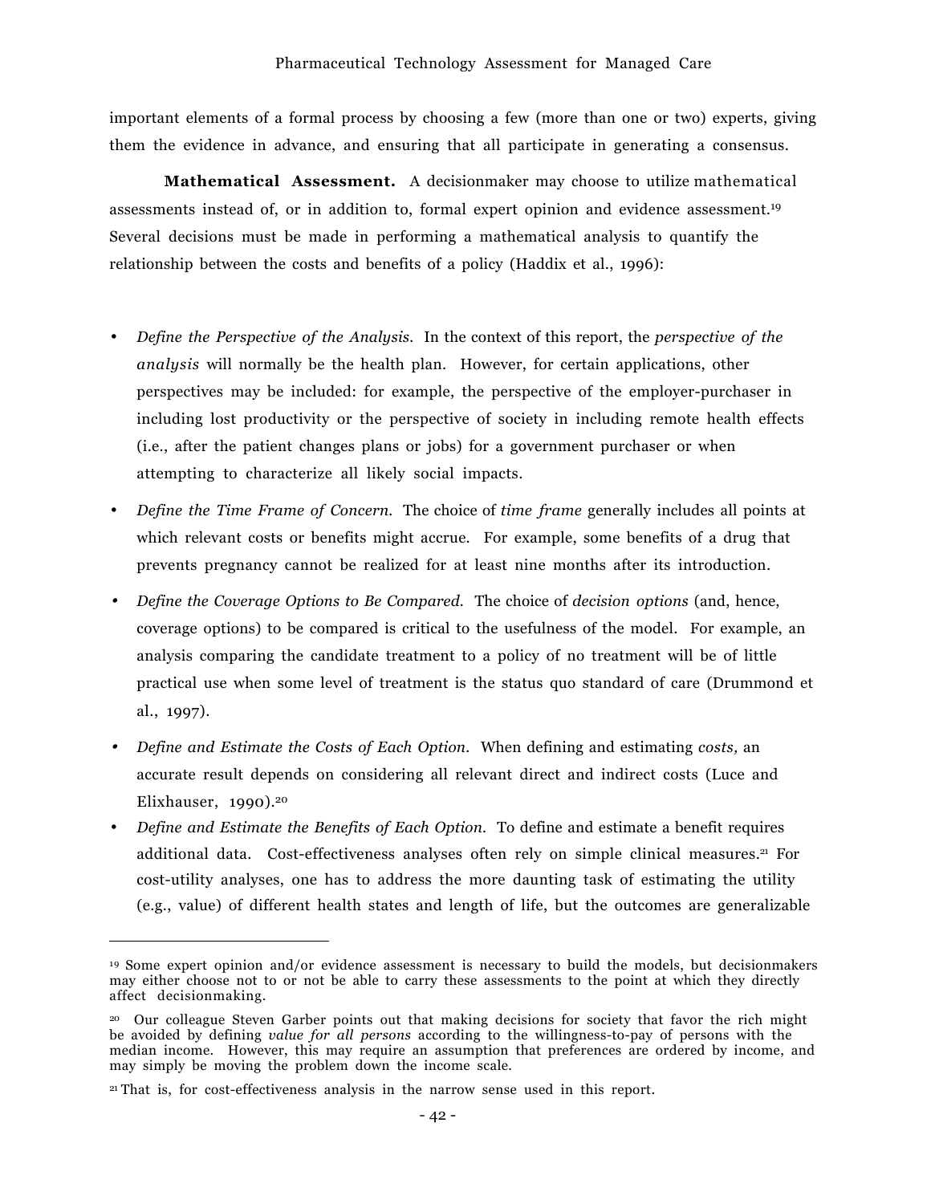important elements of a formal process by choosing a few (more than one or two) experts, giving them the evidence in advance, and ensuring that all participate in generating a consensus.

**Mathematical Assessment.** A decisionmaker may choose to utilize mathematical assessments instead of, or in addition to, formal expert opinion and evidence assessment.[19] Several decisions must be made in performing a mathematical analysis to quantify the relationship between the costs and benefits of a policy (Haddix et al., 1996):

- *Define the Perspective of the Analysis.* In the context of this report, the *perspective of the analysis* will normally be the health plan. However, for certain applications, other perspectives may be included: for example, the perspective of the employer-purchaser in including lost productivity or the perspective of society in including remote health effects (i.e., after the patient changes plans or jobs) for a government purchaser or when attempting to characterize all likely social impacts.
- *Define the Time Frame of Concern.* The choice of *time frame* generally includes all points at which relevant costs or benefits might accrue. For example, some benefits of a drug that prevents pregnancy cannot be realized for at least nine months after its introduction.
- *Define the Coverage Options to Be Compared.* The choice of *decision options* (and, hence, coverage options) to be compared is critical to the usefulness of the model. For example, an analysis comparing the candidate treatment to a policy of no treatment will be of little practical use when some level of treatment is the status quo standard of care (Drummond et al., 1997).
- *Define and Estimate the Costs of Each Option.* When defining and estimating *costs,* an accurate result depends on considering all relevant direct and indirect costs (Luce and Elixhauser, 1990).[20]
- *Define and Estimate the Benefits of Each Option.* To define and estimate a benefit requires additional data. Cost-effectiveness analyses often rely on simple clinical measures.[21] For cost-utility analyses, one has to address the more daunting task of estimating the utility (e.g., value) of different health states and length of life, but the outcomes are generalizable

---

[19] Some expert opinion and/or evidence assessment is necessary to build the models, but decisionmakers may either choose not to or not be able to carry these assessments to the point at which they directly affect decisionmaking.

[20] Our colleague Steven Garber points out that making decisions for society that favor the rich might be avoided by defining *value for all persons* according to the willingness-to-pay of persons with the median income. However, this may require an assumption that preferences are ordered by income, and may simply be moving the problem down the income scale.

[21] That is, for cost-effectiveness analysis in the narrow sense used in this report.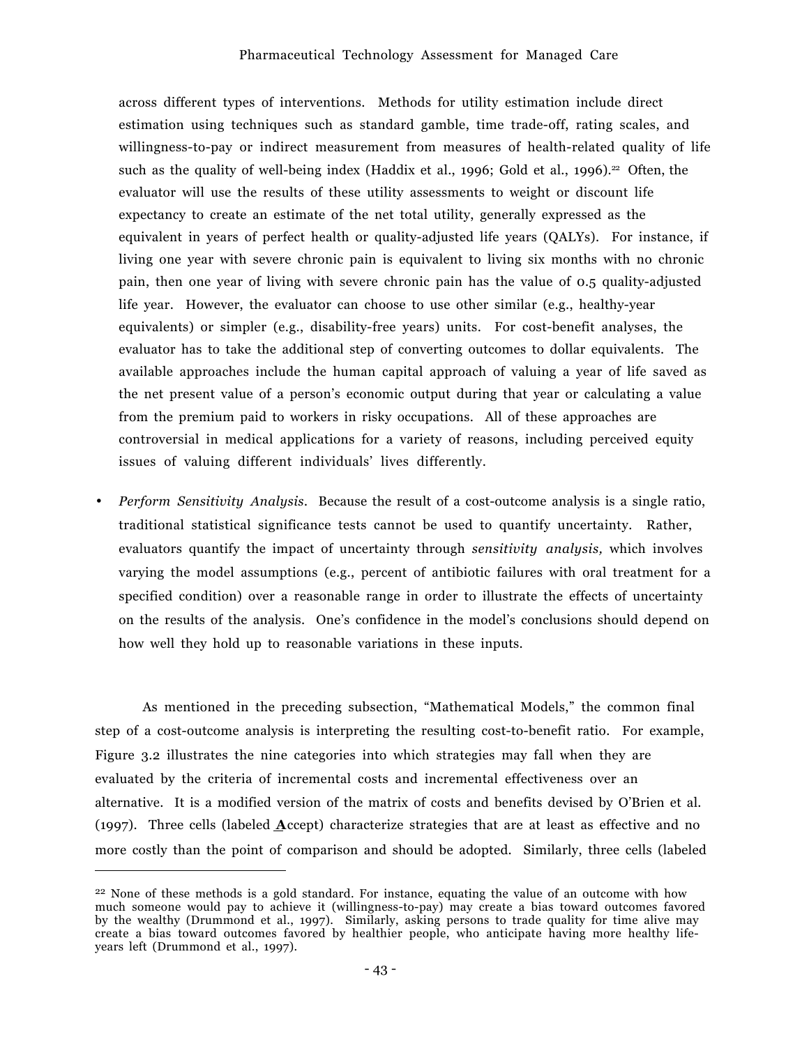across different types of interventions. Methods for utility estimation include direct estimation using techniques such as standard gamble, time trade-off, rating scales, and willingness-to-pay or indirect measurement from measures of health-related quality of life such as the quality of well-being index (Haddix et al., 1996; Gold et al., 1996).[22] Often, the evaluator will use the results of these utility assessments to weight or discount life expectancy to create an estimate of the net total utility, generally expressed as the equivalent in years of perfect health or quality-adjusted life years (QALYs). For instance, if living one year with severe chronic pain is equivalent to living six months with no chronic pain, then one year of living with severe chronic pain has the value of 0.5 quality-adjusted life year. However, the evaluator can choose to use other similar (e.g., healthy-year equivalents) or simpler (e.g., disability-free years) units. For cost-benefit analyses, the evaluator has to take the additional step of converting outcomes to dollar equivalents. The available approaches include the human capital approach of valuing a year of life saved as the net present value of a person's economic output during that year or calculating a value from the premium paid to workers in risky occupations. All of these approaches are controversial in medical applications for a variety of reasons, including perceived equity issues of valuing different individuals' lives differently.

- *Perform Sensitivity Analysis*. Because the result of a cost-outcome analysis is a single ratio, traditional statistical significance tests cannot be used to quantify uncertainty. Rather, evaluators quantify the impact of uncertainty through *sensitivity analysis,* which involves varying the model assumptions (e.g., percent of antibiotic failures with oral treatment for a specified condition) over a reasonable range in order to illustrate the effects of uncertainty on the results of the analysis. One's confidence in the model's conclusions should depend on how well they hold up to reasonable variations in these inputs.

As mentioned in the preceding subsection, "Mathematical Models," the common final step of a cost-outcome analysis is interpreting the resulting cost-to-benefit ratio. For example, Figure 3.2 illustrates the nine categories into which strategies may fall when they are evaluated by the criteria of incremental costs and incremental effectiveness over an alternative. It is a modified version of the matrix of costs and benefits devised by O'Brien et al. (1997). Three cells (labeled **A**ccept) characterize strategies that are at least as effective and no more costly than the point of comparison and should be adopted. Similarly, three cells (labeled

[22] None of these methods is a gold standard. For instance, equating the value of an outcome with how much someone would pay to achieve it (willingness-to-pay) may create a bias toward outcomes favored by the wealthy (Drummond et al., 1997). Similarly, asking persons to trade quality for time alive may create a bias toward outcomes favored by healthier people, who anticipate having more healthy life-years left (Drummond et al., 1997).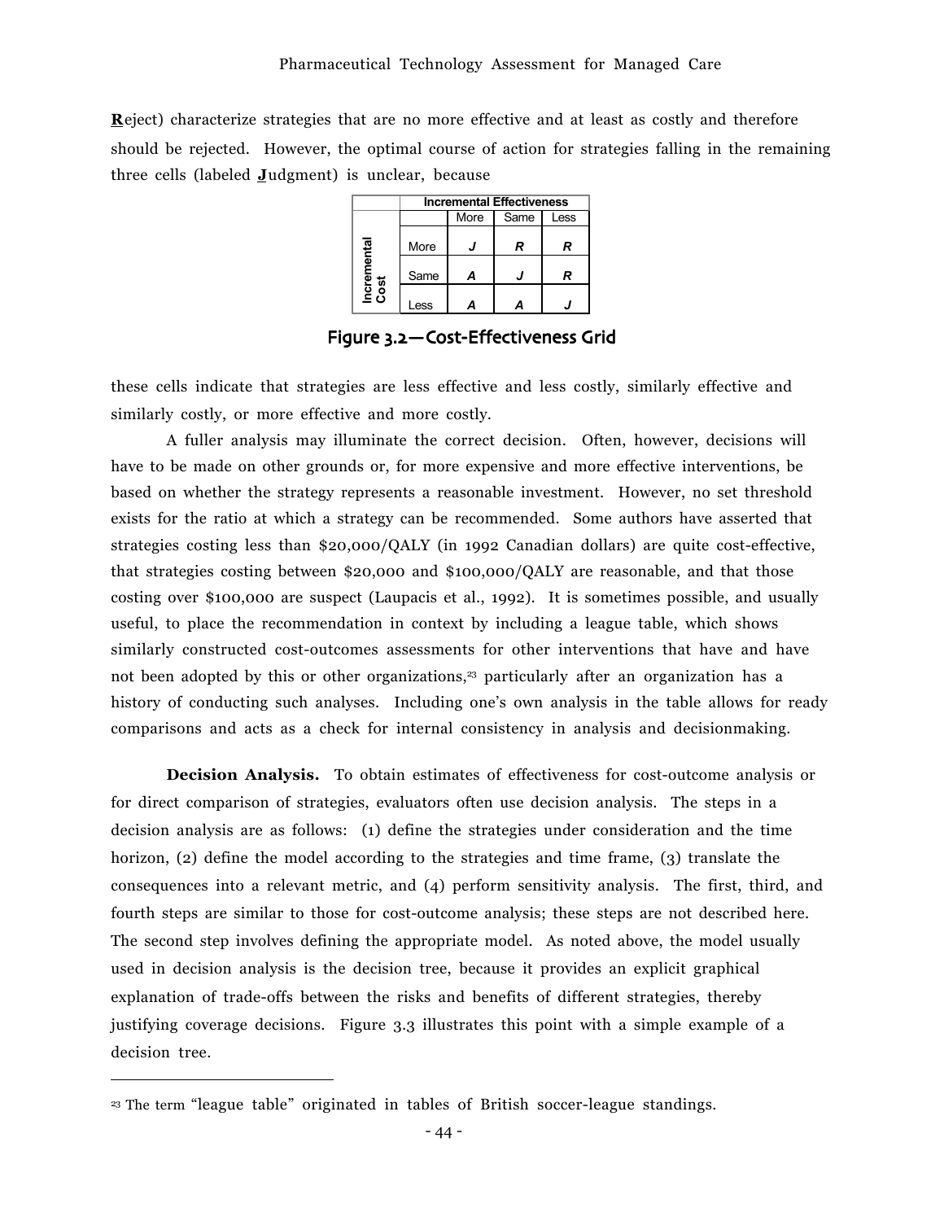**R**eject) characterize strategies that are no more effective and at least as costly and therefore should be rejected. However, the optimal course of action for strategies falling in the remaining three cells (labeled **J**udgment) is unclear, because

| | | Incremental Effectiveness | | |
|---|---|---|---|---|
| | | More | Same | Less |
| Incremental Cost | More | ***J*** | ***R*** | ***R*** |
| | Same | ***A*** | ***J*** | ***R*** |
| | Less | ***A*** | ***A*** | ***J*** |

Figure 3.2—Cost-Effectiveness Grid

these cells indicate that strategies are less effective and less costly, similarly effective and similarly costly, or more effective and more costly.

A fuller analysis may illuminate the correct decision. Often, however, decisions will have to be made on other grounds or, for more expensive and more effective interventions, be based on whether the strategy represents a reasonable investment. However, no set threshold exists for the ratio at which a strategy can be recommended. Some authors have asserted that strategies costing less than $20,000/QALY (in 1992 Canadian dollars) are quite cost-effective, that strategies costing between $20,000 and $100,000/QALY are reasonable, and that those costing over $100,000 are suspect (Laupacis et al., 1992). It is sometimes possible, and usually useful, to place the recommendation in context by including a league table, which shows similarly constructed cost-outcomes assessments for other interventions that have and have not been adopted by this or other organizations,[23] particularly after an organization has a history of conducting such analyses. Including one's own analysis in the table allows for ready comparisons and acts as a check for internal consistency in analysis and decisionmaking.

**Decision Analysis.** To obtain estimates of effectiveness for cost-outcome analysis or for direct comparison of strategies, evaluators often use decision analysis. The steps in a decision analysis are as follows: (1) define the strategies under consideration and the time horizon, (2) define the model according to the strategies and time frame, (3) translate the consequences into a relevant metric, and (4) perform sensitivity analysis. The first, third, and fourth steps are similar to those for cost-outcome analysis; these steps are not described here. The second step involves defining the appropriate model. As noted above, the model usually used in decision analysis is the decision tree, because it provides an explicit graphical explanation of trade-offs between the risks and benefits of different strategies, thereby justifying coverage decisions. Figure 3.3 illustrates this point with a simple example of a decision tree.

---

[23] The term "league table" originated in tables of British soccer-league standings.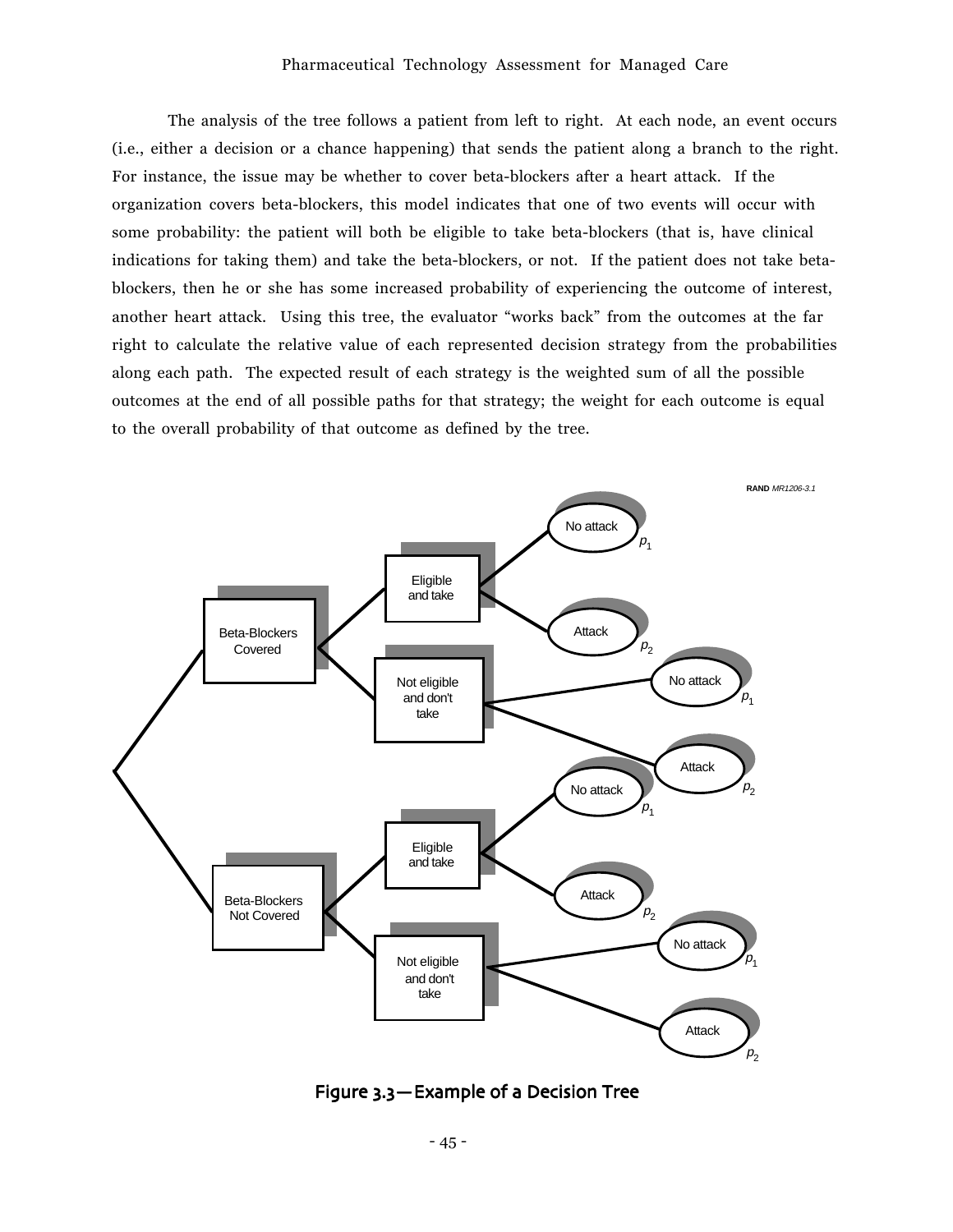The analysis of the tree follows a patient from left to right. At each node, an event occurs (i.e., either a decision or a chance happening) that sends the patient along a branch to the right. For instance, the issue may be whether to cover beta-blockers after a heart attack. If the organization covers beta-blockers, this model indicates that one of two events will occur with some probability: the patient will both be eligible to take beta-blockers (that is, have clinical indications for taking them) and take the beta-blockers, or not. If the patient does not take beta-blockers, then he or she has some increased probability of experiencing the outcome of interest, another heart attack. Using this tree, the evaluator "works back" from the outcomes at the far right to calculate the relative value of each represented decision strategy from the probabilities along each path. The expected result of each strategy is the weighted sum of all the possible outcomes at the end of all possible paths for that strategy; the weight for each outcome is equal to the overall probability of that outcome as defined by the tree.

RAND *MR1206-3.1*

- Beta-Blockers Covered
  - Eligible and take
    - No attack $p_1$
    - Attack $p_2$
  - Not eligible and don't take
    - No attack $p_1$
    - Attack $p_2$
- Beta-Blockers Not Covered
  - Eligible and take
    - No attack $p_1$
    - Attack $p_2$
  - Not eligible and don't take
    - No attack $p_1$
    - Attack $p_2$

**Figure 3.3—Example of a Decision Tree**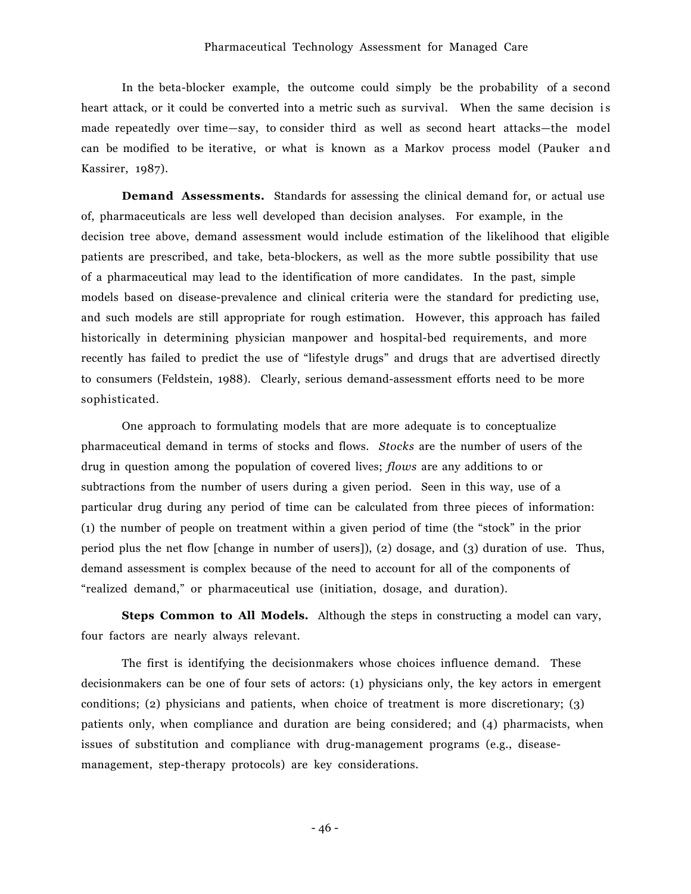In the beta-blocker example, the outcome could simply be the probability of a second heart attack, or it could be converted into a metric such as survival. When the same decision is made repeatedly over time—say, to consider third as well as second heart attacks—the model can be modified to be iterative, or what is known as a Markov process model (Pauker and Kassirer, 1987).

**Demand Assessments.** Standards for assessing the clinical demand for, or actual use of, pharmaceuticals are less well developed than decision analyses. For example, in the decision tree above, demand assessment would include estimation of the likelihood that eligible patients are prescribed, and take, beta-blockers, as well as the more subtle possibility that use of a pharmaceutical may lead to the identification of more candidates. In the past, simple models based on disease-prevalence and clinical criteria were the standard for predicting use, and such models are still appropriate for rough estimation. However, this approach has failed historically in determining physician manpower and hospital-bed requirements, and more recently has failed to predict the use of "lifestyle drugs" and drugs that are advertised directly to consumers (Feldstein, 1988). Clearly, serious demand-assessment efforts need to be more sophisticated.

One approach to formulating models that are more adequate is to conceptualize pharmaceutical demand in terms of stocks and flows. *Stocks* are the number of users of the drug in question among the population of covered lives; *flows* are any additions to or subtractions from the number of users during a given period. Seen in this way, use of a particular drug during any period of time can be calculated from three pieces of information: (1) the number of people on treatment within a given period of time (the "stock" in the prior period plus the net flow [change in number of users]), (2) dosage, and (3) duration of use. Thus, demand assessment is complex because of the need to account for all of the components of "realized demand," or pharmaceutical use (initiation, dosage, and duration).

**Steps Common to All Models.** Although the steps in constructing a model can vary, four factors are nearly always relevant.

The first is identifying the decisionmakers whose choices influence demand. These decisionmakers can be one of four sets of actors: (1) physicians only, the key actors in emergent conditions; (2) physicians and patients, when choice of treatment is more discretionary; (3) patients only, when compliance and duration are being considered; and (4) pharmacists, when issues of substitution and compliance with drug-management programs (e.g., disease-management, step-therapy protocols) are key considerations.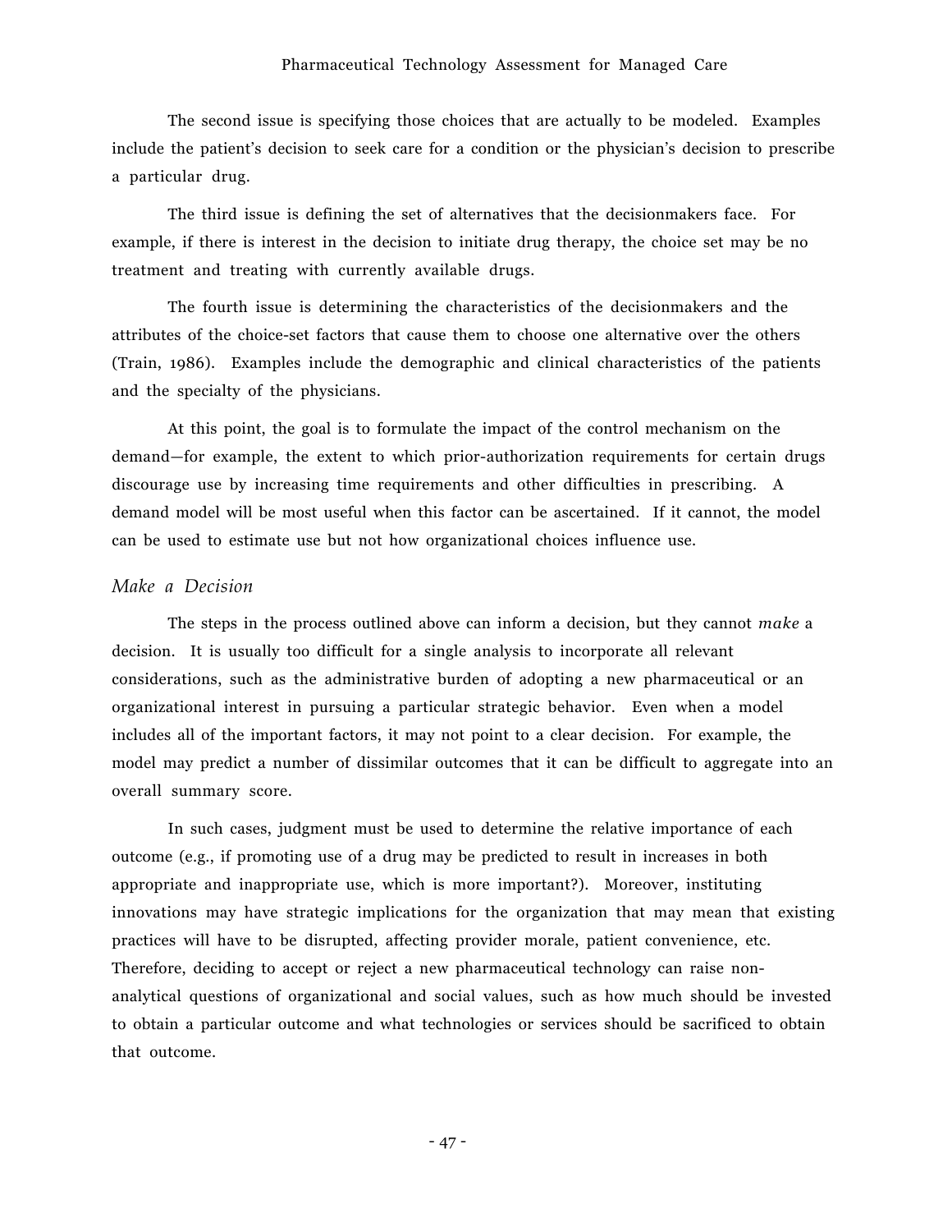The second issue is specifying those choices that are actually to be modeled. Examples include the patient's decision to seek care for a condition or the physician's decision to prescribe a particular drug.

The third issue is defining the set of alternatives that the decisionmakers face. For example, if there is interest in the decision to initiate drug therapy, the choice set may be no treatment and treating with currently available drugs.

The fourth issue is determining the characteristics of the decisionmakers and the attributes of the choice-set factors that cause them to choose one alternative over the others (Train, 1986). Examples include the demographic and clinical characteristics of the patients and the specialty of the physicians.

At this point, the goal is to formulate the impact of the control mechanism on the demand—for example, the extent to which prior-authorization requirements for certain drugs discourage use by increasing time requirements and other difficulties in prescribing. A demand model will be most useful when this factor can be ascertained. If it cannot, the model can be used to estimate use but not how organizational choices influence use.

### *Make a Decision*

The steps in the process outlined above can inform a decision, but they cannot *make* a decision. It is usually too difficult for a single analysis to incorporate all relevant considerations, such as the administrative burden of adopting a new pharmaceutical or an organizational interest in pursuing a particular strategic behavior. Even when a model includes all of the important factors, it may not point to a clear decision. For example, the model may predict a number of dissimilar outcomes that it can be difficult to aggregate into an overall summary score.

In such cases, judgment must be used to determine the relative importance of each outcome (e.g., if promoting use of a drug may be predicted to result in increases in both appropriate and inappropriate use, which is more important?). Moreover, instituting innovations may have strategic implications for the organization that may mean that existing practices will have to be disrupted, affecting provider morale, patient convenience, etc. Therefore, deciding to accept or reject a new pharmaceutical technology can raise non-analytical questions of organizational and social values, such as how much should be invested to obtain a particular outcome and what technologies or services should be sacrificed to obtain that outcome.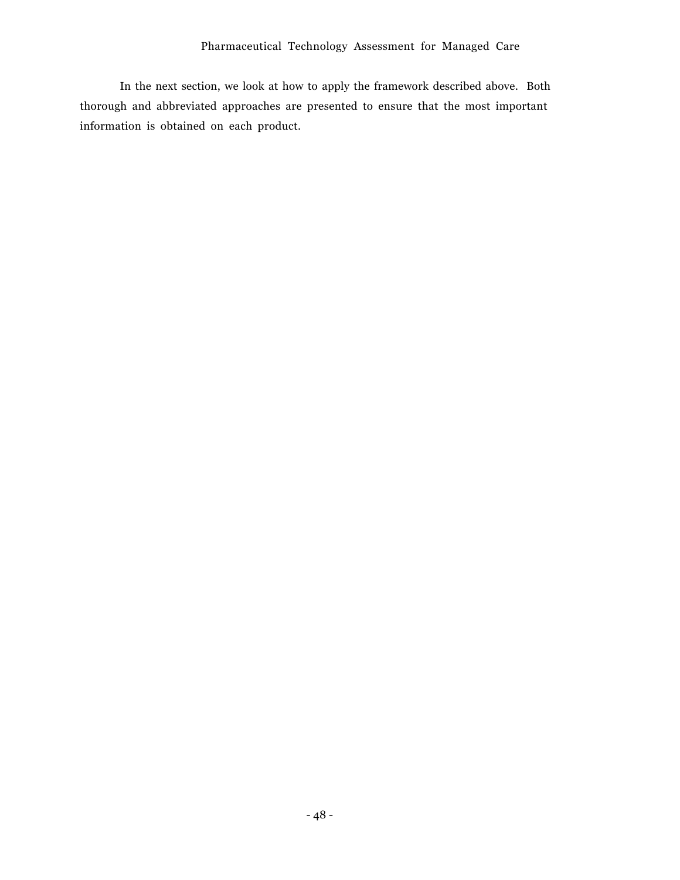In the next section, we look at how to apply the framework described above. Both thorough and abbreviated approaches are presented to ensure that the most important information is obtained on each product.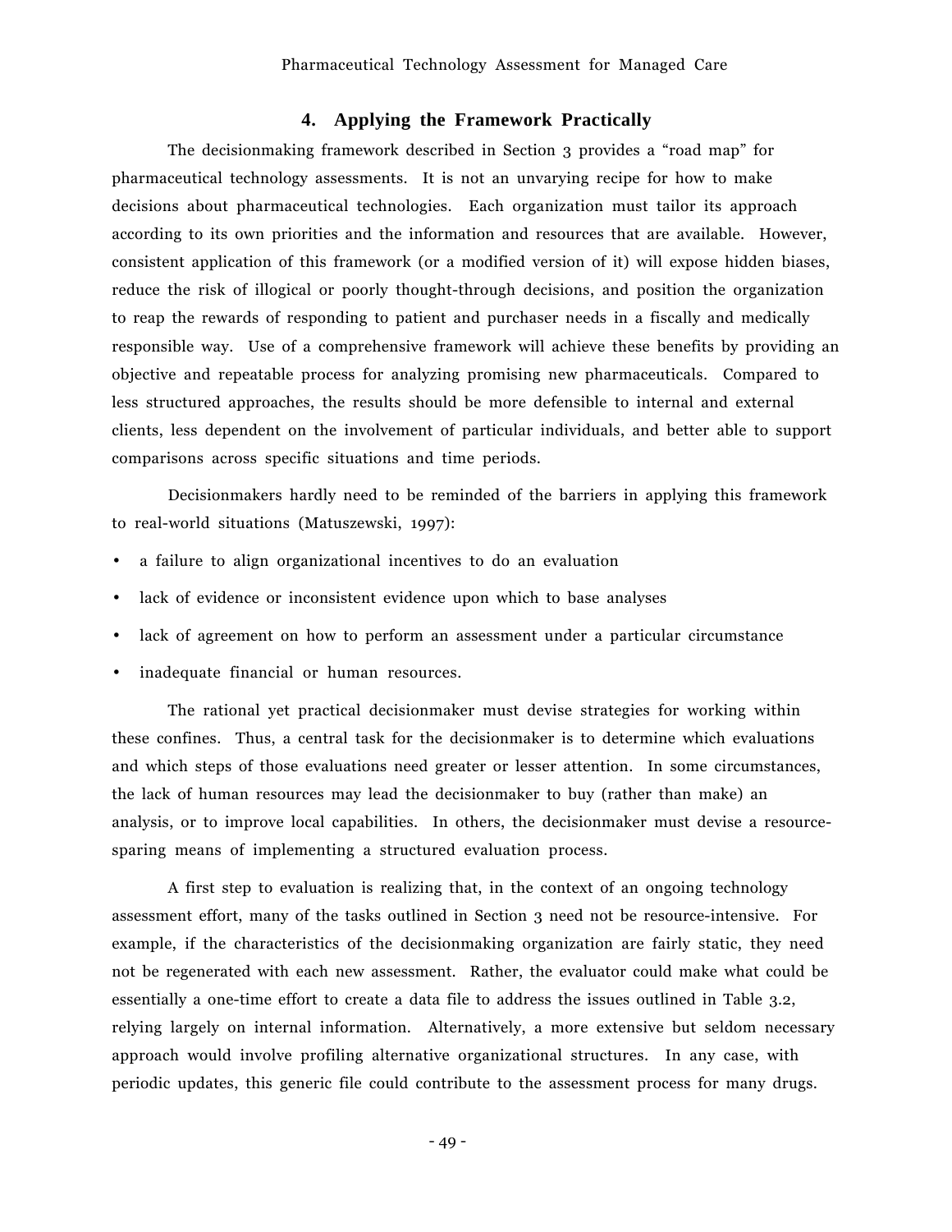## 4. Applying the Framework Practically

The decisionmaking framework described in Section 3 provides a "road map" for pharmaceutical technology assessments. It is not an unvarying recipe for how to make decisions about pharmaceutical technologies. Each organization must tailor its approach according to its own priorities and the information and resources that are available. However, consistent application of this framework (or a modified version of it) will expose hidden biases, reduce the risk of illogical or poorly thought-through decisions, and position the organization to reap the rewards of responding to patient and purchaser needs in a fiscally and medically responsible way. Use of a comprehensive framework will achieve these benefits by providing an objective and repeatable process for analyzing promising new pharmaceuticals. Compared to less structured approaches, the results should be more defensible to internal and external clients, less dependent on the involvement of particular individuals, and better able to support comparisons across specific situations and time periods.

Decisionmakers hardly need to be reminded of the barriers in applying this framework to real-world situations (Matuszewski, 1997):

- a failure to align organizational incentives to do an evaluation
- lack of evidence or inconsistent evidence upon which to base analyses
- lack of agreement on how to perform an assessment under a particular circumstance
- inadequate financial or human resources.

The rational yet practical decisionmaker must devise strategies for working within these confines. Thus, a central task for the decisionmaker is to determine which evaluations and which steps of those evaluations need greater or lesser attention. In some circumstances, the lack of human resources may lead the decisionmaker to buy (rather than make) an analysis, or to improve local capabilities. In others, the decisionmaker must devise a resource-sparing means of implementing a structured evaluation process.

A first step to evaluation is realizing that, in the context of an ongoing technology assessment effort, many of the tasks outlined in Section 3 need not be resource-intensive. For example, if the characteristics of the decisionmaking organization are fairly static, they need not be regenerated with each new assessment. Rather, the evaluator could make what could be essentially a one-time effort to create a data file to address the issues outlined in Table 3.2, relying largely on internal information. Alternatively, a more extensive but seldom necessary approach would involve profiling alternative organizational structures. In any case, with periodic updates, this generic file could contribute to the assessment process for many drugs.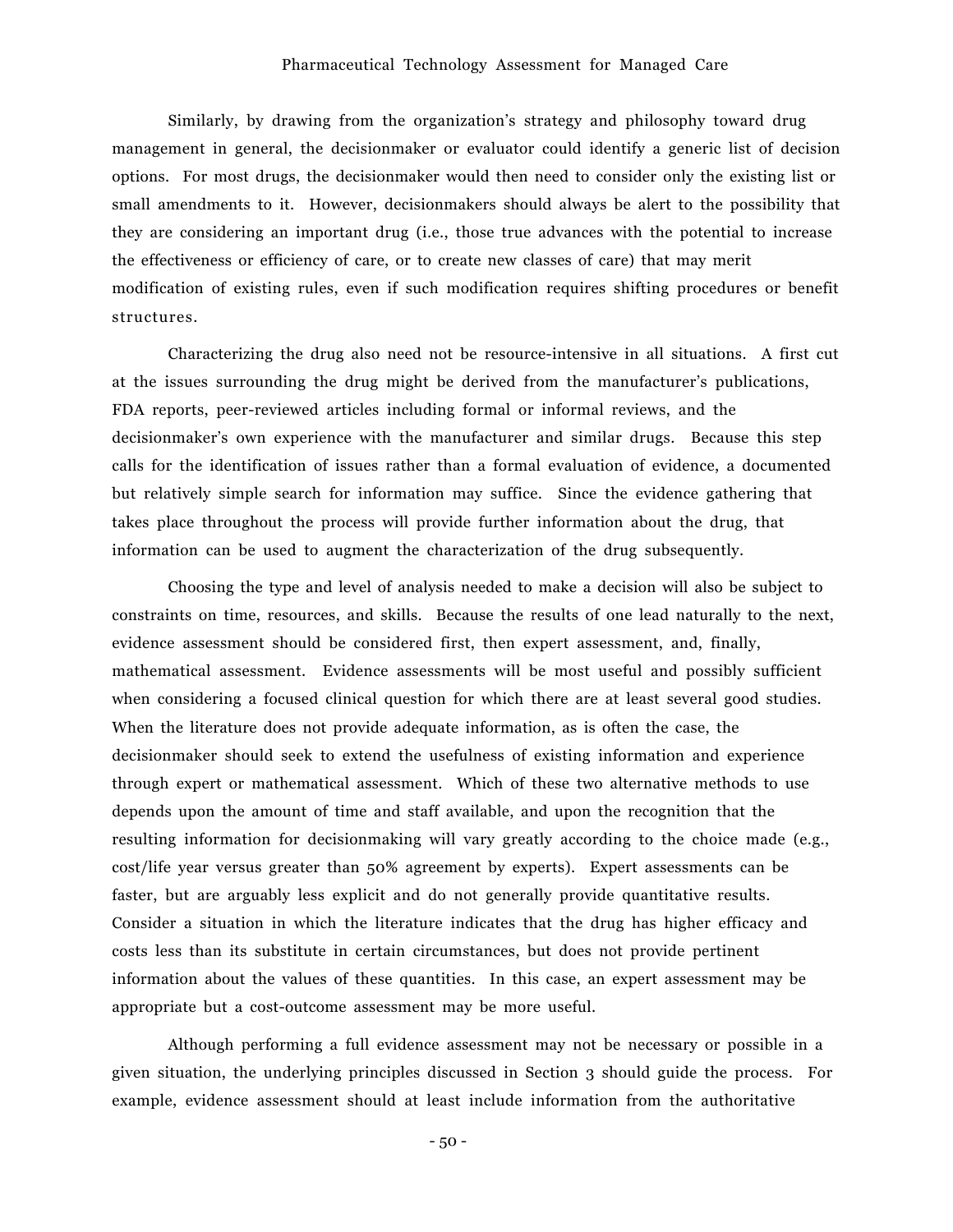Similarly, by drawing from the organization's strategy and philosophy toward drug management in general, the decisionmaker or evaluator could identify a generic list of decision options. For most drugs, the decisionmaker would then need to consider only the existing list or small amendments to it. However, decisionmakers should always be alert to the possibility that they are considering an important drug (i.e., those true advances with the potential to increase the effectiveness or efficiency of care, or to create new classes of care) that may merit modification of existing rules, even if such modification requires shifting procedures or benefit structures.

Characterizing the drug also need not be resource-intensive in all situations. A first cut at the issues surrounding the drug might be derived from the manufacturer's publications, FDA reports, peer-reviewed articles including formal or informal reviews, and the decisionmaker's own experience with the manufacturer and similar drugs. Because this step calls for the identification of issues rather than a formal evaluation of evidence, a documented but relatively simple search for information may suffice. Since the evidence gathering that takes place throughout the process will provide further information about the drug, that information can be used to augment the characterization of the drug subsequently.

Choosing the type and level of analysis needed to make a decision will also be subject to constraints on time, resources, and skills. Because the results of one lead naturally to the next, evidence assessment should be considered first, then expert assessment, and, finally, mathematical assessment. Evidence assessments will be most useful and possibly sufficient when considering a focused clinical question for which there are at least several good studies. When the literature does not provide adequate information, as is often the case, the decisionmaker should seek to extend the usefulness of existing information and experience through expert or mathematical assessment. Which of these two alternative methods to use depends upon the amount of time and staff available, and upon the recognition that the resulting information for decisionmaking will vary greatly according to the choice made (e.g., cost/life year versus greater than 50% agreement by experts). Expert assessments can be faster, but are arguably less explicit and do not generally provide quantitative results. Consider a situation in which the literature indicates that the drug has higher efficacy and costs less than its substitute in certain circumstances, but does not provide pertinent information about the values of these quantities. In this case, an expert assessment may be appropriate but a cost-outcome assessment may be more useful.

Although performing a full evidence assessment may not be necessary or possible in a given situation, the underlying principles discussed in Section 3 should guide the process. For example, evidence assessment should at least include information from the authoritative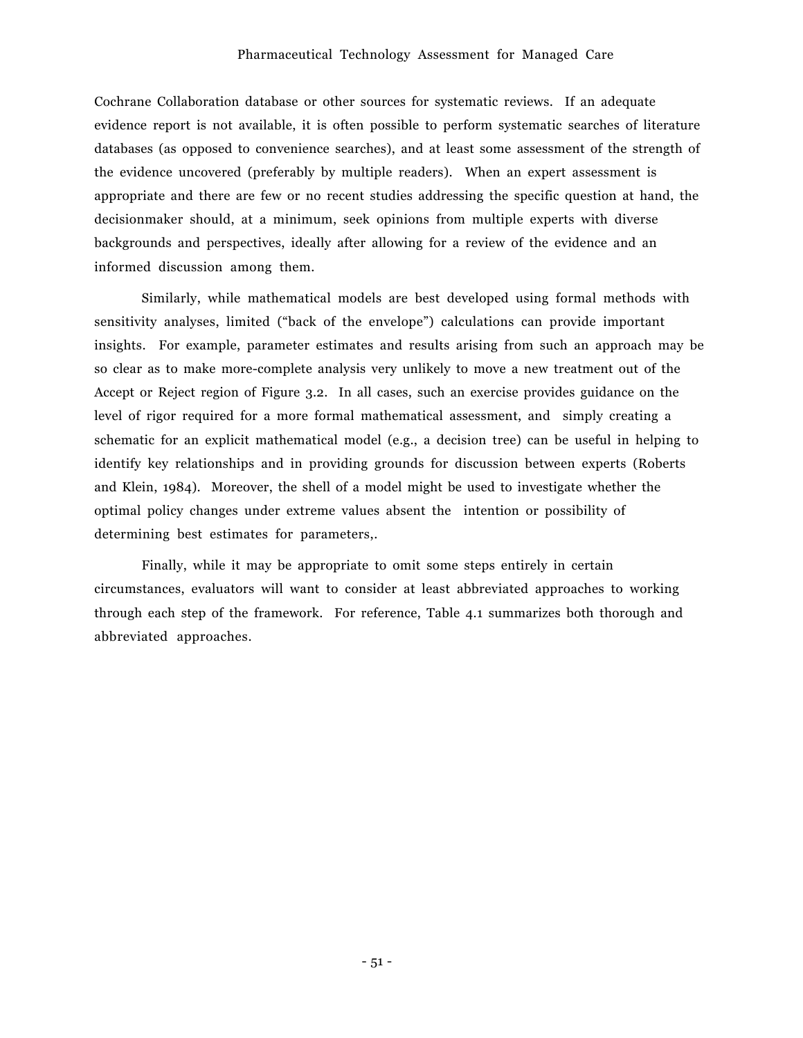Cochrane Collaboration database or other sources for systematic reviews. If an adequate evidence report is not available, it is often possible to perform systematic searches of literature databases (as opposed to convenience searches), and at least some assessment of the strength of the evidence uncovered (preferably by multiple readers). When an expert assessment is appropriate and there are few or no recent studies addressing the specific question at hand, the decisionmaker should, at a minimum, seek opinions from multiple experts with diverse backgrounds and perspectives, ideally after allowing for a review of the evidence and an informed discussion among them.

Similarly, while mathematical models are best developed using formal methods with sensitivity analyses, limited ("back of the envelope") calculations can provide important insights. For example, parameter estimates and results arising from such an approach may be so clear as to make more-complete analysis very unlikely to move a new treatment out of the Accept or Reject region of Figure 3.2. In all cases, such an exercise provides guidance on the level of rigor required for a more formal mathematical assessment, and simply creating a schematic for an explicit mathematical model (e.g., a decision tree) can be useful in helping to identify key relationships and in providing grounds for discussion between experts (Roberts and Klein, 1984). Moreover, the shell of a model might be used to investigate whether the optimal policy changes under extreme values absent the intention or possibility of determining best estimates for parameters,.

Finally, while it may be appropriate to omit some steps entirely in certain circumstances, evaluators will want to consider at least abbreviated approaches to working through each step of the framework. For reference, Table 4.1 summarizes both thorough and abbreviated approaches.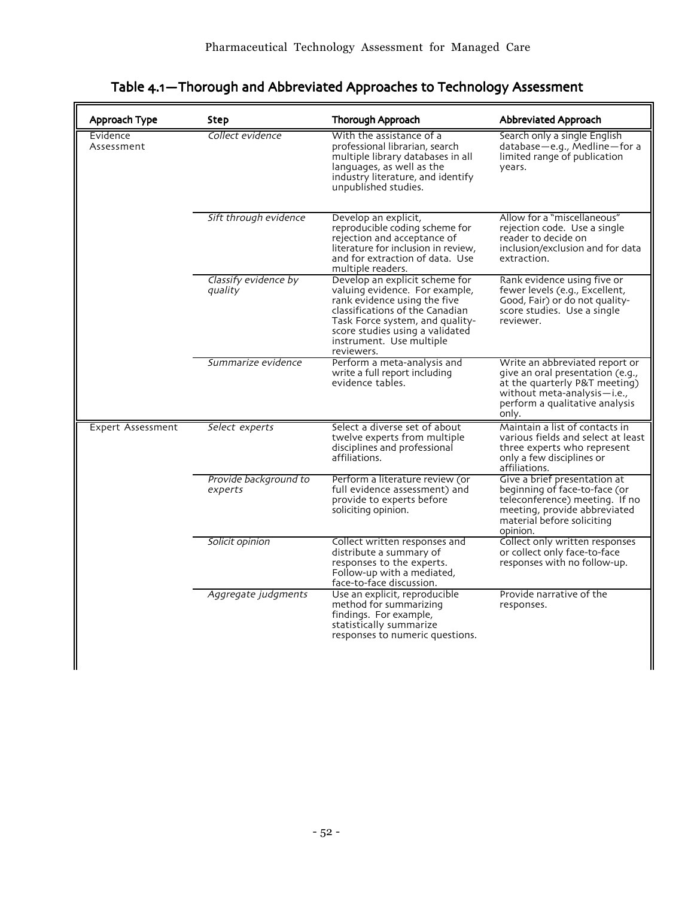## Table 4.1—Thorough and Abbreviated Approaches to Technology Assessment

| Approach Type | Step | Thorough Approach | Abbreviated Approach |
|---|---|---|---|
| Evidence Assessment | *Collect evidence* | With the assistance of a professional librarian, search multiple library databases in all languages, as well as the industry literature, and identify unpublished studies. | Search only a single English database—e.g., Medline—for a limited range of publication years. |
| | *Sift through evidence* | Develop an explicit, reproducible coding scheme for rejection and acceptance of literature for inclusion in review, and for extraction of data. Use multiple readers. | Allow for a "miscellaneous" rejection code. Use a single reader to decide on inclusion/exclusion and for data extraction. |
| | *Classify evidence by quality* | Develop an explicit scheme for valuing evidence. For example, rank evidence using the five classifications of the Canadian Task Force system, and quality-score studies using a validated instrument. Use multiple reviewers. | Rank evidence using five or fewer levels (e.g., Excellent, Good, Fair) or do not quality-score studies. Use a single reviewer. |
| | *Summarize evidence* | Perform a meta-analysis and write a full report including evidence tables. | Write an abbreviated report or give an oral presentation (e.g., at the quarterly P&T meeting) without meta-analysis—i.e., perform a qualitative analysis only. |
| Expert Assessment | *Select experts* | Select a diverse set of about twelve experts from multiple disciplines and professional affiliations. | Maintain a list of contacts in various fields and select at least three experts who represent only a few disciplines or affiliations. |
| | *Provide background to experts* | Perform a literature review (or full evidence assessment) and provide to experts before soliciting opinion. | Give a brief presentation at beginning of face-to-face (or teleconference) meeting. If no meeting, provide abbreviated material before soliciting opinion. |
| | *Solicit opinion* | Collect written responses and distribute a summary of responses to the experts. Follow-up with a mediated, face-to-face discussion. | Collect only written responses or collect only face-to-face responses with no follow-up. |
| | *Aggregate judgments* | Use an explicit, reproducible method for summarizing findings. For example, statistically summarize responses to numeric questions. | Provide narrative of the responses. |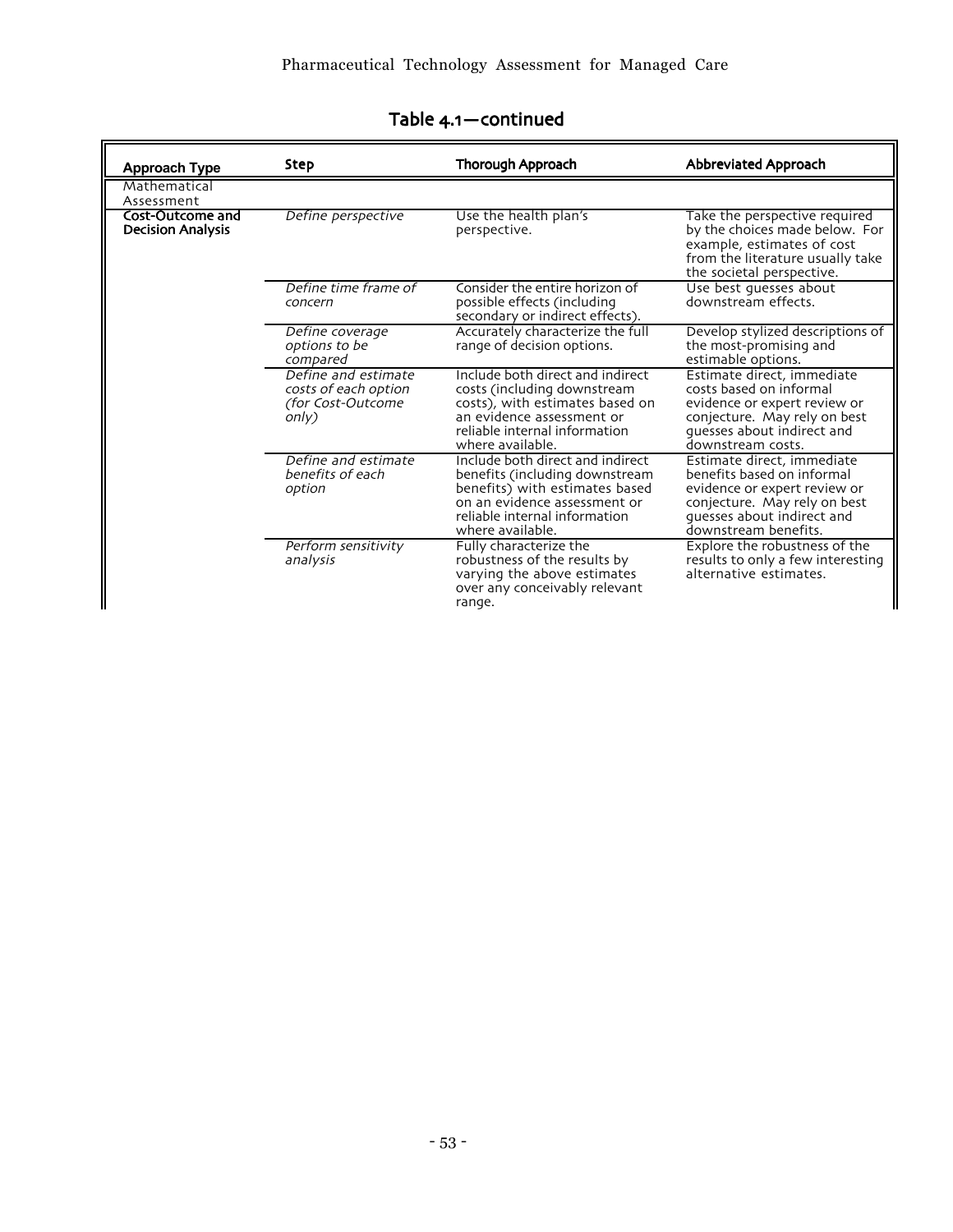## Table 4.1—continued

| Approach Type | Step | Thorough Approach | Abbreviated Approach |
|---|---|---|---|
| Mathematical Assessment | | | |
| **Cost-Outcome and Decision Analysis** | *Define perspective* | Use the health plan's perspective. | Take the perspective required by the choices made below. For example, estimates of cost from the literature usually take the societal perspective. |
| | *Define time frame of concern* | Consider the entire horizon of possible effects (including secondary or indirect effects). | Use best guesses about downstream effects. |
| | *Define coverage options to be compared* | Accurately characterize the full range of decision options. | Develop stylized descriptions of the most-promising and estimable options. |
| | *Define and estimate costs of each option (for Cost-Outcome only)* | Include both direct and indirect costs (including downstream costs), with estimates based on an evidence assessment or reliable internal information where available. | Estimate direct, immediate costs based on informal evidence or expert review or conjecture. May rely on best guesses about indirect and downstream costs. |
| | *Define and estimate benefits of each option* | Include both direct and indirect benefits (including downstream benefits) with estimates based on an evidence assessment or reliable internal information where available. | Estimate direct, immediate benefits based on informal evidence or expert review or conjecture. May rely on best guesses about indirect and downstream benefits. |
| | *Perform sensitivity analysis* | Fully characterize the robustness of the results by varying the above estimates over any conceivably relevant range. | Explore the robustness of the results to only a few interesting alternative estimates. |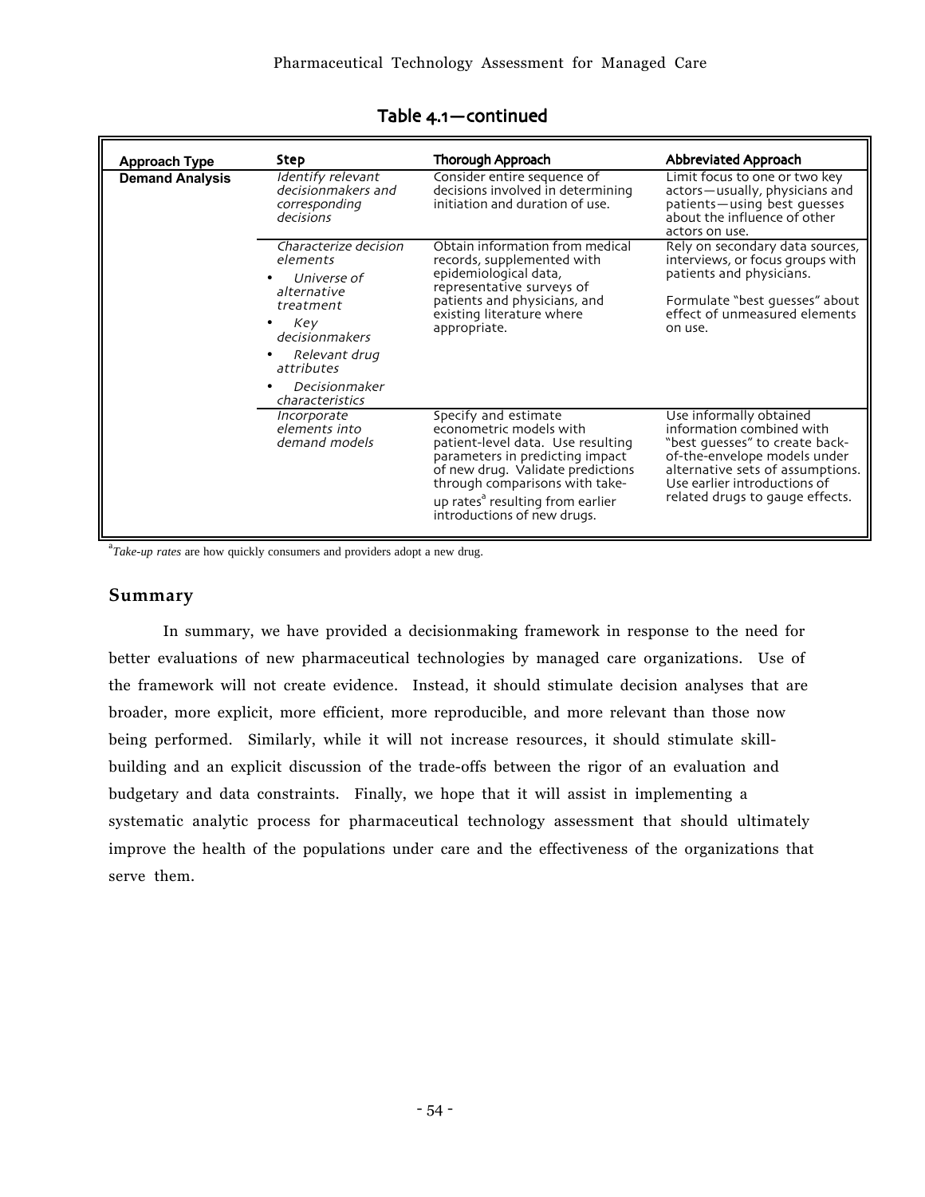## Table 4.1—continued

| Approach Type | Step | Thorough Approach | Abbreviated Approach |
| --- | --- | --- | --- |
| **Demand Analysis** | *Identify relevant decisionmakers and corresponding decisions* | Consider entire sequence of decisions involved in determining initiation and duration of use. | Limit focus to one or two key actors—usually, physicians and patients—using best guesses about the influence of other actors on use. |
| | *Characterize decision elements* <br>• *Universe of alternative treatment* <br>• *Key decisionmakers* <br>• *Relevant drug attributes* <br>• *Decisionmaker characteristics* | Obtain information from medical records, supplemented with epidemiological data, representative surveys of patients and physicians, and existing literature where appropriate. | Rely on secondary data sources, interviews, or focus groups with patients and physicians. <br><br>Formulate "best guesses" about effect of unmeasured elements on use. |
| | *Incorporate elements into demand models* | Specify and estimate econometric models with patient-level data. Use resulting parameters in predicting impact of new drug. Validate predictions through comparisons with take-up rates[a] resulting from earlier introductions of new drugs. | Use informally obtained information combined with "best guesses" to create back-of-the-envelope models under alternative sets of assumptions. Use earlier introductions of related drugs to gauge effects. |

[a]*Take-up rates* are how quickly consumers and providers adopt a new drug.

### Summary

In summary, we have provided a decisionmaking framework in response to the need for better evaluations of new pharmaceutical technologies by managed care organizations. Use of the framework will not create evidence. Instead, it should stimulate decision analyses that are broader, more explicit, more efficient, more reproducible, and more relevant than those now being performed. Similarly, while it will not increase resources, it should stimulate skill-building and an explicit discussion of the trade-offs between the rigor of an evaluation and budgetary and data constraints. Finally, we hope that it will assist in implementing a systematic analytic process for pharmaceutical technology assessment that should ultimately improve the health of the populations under care and the effectiveness of the organizations that serve them.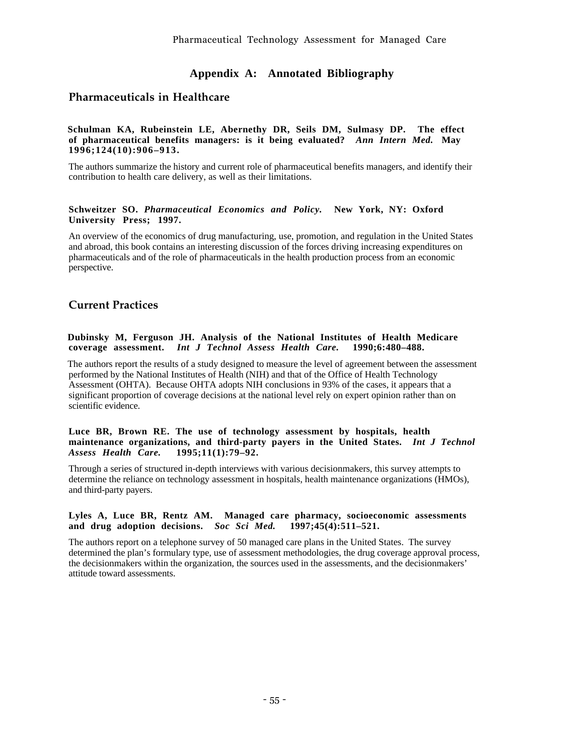# Appendix A: Annotated Bibliography

## Pharmaceuticals in Healthcare

**Schulman KA, Rubeinstein LE, Abernethy DR, Seils DM, Sulmasy DP. The effect of pharmaceutical benefits managers: is it being evaluated? *Ann Intern Med.* May 1996;124(10):906–913.**

The authors summarize the history and current role of pharmaceutical benefits managers, and identify their contribution to health care delivery, as well as their limitations.

**Schweitzer SO. *Pharmaceutical Economics and Policy.* New York, NY: Oxford University Press; 1997.**

An overview of the economics of drug manufacturing, use, promotion, and regulation in the United States and abroad, this book contains an interesting discussion of the forces driving increasing expenditures on pharmaceuticals and of the role of pharmaceuticals in the health production process from an economic perspective.

## Current Practices

**Dubinsky M, Ferguson JH. Analysis of the National Institutes of Health Medicare coverage assessment. *Int J Technol Assess Health Care.* 1990;6:480–488.**

The authors report the results of a study designed to measure the level of agreement between the assessment performed by the National Institutes of Health (NIH) and that of the Office of Health Technology Assessment (OHTA). Because OHTA adopts NIH conclusions in 93% of the cases, it appears that a significant proportion of coverage decisions at the national level rely on expert opinion rather than on scientific evidence.

**Luce BR, Brown RE. The use of technology assessment by hospitals, health maintenance organizations, and third-party payers in the United States. *Int J Technol Assess Health Care.* 1995;11(1):79–92.**

Through a series of structured in-depth interviews with various decisionmakers, this survey attempts to determine the reliance on technology assessment in hospitals, health maintenance organizations (HMOs), and third-party payers.

**Lyles A, Luce BR, Rentz AM. Managed care pharmacy, socioeconomic assessments and drug adoption decisions. *Soc Sci Med.* 1997;45(4):511–521.**

The authors report on a telephone survey of 50 managed care plans in the United States. The survey determined the plan's formulary type, use of assessment methodologies, the drug coverage approval process, the decisionmakers within the organization, the sources used in the assessments, and the decisionmakers' attitude toward assessments.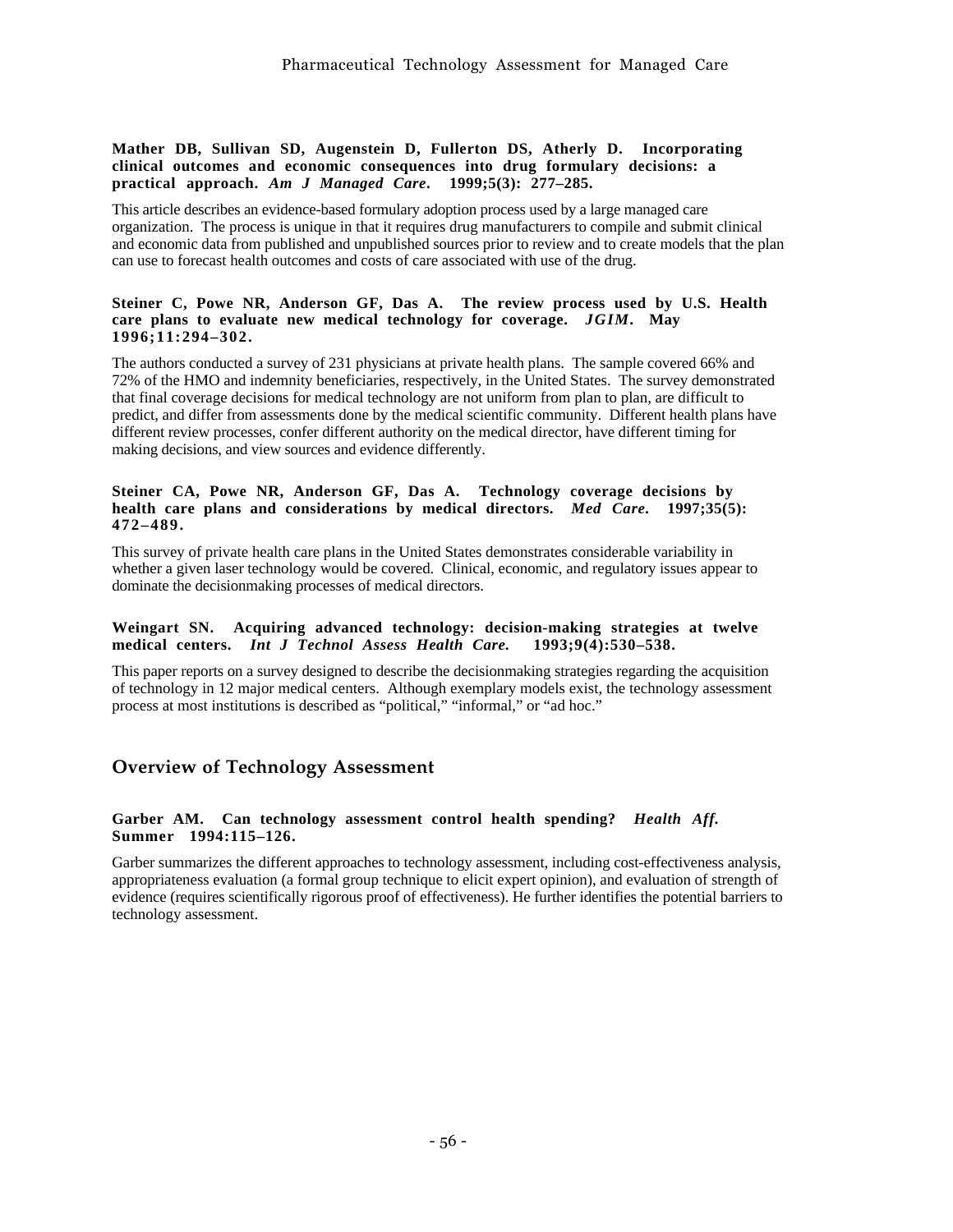**Mather DB, Sullivan SD, Augenstein D, Fullerton DS, Atherly D. Incorporating clinical outcomes and economic consequences into drug formulary decisions: a practical approach.** ***Am J Managed Care*****. 1999;5(3): 277–285.**

This article describes an evidence-based formulary adoption process used by a large managed care organization. The process is unique in that it requires drug manufacturers to compile and submit clinical and economic data from published and unpublished sources prior to review and to create models that the plan can use to forecast health outcomes and costs of care associated with use of the drug.

**Steiner C, Powe NR, Anderson GF, Das A. The review process used by U.S. Health care plans to evaluate new medical technology for coverage.** ***JGIM*****. May 1996;11:294–302.**

The authors conducted a survey of 231 physicians at private health plans. The sample covered 66% and 72% of the HMO and indemnity beneficiaries, respectively, in the United States. The survey demonstrated that final coverage decisions for medical technology are not uniform from plan to plan, are difficult to predict, and differ from assessments done by the medical scientific community. Different health plans have different review processes, confer different authority on the medical director, have different timing for making decisions, and view sources and evidence differently.

**Steiner CA, Powe NR, Anderson GF, Das A. Technology coverage decisions by health care plans and considerations by medical directors.** ***Med Care.*** **1997;35(5): 472–489.**

This survey of private health care plans in the United States demonstrates considerable variability in whether a given laser technology would be covered. Clinical, economic, and regulatory issues appear to dominate the decisionmaking processes of medical directors.

**Weingart SN. Acquiring advanced technology: decision-making strategies at twelve medical centers.** ***Int J Technol Assess Health Care.*** **1993;9(4):530–538.**

This paper reports on a survey designed to describe the decisionmaking strategies regarding the acquisition of technology in 12 major medical centers. Although exemplary models exist, the technology assessment process at most institutions is described as "political," "informal," or "ad hoc."

## Overview of Technology Assessment

**Garber AM. Can technology assessment control health spending?** ***Health Aff.*** **Summer 1994:115–126.**

Garber summarizes the different approaches to technology assessment, including cost-effectiveness analysis, appropriateness evaluation (a formal group technique to elicit expert opinion), and evaluation of strength of evidence (requires scientifically rigorous proof of effectiveness). He further identifies the potential barriers to technology assessment.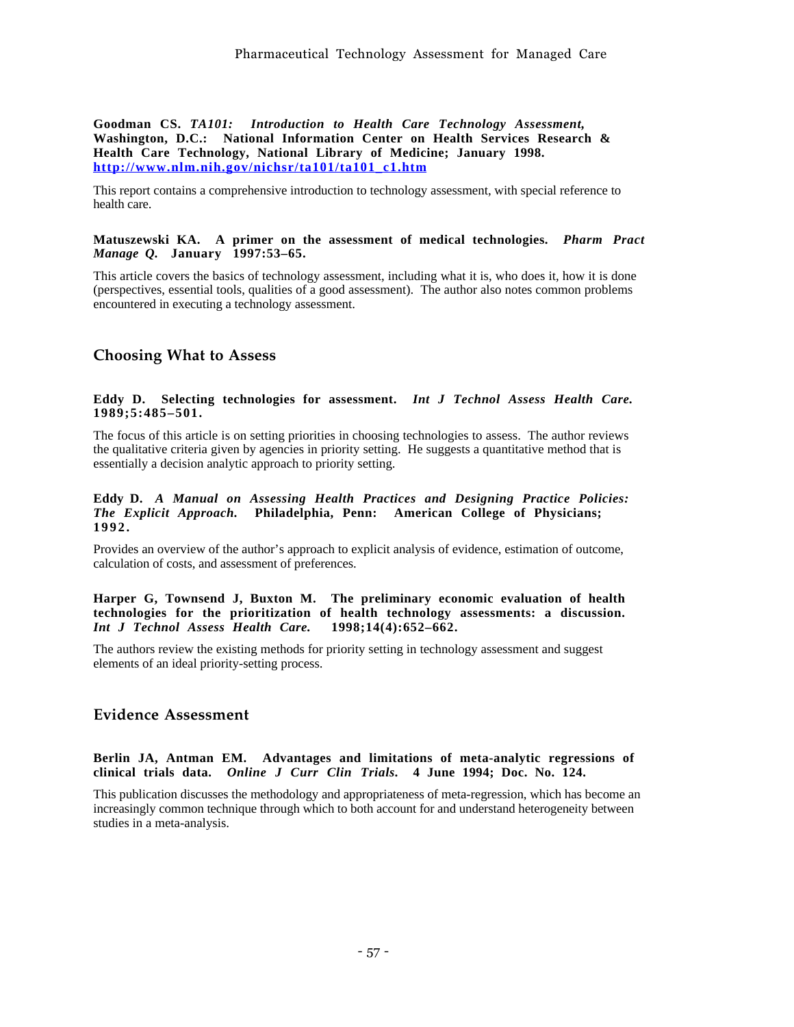**Goodman CS.** ***TA101: Introduction to Health Care Technology Assessment,*** **Washington, D.C.: National Information Center on Health Services Research & Health Care Technology, National Library of Medicine; January 1998.** **http://www.nlm.nih.gov/nichsr/ta101/ta101_c1.htm**

This report contains a comprehensive introduction to technology assessment, with special reference to health care.

**Matuszewski KA. A primer on the assessment of medical technologies.** ***Pharm Pract Manage Q.*** **January 1997:53–65.**

This article covers the basics of technology assessment, including what it is, who does it, how it is done (perspectives, essential tools, qualities of a good assessment). The author also notes common problems encountered in executing a technology assessment.

## Choosing What to Assess

**Eddy D. Selecting technologies for assessment.** ***Int J Technol Assess Health Care.*** **1989;5:485–501.**

The focus of this article is on setting priorities in choosing technologies to assess. The author reviews the qualitative criteria given by agencies in priority setting. He suggests a quantitative method that is essentially a decision analytic approach to priority setting.

**Eddy D.** ***A Manual on Assessing Health Practices and Designing Practice Policies: The Explicit Approach.*** **Philadelphia, Penn: American College of Physicians; 1992.**

Provides an overview of the author's approach to explicit analysis of evidence, estimation of outcome, calculation of costs, and assessment of preferences.

**Harper G, Townsend J, Buxton M. The preliminary economic evaluation of health technologies for the prioritization of health technology assessments: a discussion.** ***Int J Technol Assess Health Care.*** **1998;14(4):652–662.**

The authors review the existing methods for priority setting in technology assessment and suggest elements of an ideal priority-setting process.

## Evidence Assessment

**Berlin JA, Antman EM. Advantages and limitations of meta-analytic regressions of clinical trials data.** ***Online J Curr Clin Trials.*** **4 June 1994; Doc. No. 124.**

This publication discusses the methodology and appropriateness of meta-regression, which has become an increasingly common technique through which to both account for and understand heterogeneity between studies in a meta-analysis.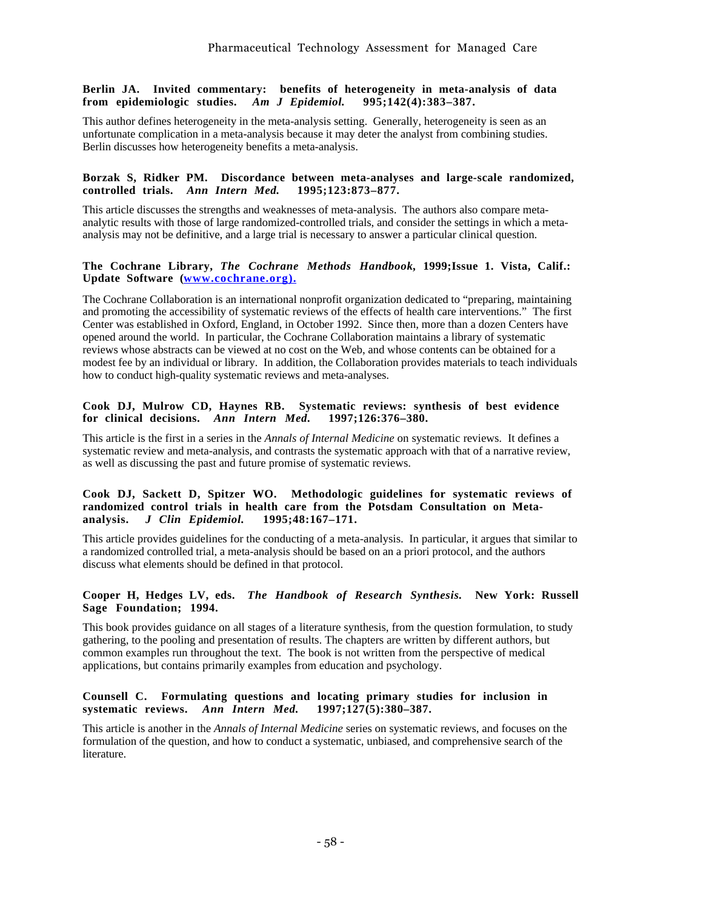**Berlin JA. Invited commentary: benefits of heterogeneity in meta-analysis of data from epidemiologic studies.** ***Am J Epidemiol.*** **995;142(4):383–387.**

This author defines heterogeneity in the meta-analysis setting. Generally, heterogeneity is seen as an unfortunate complication in a meta-analysis because it may deter the analyst from combining studies. Berlin discusses how heterogeneity benefits a meta-analysis.

**Borzak S, Ridker PM. Discordance between meta-analyses and large-scale randomized, controlled trials.** ***Ann Intern Med.*** **1995;123:873–877.**

This article discusses the strengths and weaknesses of meta-analysis. The authors also compare meta-analytic results with those of large randomized-controlled trials, and consider the settings in which a meta-analysis may not be definitive, and a large trial is necessary to answer a particular clinical question.

**The Cochrane Library,** ***The Cochrane Methods Handbook*****, 1999;Issue 1. Vista, Calif.: Update Software ([www.cochrane.org](http://www.cochrane.org)).**

The Cochrane Collaboration is an international nonprofit organization dedicated to "preparing, maintaining and promoting the accessibility of systematic reviews of the effects of health care interventions." The first Center was established in Oxford, England, in October 1992. Since then, more than a dozen Centers have opened around the world. In particular, the Cochrane Collaboration maintains a library of systematic reviews whose abstracts can be viewed at no cost on the Web, and whose contents can be obtained for a modest fee by an individual or library. In addition, the Collaboration provides materials to teach individuals how to conduct high-quality systematic reviews and meta-analyses.

**Cook DJ, Mulrow CD, Haynes RB. Systematic reviews: synthesis of best evidence for clinical decisions.** ***Ann Intern Med.*** **1997;126:376–380.**

This article is the first in a series in the *Annals of Internal Medicine* on systematic reviews. It defines a systematic review and meta-analysis, and contrasts the systematic approach with that of a narrative review, as well as discussing the past and future promise of systematic reviews.

**Cook DJ, Sackett D, Spitzer WO. Methodologic guidelines for systematic reviews of randomized control trials in health care from the Potsdam Consultation on Meta-analysis.** ***J Clin Epidemiol.*** **1995;48:167–171.**

This article provides guidelines for the conducting of a meta-analysis. In particular, it argues that similar to a randomized controlled trial, a meta-analysis should be based on an a priori protocol, and the authors discuss what elements should be defined in that protocol.

**Cooper H, Hedges LV, eds.** ***The Handbook of Research Synthesis.*** **New York: Russell Sage Foundation; 1994.**

This book provides guidance on all stages of a literature synthesis, from the question formulation, to study gathering, to the pooling and presentation of results. The chapters are written by different authors, but common examples run throughout the text. The book is not written from the perspective of medical applications, but contains primarily examples from education and psychology.

**Counsell C. Formulating questions and locating primary studies for inclusion in systematic reviews.** ***Ann Intern Med.*** **1997;127(5):380–387.**

This article is another in the *Annals of Internal Medicine* series on systematic reviews, and focuses on the formulation of the question, and how to conduct a systematic, unbiased, and comprehensive search of the literature.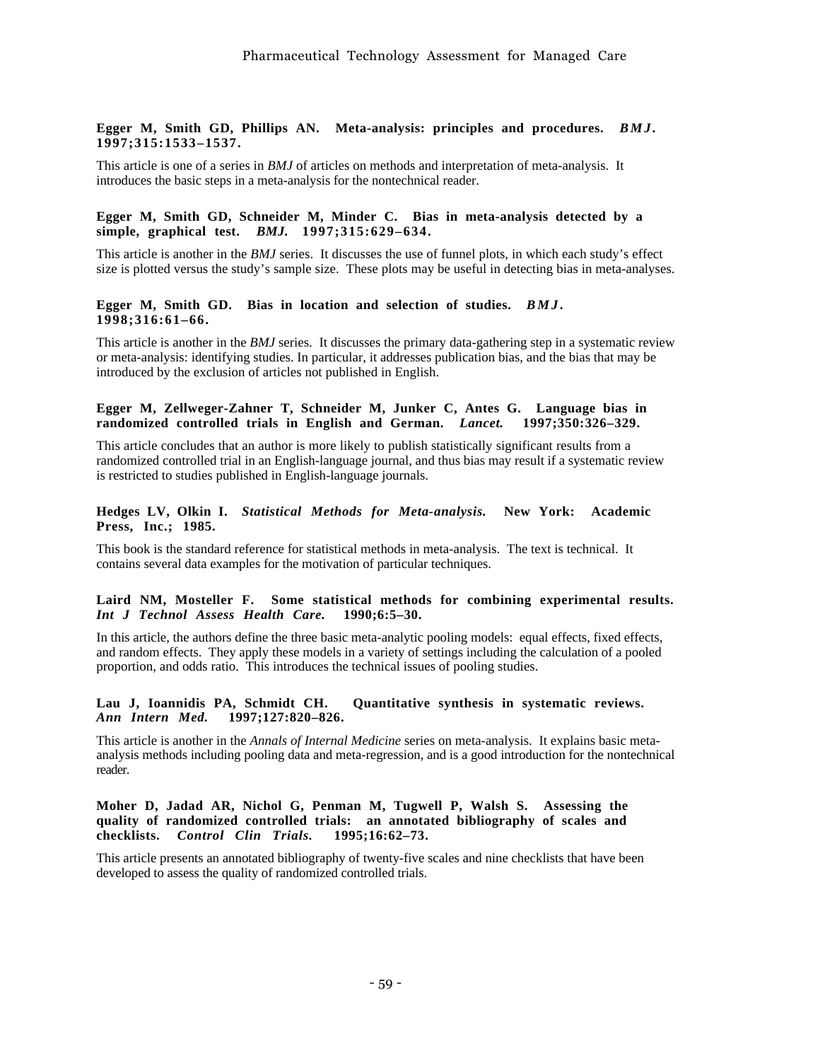**Egger M, Smith GD, Phillips AN. Meta-analysis: principles and procedures. *BMJ*. 1997;315:1533–1537.**

This article is one of a series in *BMJ* of articles on methods and interpretation of meta-analysis. It introduces the basic steps in a meta-analysis for the nontechnical reader.

**Egger M, Smith GD, Schneider M, Minder C. Bias in meta-analysis detected by a simple, graphical test. *BMJ*. 1997;315:629–634.**

This article is another in the *BMJ* series. It discusses the use of funnel plots, in which each study's effect size is plotted versus the study's sample size. These plots may be useful in detecting bias in meta-analyses.

**Egger M, Smith GD. Bias in location and selection of studies. *BMJ*. 1998;316:61–66.**

This article is another in the *BMJ* series. It discusses the primary data-gathering step in a systematic review or meta-analysis: identifying studies. In particular, it addresses publication bias, and the bias that may be introduced by the exclusion of articles not published in English.

**Egger M, Zellweger-Zahner T, Schneider M, Junker C, Antes G. Language bias in randomized controlled trials in English and German. *Lancet*. 1997;350:326–329.**

This article concludes that an author is more likely to publish statistically significant results from a randomized controlled trial in an English-language journal, and thus bias may result if a systematic review is restricted to studies published in English-language journals.

**Hedges LV, Olkin I. *Statistical Methods for Meta-analysis*. New York: Academic Press, Inc.; 1985.**

This book is the standard reference for statistical methods in meta-analysis. The text is technical. It contains several data examples for the motivation of particular techniques.

**Laird NM, Mosteller F. Some statistical methods for combining experimental results. *Int J Technol Assess Health Care*. 1990;6:5–30.**

In this article, the authors define the three basic meta-analytic pooling models: equal effects, fixed effects, and random effects. They apply these models in a variety of settings including the calculation of a pooled proportion, and odds ratio. This introduces the technical issues of pooling studies.

**Lau J, Ioannidis PA, Schmidt CH. Quantitative synthesis in systematic reviews. *Ann Intern Med*. 1997;127:820–826.**

This article is another in the *Annals of Internal Medicine* series on meta-analysis. It explains basic meta-analysis methods including pooling data and meta-regression, and is a good introduction for the nontechnical reader.

**Moher D, Jadad AR, Nichol G, Penman M, Tugwell P, Walsh S. Assessing the quality of randomized controlled trials: an annotated bibliography of scales and checklists. *Control Clin Trials*. 1995;16:62–73.**

This article presents an annotated bibliography of twenty-five scales and nine checklists that have been developed to assess the quality of randomized controlled trials.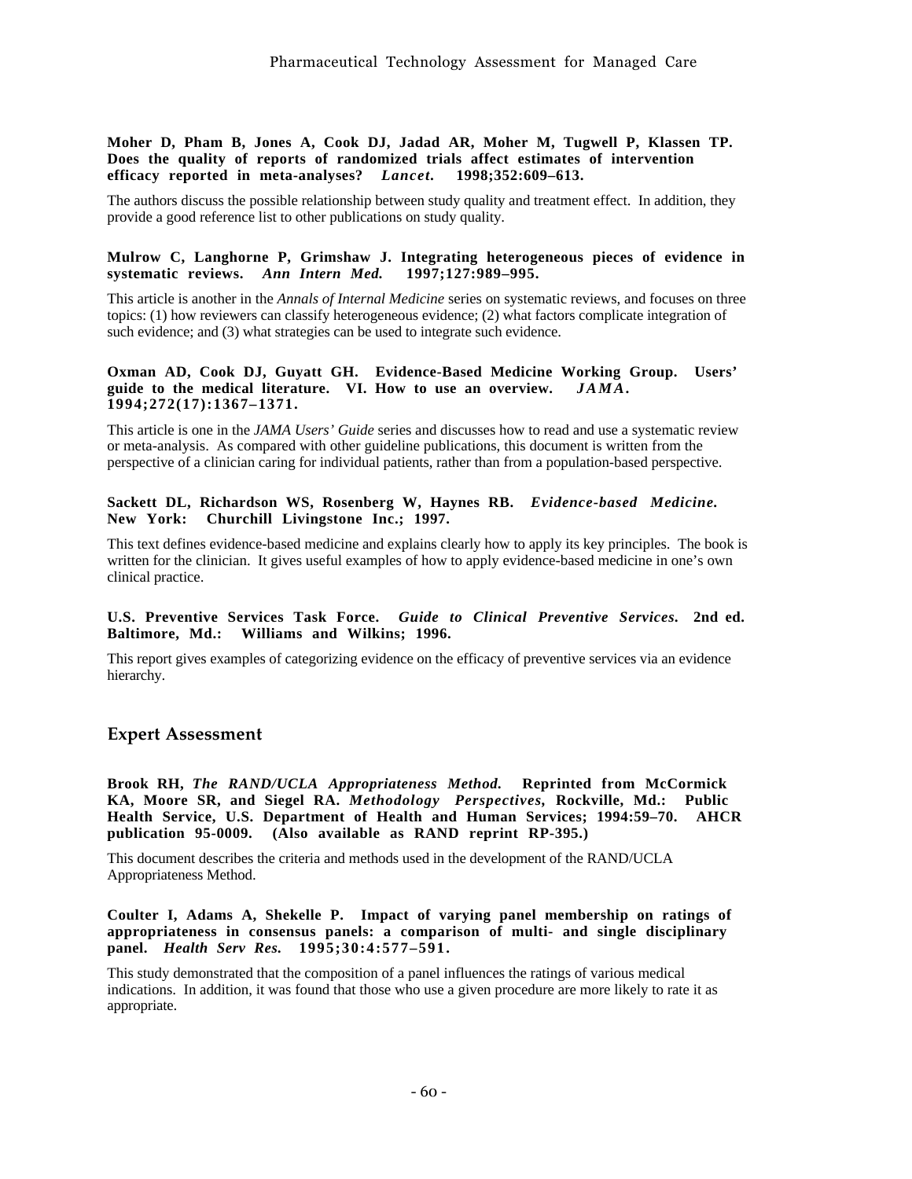**Moher D, Pham B, Jones A, Cook DJ, Jadad AR, Moher M, Tugwell P, Klassen TP. Does the quality of reports of randomized trials affect estimates of intervention efficacy reported in meta-analyses? *Lancet.* 1998;352:609–613.**

The authors discuss the possible relationship between study quality and treatment effect. In addition, they provide a good reference list to other publications on study quality.

**Mulrow C, Langhorne P, Grimshaw J. Integrating heterogeneous pieces of evidence in systematic reviews. *Ann Intern Med.* 1997;127:989–995.**

This article is another in the *Annals of Internal Medicine* series on systematic reviews, and focuses on three topics: (1) how reviewers can classify heterogeneous evidence; (2) what factors complicate integration of such evidence; and (3) what strategies can be used to integrate such evidence.

**Oxman AD, Cook DJ, Guyatt GH. Evidence-Based Medicine Working Group. Users' guide to the medical literature. VI. How to use an overview. *JAMA.* 1994;272(17):1367–1371.**

This article is one in the *JAMA Users' Guide* series and discusses how to read and use a systematic review or meta-analysis. As compared with other guideline publications, this document is written from the perspective of a clinician caring for individual patients, rather than from a population-based perspective.

**Sackett DL, Richardson WS, Rosenberg W, Haynes RB. *Evidence-based Medicine.* New York: Churchill Livingstone Inc.; 1997.**

This text defines evidence-based medicine and explains clearly how to apply its key principles. The book is written for the clinician. It gives useful examples of how to apply evidence-based medicine in one's own clinical practice.

**U.S. Preventive Services Task Force. *Guide to Clinical Preventive Services.* 2nd ed. Baltimore, Md.: Williams and Wilkins; 1996.**

This report gives examples of categorizing evidence on the efficacy of preventive services via an evidence hierarchy.

## Expert Assessment

**Brook RH, *The RAND/UCLA Appropriateness Method.* Reprinted from McCormick KA, Moore SR, and Siegel RA. *Methodology Perspectives*, Rockville, Md.: Public Health Service, U.S. Department of Health and Human Services; 1994:59–70. AHCR publication 95-0009. (Also available as RAND reprint RP-395.)**

This document describes the criteria and methods used in the development of the RAND/UCLA Appropriateness Method.

**Coulter I, Adams A, Shekelle P. Impact of varying panel membership on ratings of appropriateness in consensus panels: a comparison of multi- and single disciplinary panel. *Health Serv Res.* 1995;30:4:577–591.**

This study demonstrated that the composition of a panel influences the ratings of various medical indications. In addition, it was found that those who use a given procedure are more likely to rate it as appropriate.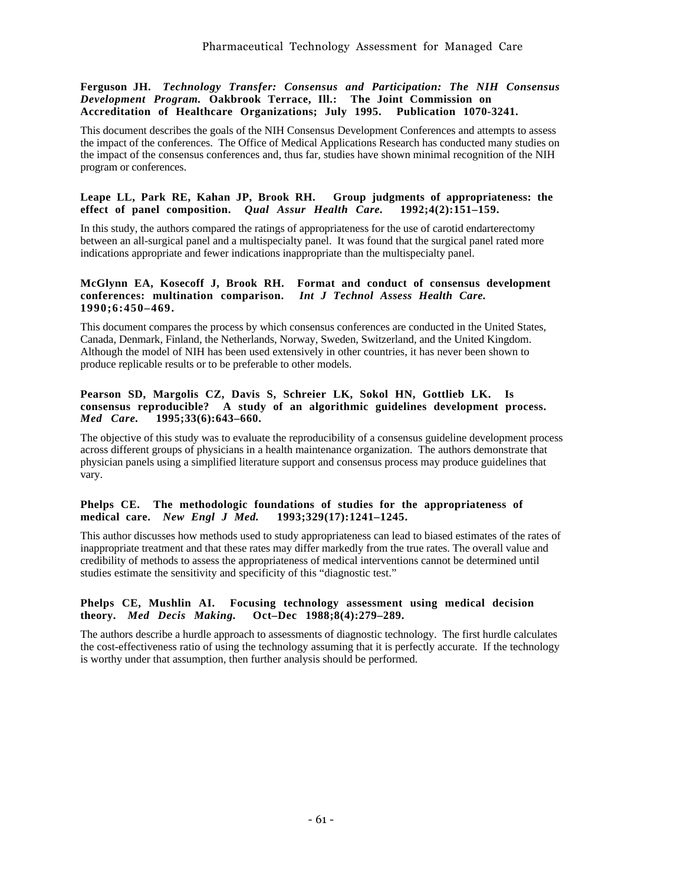**Ferguson JH. *Technology Transfer: Consensus and Participation: The NIH Consensus Development Program.* Oakbrook Terrace, Ill.: The Joint Commission on Accreditation of Healthcare Organizations; July 1995. Publication 1070-3241.**

This document describes the goals of the NIH Consensus Development Conferences and attempts to assess the impact of the conferences. The Office of Medical Applications Research has conducted many studies on the impact of the consensus conferences and, thus far, studies have shown minimal recognition of the NIH program or conferences.

**Leape LL, Park RE, Kahan JP, Brook RH. Group judgments of appropriateness: the effect of panel composition. *Qual Assur Health Care.* 1992;4(2):151–159.**

In this study, the authors compared the ratings of appropriateness for the use of carotid endarterectomy between an all-surgical panel and a multispecialty panel. It was found that the surgical panel rated more indications appropriate and fewer indications inappropriate than the multispecialty panel.

**McGlynn EA, Kosecoff J, Brook RH. Format and conduct of consensus development conferences: multination comparison. *Int J Technol Assess Health Care.* 1990;6:450–469.**

This document compares the process by which consensus conferences are conducted in the United States, Canada, Denmark, Finland, the Netherlands, Norway, Sweden, Switzerland, and the United Kingdom. Although the model of NIH has been used extensively in other countries, it has never been shown to produce replicable results or to be preferable to other models.

**Pearson SD, Margolis CZ, Davis S, Schreier LK, Sokol HN, Gottlieb LK. Is consensus reproducible? A study of an algorithmic guidelines development process. *Med Care.* 1995;33(6):643–660.**

The objective of this study was to evaluate the reproducibility of a consensus guideline development process across different groups of physicians in a health maintenance organization. The authors demonstrate that physician panels using a simplified literature support and consensus process may produce guidelines that vary.

**Phelps CE. The methodologic foundations of studies for the appropriateness of medical care. *New Engl J Med.* 1993;329(17):1241–1245.**

This author discusses how methods used to study appropriateness can lead to biased estimates of the rates of inappropriate treatment and that these rates may differ markedly from the true rates. The overall value and credibility of methods to assess the appropriateness of medical interventions cannot be determined until studies estimate the sensitivity and specificity of this "diagnostic test."

**Phelps CE, Mushlin AI. Focusing technology assessment using medical decision theory. *Med Decis Making.* Oct–Dec 1988;8(4):279–289.**

The authors describe a hurdle approach to assessments of diagnostic technology. The first hurdle calculates the cost-effectiveness ratio of using the technology assuming that it is perfectly accurate. If the technology is worthy under that assumption, then further analysis should be performed.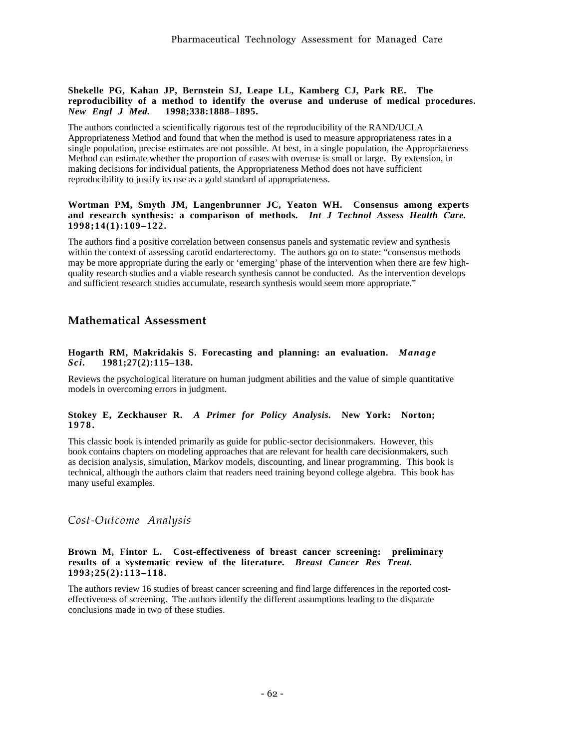**Shekelle PG, Kahan JP, Bernstein SJ, Leape LL, Kamberg CJ, Park RE. The reproducibility of a method to identify the overuse and underuse of medical procedures.** ***New Engl J Med.*** **1998;338:1888–1895.**

The authors conducted a scientifically rigorous test of the reproducibility of the RAND/UCLA Appropriateness Method and found that when the method is used to measure appropriateness rates in a single population, precise estimates are not possible. At best, in a single population, the Appropriateness Method can estimate whether the proportion of cases with overuse is small or large. By extension, in making decisions for individual patients, the Appropriateness Method does not have sufficient reproducibility to justify its use as a gold standard of appropriateness.

**Wortman PM, Smyth JM, Langenbrunner JC, Yeaton WH. Consensus among experts and research synthesis: a comparison of methods.** ***Int J Technol Assess Health Care.*** **1998;14(1):109–122.**

The authors find a positive correlation between consensus panels and systematic review and synthesis within the context of assessing carotid endarterectomy. The authors go on to state: "consensus methods may be more appropriate during the early or 'emerging' phase of the intervention when there are few high-quality research studies and a viable research synthesis cannot be conducted. As the intervention develops and sufficient research studies accumulate, research synthesis would seem more appropriate."

## Mathematical Assessment

**Hogarth RM, Makridakis S. Forecasting and planning: an evaluation.** ***Manage Sci.*** **1981;27(2):115–138.**

Reviews the psychological literature on human judgment abilities and the value of simple quantitative models in overcoming errors in judgment.

**Stokey E, Zeckhauser R.** ***A Primer for Policy Analysis.*** **New York: Norton; 1978.**

This classic book is intended primarily as guide for public-sector decisionmakers. However, this book contains chapters on modeling approaches that are relevant for health care decisionmakers, such as decision analysis, simulation, Markov models, discounting, and linear programming. This book is technical, although the authors claim that readers need training beyond college algebra. This book has many useful examples.

### *Cost-Outcome Analysis*

**Brown M, Fintor L. Cost-effectiveness of breast cancer screening: preliminary results of a systematic review of the literature.** ***Breast Cancer Res Treat.*** **1993;25(2):113–118.**

The authors review 16 studies of breast cancer screening and find large differences in the reported cost-effectiveness of screening. The authors identify the different assumptions leading to the disparate conclusions made in two of these studies.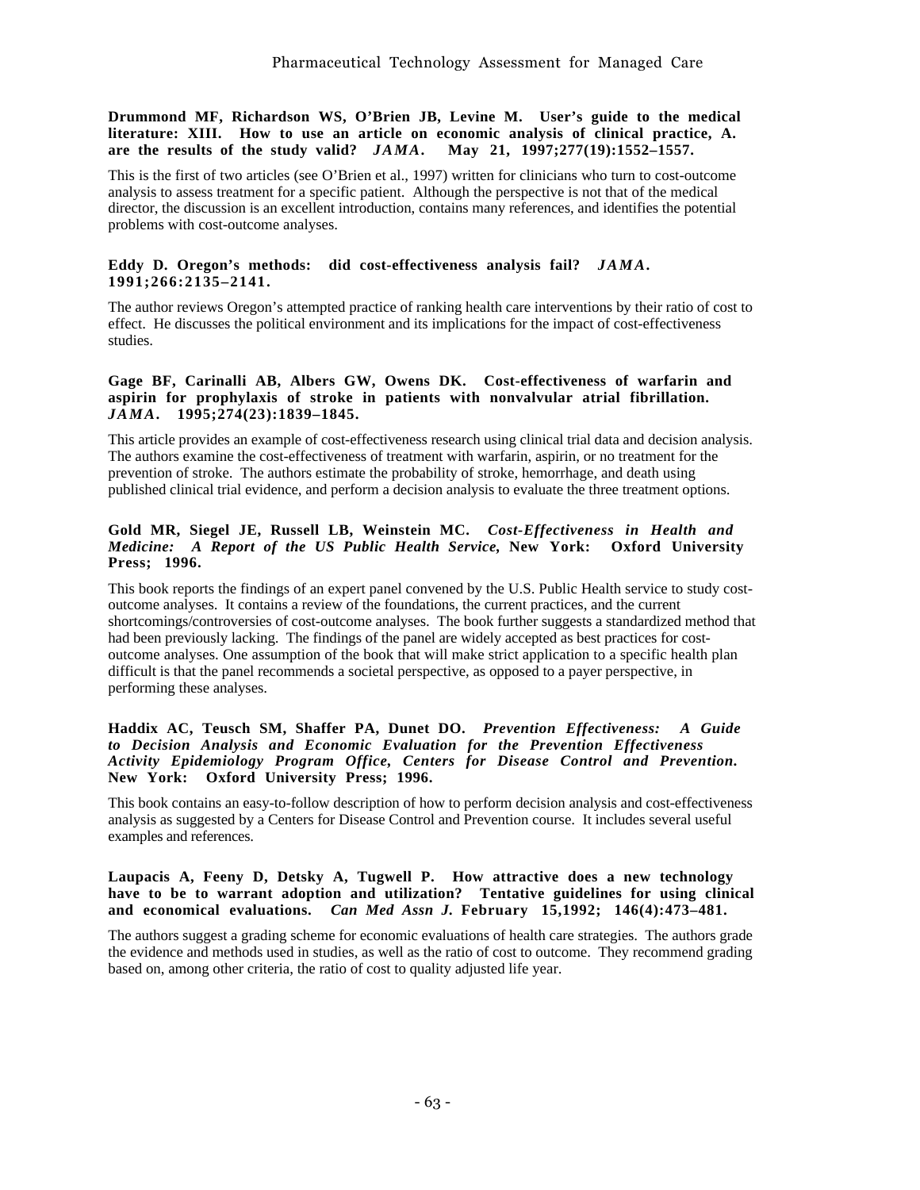**Drummond MF, Richardson WS, O'Brien JB, Levine M. User's guide to the medical literature: XIII. How to use an article on economic analysis of clinical practice, A. are the results of the study valid? *JAMA*. May 21, 1997;277(19):1552–1557.**

This is the first of two articles (see O'Brien et al., 1997) written for clinicians who turn to cost-outcome analysis to assess treatment for a specific patient. Although the perspective is not that of the medical director, the discussion is an excellent introduction, contains many references, and identifies the potential problems with cost-outcome analyses.

**Eddy D. Oregon's methods: did cost-effectiveness analysis fail? *JAMA*. 1991;266:2135–2141.**

The author reviews Oregon's attempted practice of ranking health care interventions by their ratio of cost to effect. He discusses the political environment and its implications for the impact of cost-effectiveness studies.

**Gage BF, Carinalli AB, Albers GW, Owens DK. Cost-effectiveness of warfarin and aspirin for prophylaxis of stroke in patients with nonvalvular atrial fibrillation. *JAMA*. 1995;274(23):1839–1845.**

This article provides an example of cost-effectiveness research using clinical trial data and decision analysis. The authors examine the cost-effectiveness of treatment with warfarin, aspirin, or no treatment for the prevention of stroke. The authors estimate the probability of stroke, hemorrhage, and death using published clinical trial evidence, and perform a decision analysis to evaluate the three treatment options.

**Gold MR, Siegel JE, Russell LB, Weinstein MC. *Cost-Effectiveness in Health and Medicine: A Report of the US Public Health Service*, New York: Oxford University Press; 1996.**

This book reports the findings of an expert panel convened by the U.S. Public Health service to study cost-outcome analyses. It contains a review of the foundations, the current practices, and the current shortcomings/controversies of cost-outcome analyses. The book further suggests a standardized method that had been previously lacking. The findings of the panel are widely accepted as best practices for cost-outcome analyses. One assumption of the book that will make strict application to a specific health plan difficult is that the panel recommends a societal perspective, as opposed to a payer perspective, in performing these analyses.

**Haddix AC, Teusch SM, Shaffer PA, Dunet DO. *Prevention Effectiveness: A Guide to Decision Analysis and Economic Evaluation for the Prevention Effectiveness Activity Epidemiology Program Office, Centers for Disease Control and Prevention.* New York: Oxford University Press; 1996.**

This book contains an easy-to-follow description of how to perform decision analysis and cost-effectiveness analysis as suggested by a Centers for Disease Control and Prevention course. It includes several useful examples and references.

**Laupacis A, Feeny D, Detsky A, Tugwell P. How attractive does a new technology have to be to warrant adoption and utilization? Tentative guidelines for using clinical and economical evaluations. *Can Med Assn J.* February 15,1992; 146(4):473–481.**

The authors suggest a grading scheme for economic evaluations of health care strategies. The authors grade the evidence and methods used in studies, as well as the ratio of cost to outcome. They recommend grading based on, among other criteria, the ratio of cost to quality adjusted life year.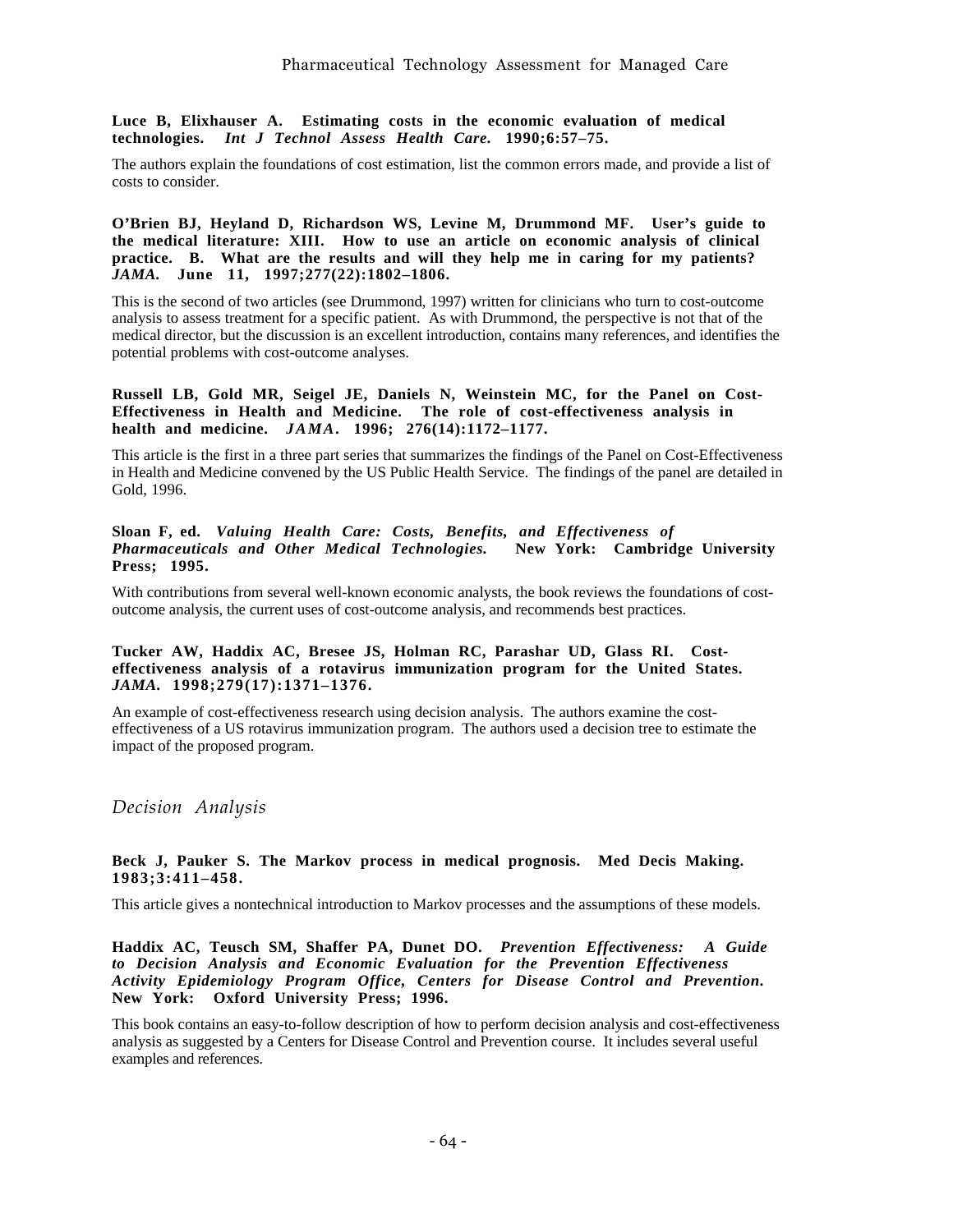**Luce B, Elixhauser A. Estimating costs in the economic evaluation of medical technologies. *Int J Technol Assess Health Care.* 1990;6:57–75.**

The authors explain the foundations of cost estimation, list the common errors made, and provide a list of costs to consider.

**O'Brien BJ, Heyland D, Richardson WS, Levine M, Drummond MF. User's guide to the medical literature: XIII. How to use an article on economic analysis of clinical practice. B. What are the results and will they help me in caring for my patients? *JAMA.* June 11, 1997;277(22):1802–1806.**

This is the second of two articles (see Drummond, 1997) written for clinicians who turn to cost-outcome analysis to assess treatment for a specific patient. As with Drummond, the perspective is not that of the medical director, but the discussion is an excellent introduction, contains many references, and identifies the potential problems with cost-outcome analyses.

**Russell LB, Gold MR, Seigel JE, Daniels N, Weinstein MC, for the Panel on Cost-Effectiveness in Health and Medicine. The role of cost-effectiveness analysis in health and medicine. *JAMA.* 1996; 276(14):1172–1177.**

This article is the first in a three part series that summarizes the findings of the Panel on Cost-Effectiveness in Health and Medicine convened by the US Public Health Service. The findings of the panel are detailed in Gold, 1996.

**Sloan F, ed. *Valuing Health Care: Costs, Benefits, and Effectiveness of Pharmaceuticals and Other Medical Technologies.* New York: Cambridge University Press; 1995.**

With contributions from several well-known economic analysts, the book reviews the foundations of cost-outcome analysis, the current uses of cost-outcome analysis, and recommends best practices.

**Tucker AW, Haddix AC, Bresee JS, Holman RC, Parashar UD, Glass RI. Cost-effectiveness analysis of a rotavirus immunization program for the United States. *JAMA.* 1998;279(17):1371–1376.**

An example of cost-effectiveness research using decision analysis. The authors examine the cost-effectiveness of a US rotavirus immunization program. The authors used a decision tree to estimate the impact of the proposed program.

## *Decision Analysis*

**Beck J, Pauker S. The Markov process in medical prognosis. Med Decis Making. 1983;3:411–458.**

This article gives a nontechnical introduction to Markov processes and the assumptions of these models.

**Haddix AC, Teusch SM, Shaffer PA, Dunet DO. *Prevention Effectiveness: A Guide to Decision Analysis and Economic Evaluation for the Prevention Effectiveness Activity Epidemiology Program Office, Centers for Disease Control and Prevention.* New York: Oxford University Press; 1996.**

This book contains an easy-to-follow description of how to perform decision analysis and cost-effectiveness analysis as suggested by a Centers for Disease Control and Prevention course. It includes several useful examples and references.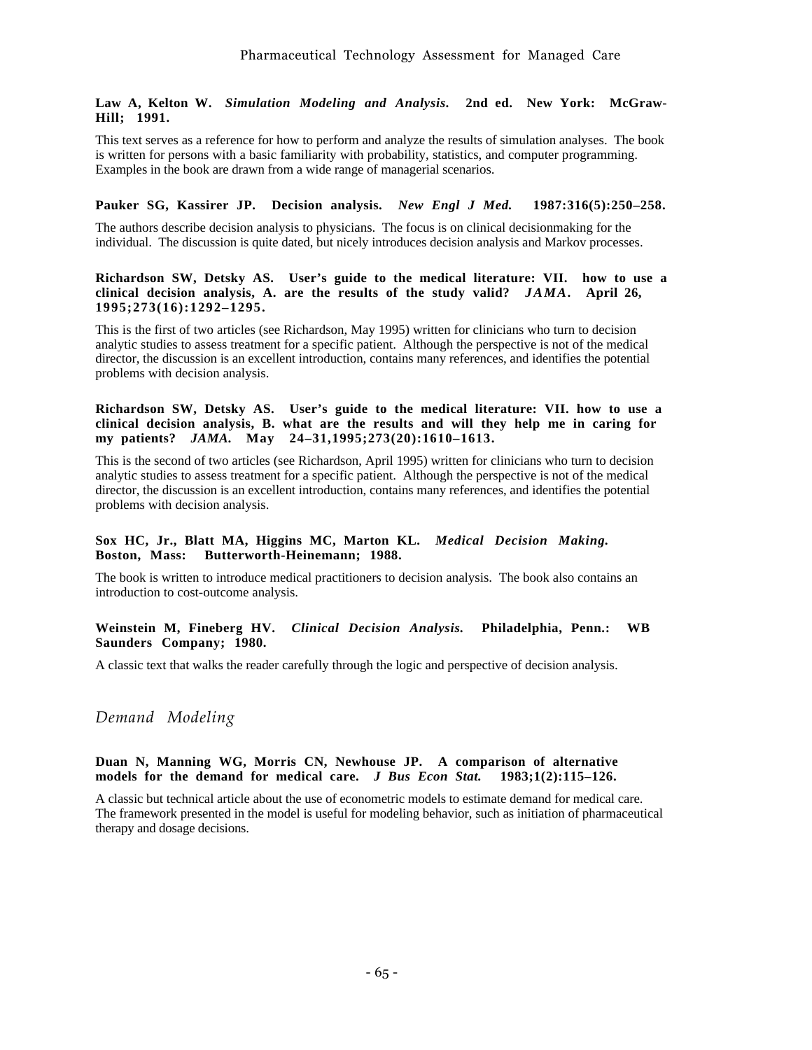**Law A, Kelton W. *Simulation Modeling and Analysis.* 2nd ed. New York: McGraw-Hill; 1991.**

This text serves as a reference for how to perform and analyze the results of simulation analyses. The book is written for persons with a basic familiarity with probability, statistics, and computer programming. Examples in the book are drawn from a wide range of managerial scenarios.

**Pauker SG, Kassirer JP. Decision analysis. *New Engl J Med.* 1987:316(5):250–258.**

The authors describe decision analysis to physicians. The focus is on clinical decisionmaking for the individual. The discussion is quite dated, but nicely introduces decision analysis and Markov processes.

**Richardson SW, Detsky AS. User's guide to the medical literature: VII. how to use a clinical decision analysis, A. are the results of the study valid? *JAMA.* April 26, 1995;273(16):1292–1295.**

This is the first of two articles (see Richardson, May 1995) written for clinicians who turn to decision analytic studies to assess treatment for a specific patient. Although the perspective is not of the medical director, the discussion is an excellent introduction, contains many references, and identifies the potential problems with decision analysis.

**Richardson SW, Detsky AS. User's guide to the medical literature: VII. how to use a clinical decision analysis, B. what are the results and will they help me in caring for my patients? *JAMA.* May 24–31,1995;273(20):1610–1613.**

This is the second of two articles (see Richardson, April 1995) written for clinicians who turn to decision analytic studies to assess treatment for a specific patient. Although the perspective is not of the medical director, the discussion is an excellent introduction, contains many references, and identifies the potential problems with decision analysis.

**Sox HC, Jr., Blatt MA, Higgins MC, Marton KL. *Medical Decision Making.* Boston, Mass: Butterworth-Heinemann; 1988.**

The book is written to introduce medical practitioners to decision analysis. The book also contains an introduction to cost-outcome analysis.

**Weinstein M, Fineberg HV. *Clinical Decision Analysis.* Philadelphia, Penn.: WB Saunders Company; 1980.**

A classic text that walks the reader carefully through the logic and perspective of decision analysis.

## *Demand Modeling*

**Duan N, Manning WG, Morris CN, Newhouse JP. A comparison of alternative models for the demand for medical care. *J Bus Econ Stat.* 1983;1(2):115–126.**

A classic but technical article about the use of econometric models to estimate demand for medical care. The framework presented in the model is useful for modeling behavior, such as initiation of pharmaceutical therapy and dosage decisions.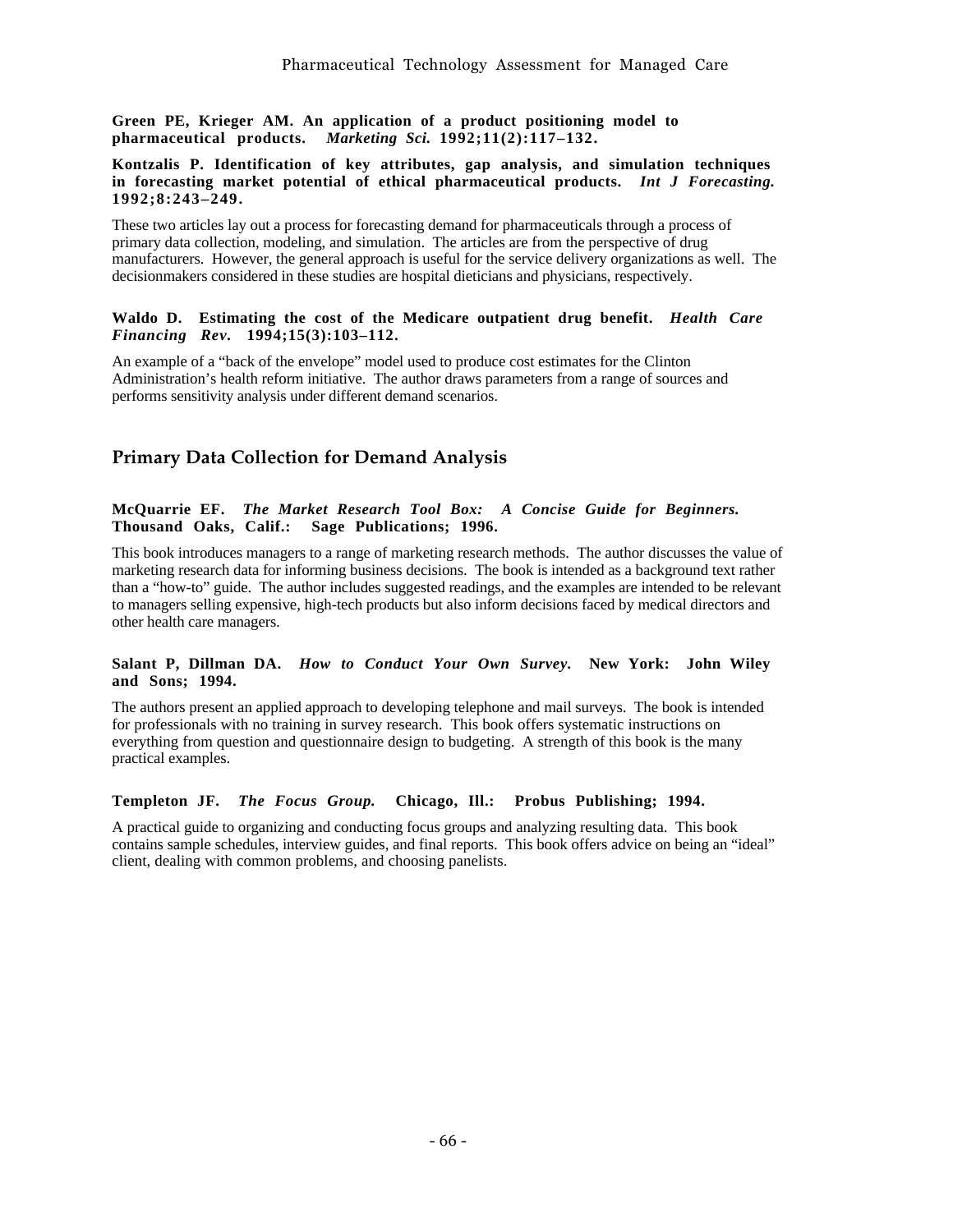**Green PE, Krieger AM. An application of a product positioning model to pharmaceutical products.** ***Marketing Sci.*** **1992;11(2):117–132.**

**Kontzalis P. Identification of key attributes, gap analysis, and simulation techniques in forecasting market potential of ethical pharmaceutical products.** ***Int J Forecasting.*** **1992;8:243–249.**

These two articles lay out a process for forecasting demand for pharmaceuticals through a process of primary data collection, modeling, and simulation. The articles are from the perspective of drug manufacturers. However, the general approach is useful for the service delivery organizations as well. The decisionmakers considered in these studies are hospital dieticians and physicians, respectively.

**Waldo D. Estimating the cost of the Medicare outpatient drug benefit.** ***Health Care Financing Rev.*** **1994;15(3):103–112.**

An example of a "back of the envelope" model used to produce cost estimates for the Clinton Administration's health reform initiative. The author draws parameters from a range of sources and performs sensitivity analysis under different demand scenarios.

## Primary Data Collection for Demand Analysis

**McQuarrie EF.** ***The Market Research Tool Box: A Concise Guide for Beginners.*** **Thousand Oaks, Calif.: Sage Publications; 1996.**

This book introduces managers to a range of marketing research methods. The author discusses the value of marketing research data for informing business decisions. The book is intended as a background text rather than a "how-to" guide. The author includes suggested readings, and the examples are intended to be relevant to managers selling expensive, high-tech products but also inform decisions faced by medical directors and other health care managers.

**Salant P, Dillman DA.** ***How to Conduct Your Own Survey.*** **New York: John Wiley and Sons; 1994.**

The authors present an applied approach to developing telephone and mail surveys. The book is intended for professionals with no training in survey research. This book offers systematic instructions on everything from question and questionnaire design to budgeting. A strength of this book is the many practical examples.

**Templeton JF.** ***The Focus Group.*** **Chicago, Ill.: Probus Publishing; 1994.**

A practical guide to organizing and conducting focus groups and analyzing resulting data. This book contains sample schedules, interview guides, and final reports. This book offers advice on being an "ideal" client, dealing with common problems, and choosing panelists.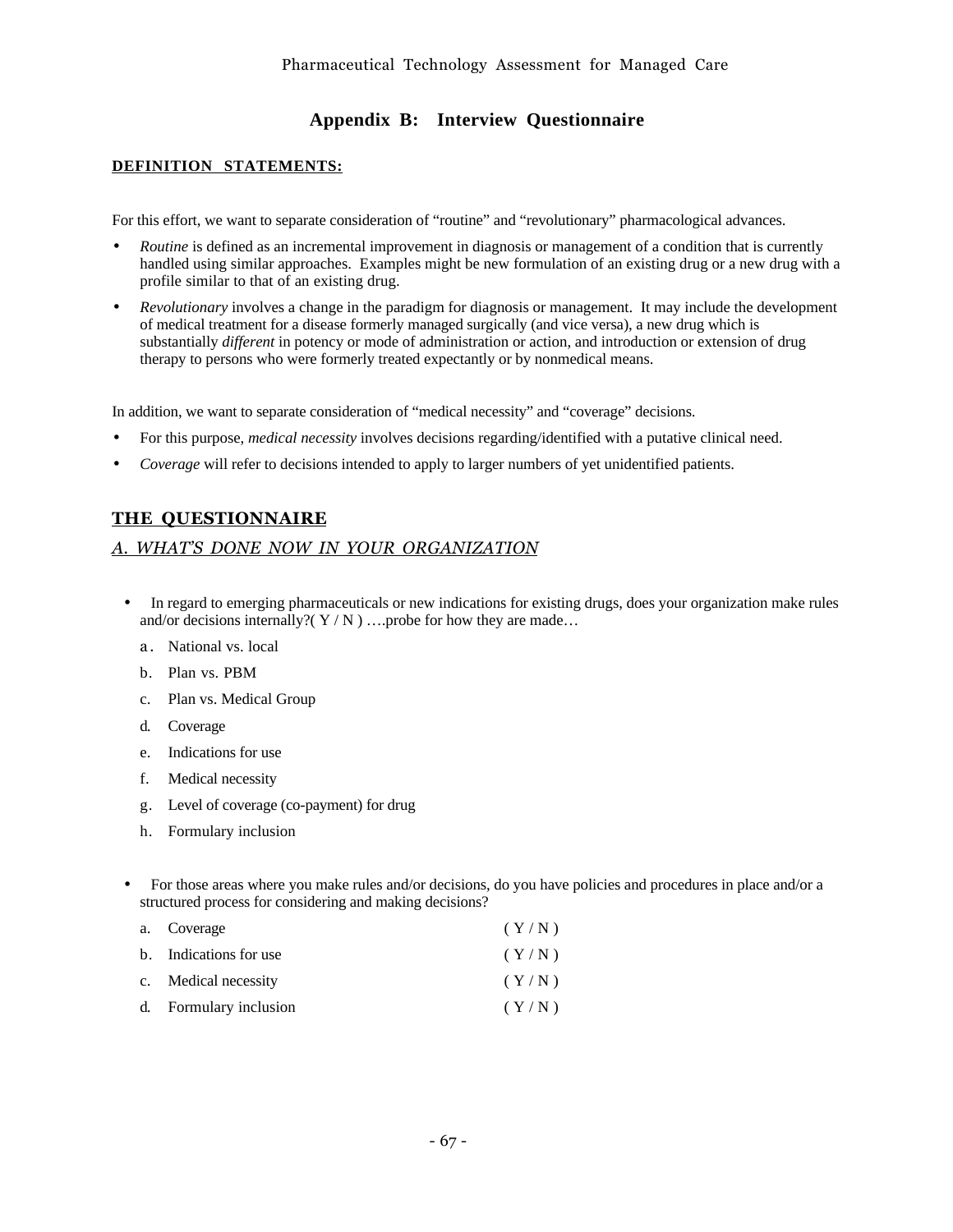# Appendix B: Interview Questionnaire

**DEFINITION STATEMENTS:**

For this effort, we want to separate consideration of "routine" and "revolutionary" pharmacological advances.

- *Routine* is defined as an incremental improvement in diagnosis or management of a condition that is currently handled using similar approaches. Examples might be new formulation of an existing drug or a new drug with a profile similar to that of an existing drug.
- *Revolutionary* involves a change in the paradigm for diagnosis or management. It may include the development of medical treatment for a disease formerly managed surgically (and vice versa), a new drug which is substantially *different* in potency or mode of administration or action, and introduction or extension of drug therapy to persons who were formerly treated expectantly or by nonmedical means.

In addition, we want to separate consideration of "medical necessity" and "coverage" decisions.

- For this purpose, *medical necessity* involves decisions regarding/identified with a putative clinical need.
- *Coverage* will refer to decisions intended to apply to larger numbers of yet unidentified patients.

## THE QUESTIONNAIRE

### *A. WHAT'S DONE NOW IN YOUR ORGANIZATION*

- In regard to emerging pharmaceuticals or new indications for existing drugs, does your organization make rules and/or decisions internally?( Y / N ) ….probe for how they are made…
  a. National vs. local
  b. Plan vs. PBM
  c. Plan vs. Medical Group
  d. Coverage
  e. Indications for use
  f. Medical necessity
  g. Level of coverage (co-payment) for drug
  h. Formulary inclusion

- For those areas where you make rules and/or decisions, do you have policies and procedures in place and/or a structured process for considering and making decisions?
  a. Coverage ( Y / N )
  b. Indications for use ( Y / N )
  c. Medical necessity ( Y / N )
  d. Formulary inclusion ( Y / N )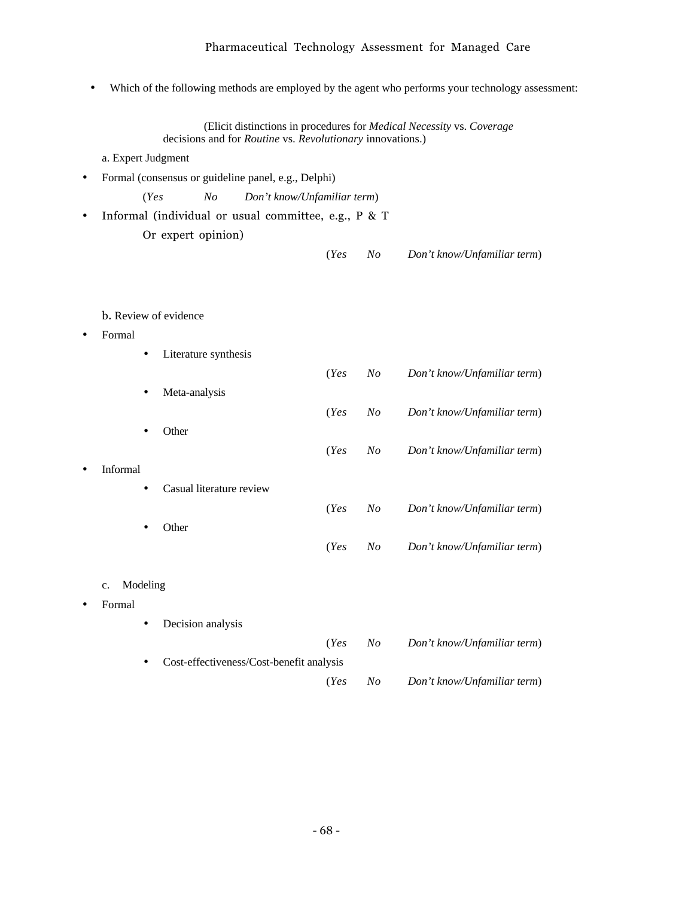- Which of the following methods are employed by the agent who performs your technology assessment:

(Elicit distinctions in procedures for *Medical Necessity* vs. *Coverage* decisions and for *Routine* vs. *Revolutionary* innovations.)

a. Expert Judgment

- Formal (consensus or guideline panel, e.g., Delphi)

  (*Yes*  *No*  *Don't know/Unfamiliar term*)

- Informal (individual or usual committee, e.g., P & T Or expert opinion)

  (*Yes*  *No*  *Don't know/Unfamiliar term*)

b. Review of evidence

- Formal
  - Literature synthesis

    (*Yes*  *No*  *Don't know/Unfamiliar term*)
  - Meta-analysis

    (*Yes*  *No*  *Don't know/Unfamiliar term*)
  - Other

    (*Yes*  *No*  *Don't know/Unfamiliar term*)
- Informal
  - Casual literature review

    (*Yes*  *No*  *Don't know/Unfamiliar term*)
  - Other

    (*Yes*  *No*  *Don't know/Unfamiliar term*)

c. Modeling

- Formal
  - Decision analysis

    (*Yes*  *No*  *Don't know/Unfamiliar term*)
  - Cost-effectiveness/Cost-benefit analysis

    (*Yes*  *No*  *Don't know/Unfamiliar term*)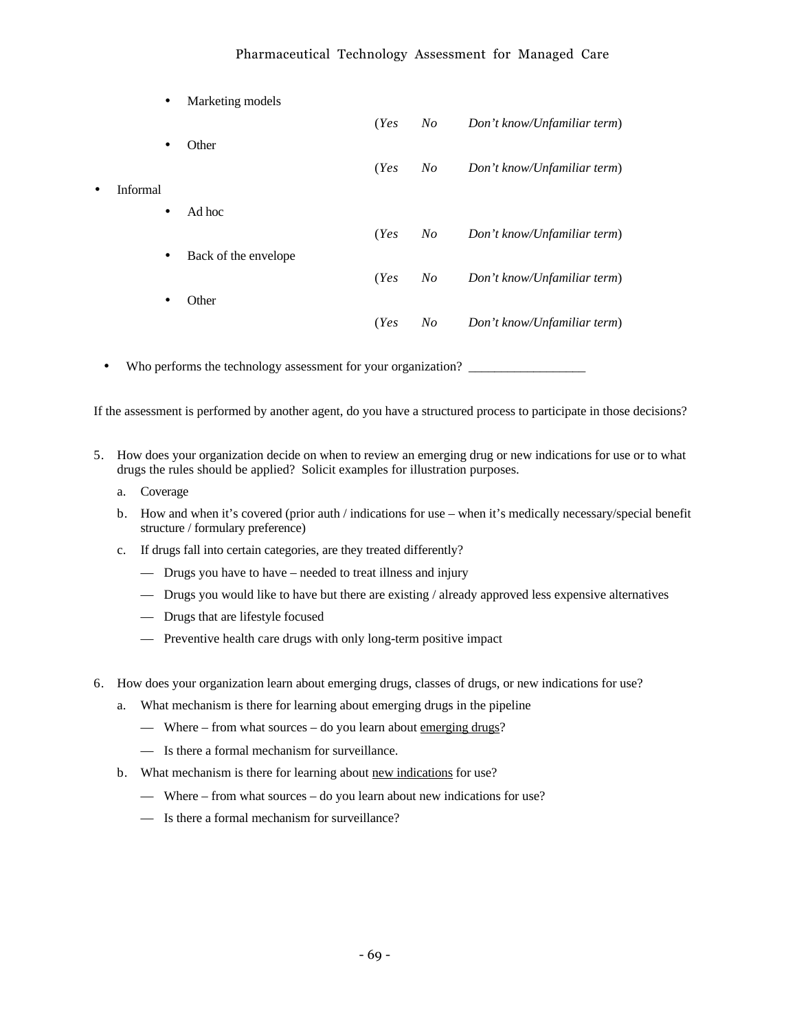- Marketing models

  (*Yes*  *No*  *Don't know/Unfamiliar term*)

- Other

  (*Yes*  *No*  *Don't know/Unfamiliar term*)

- Informal
  - Ad hoc

    (*Yes*  *No*  *Don't know/Unfamiliar term*)

  - Back of the envelope

    (*Yes*  *No*  *Don't know/Unfamiliar term*)

  - Other

    (*Yes*  *No*  *Don't know/Unfamiliar term*)

- Who performs the technology assessment for your organization? __________________

If the assessment is performed by another agent, do you have a structured process to participate in those decisions?

5. How does your organization decide on when to review an emerging drug or new indications for use or to what drugs the rules should be applied? Solicit examples for illustration purposes.
   a. Coverage
   b. How and when it's covered (prior auth / indications for use – when it's medically necessary/special benefit structure / formulary preference)
   c. If drugs fall into certain categories, are they treated differently?
      — Drugs you have to have – needed to treat illness and injury
      — Drugs you would like to have but there are existing / already approved less expensive alternatives
      — Drugs that are lifestyle focused
      — Preventive health care drugs with only long-term positive impact

6. How does your organization learn about emerging drugs, classes of drugs, or new indications for use?
   a. What mechanism is there for learning about emerging drugs in the pipeline
      — Where – from what sources – do you learn about <u>emerging drugs</u>?
      — Is there a formal mechanism for surveillance.
   b. What mechanism is there for learning about <u>new indications</u> for use?
      — Where – from what sources – do you learn about new indications for use?
      — Is there a formal mechanism for surveillance?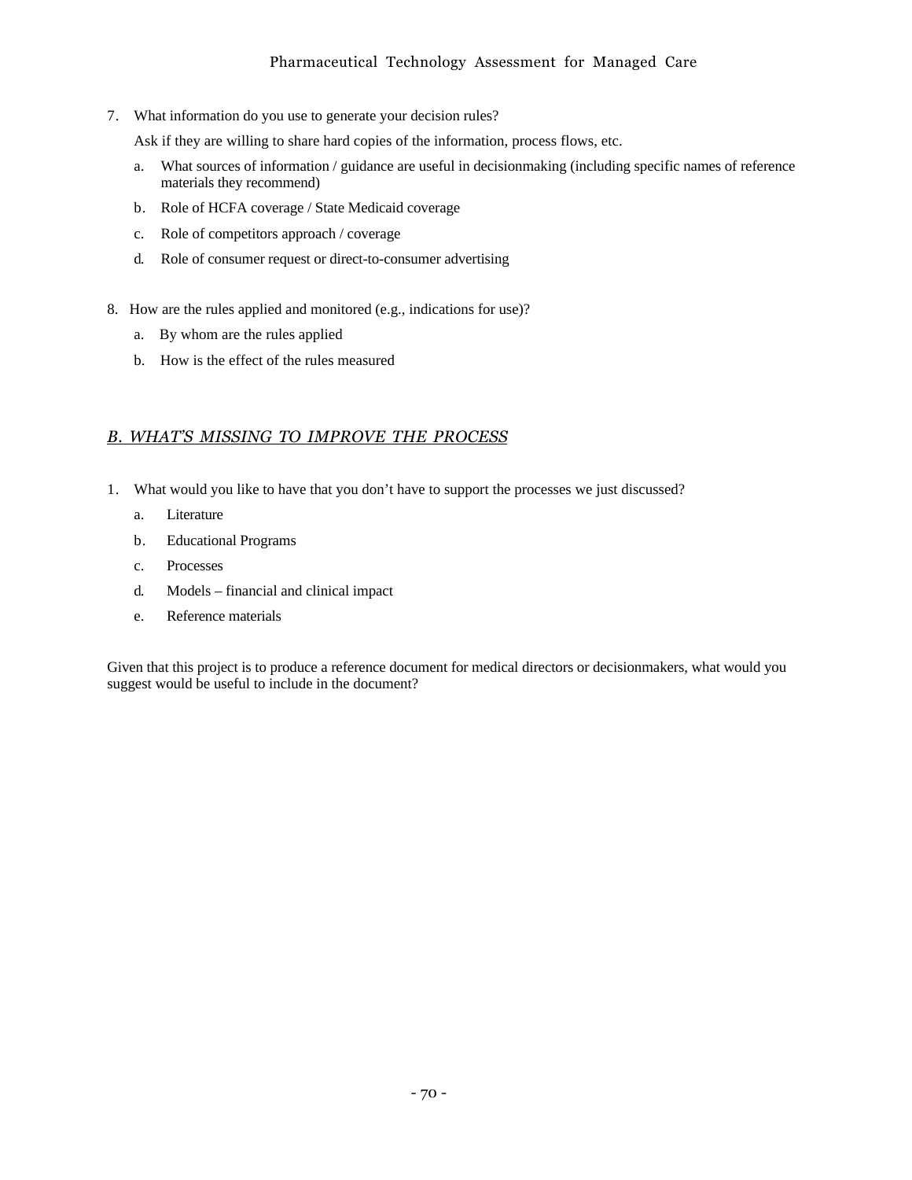7. What information do you use to generate your decision rules?

   Ask if they are willing to share hard copies of the information, process flows, etc.

   a. What sources of information / guidance are useful in decisionmaking (including specific names of reference materials they recommend)
   b. Role of HCFA coverage / State Medicaid coverage
   c. Role of competitors approach / coverage
   d. Role of consumer request or direct-to-consumer advertising

8. How are the rules applied and monitored (e.g., indications for use)?

   a. By whom are the rules applied
   b. How is the effect of the rules measured

## *B. WHAT'S MISSING TO IMPROVE THE PROCESS*

1. What would you like to have that you don't have to support the processes we just discussed?

   a. Literature
   b. Educational Programs
   c. Processes
   d. Models – financial and clinical impact
   e. Reference materials

Given that this project is to produce a reference document for medical directors or decisionmakers, what would you suggest would be useful to include in the document?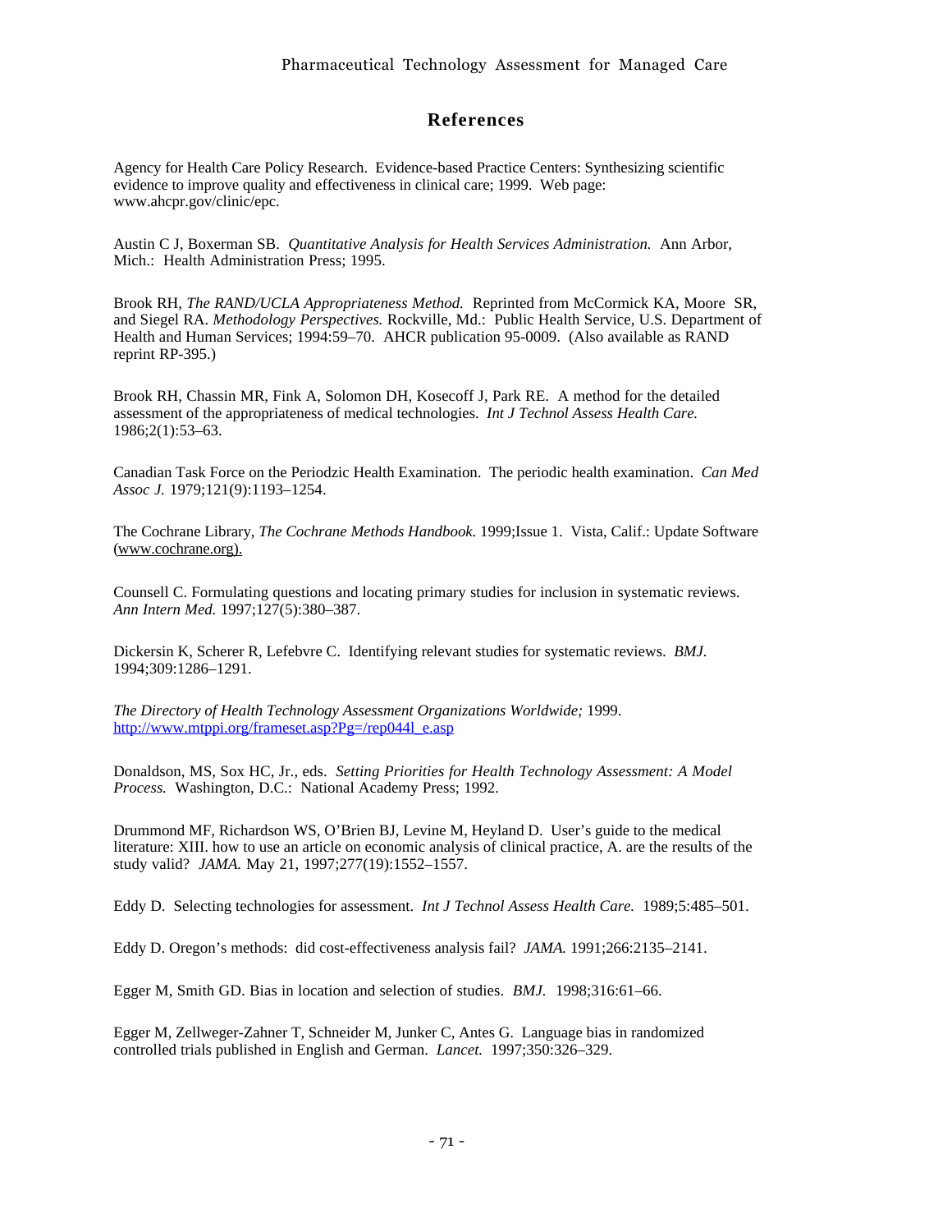## References

Agency for Health Care Policy Research. Evidence-based Practice Centers: Synthesizing scientific evidence to improve quality and effectiveness in clinical care; 1999. Web page: www.ahcpr.gov/clinic/epc.

Austin C J, Boxerman SB. *Quantitative Analysis for Health Services Administration.* Ann Arbor, Mich.: Health Administration Press; 1995.

Brook RH, *The RAND/UCLA Appropriateness Method.* Reprinted from McCormick KA, Moore SR, and Siegel RA. *Methodology Perspectives.* Rockville, Md.: Public Health Service, U.S. Department of Health and Human Services; 1994:59–70. AHCR publication 95-0009. (Also available as RAND reprint RP-395.)

Brook RH, Chassin MR, Fink A, Solomon DH, Kosecoff J, Park RE. A method for the detailed assessment of the appropriateness of medical technologies. *Int J Technol Assess Health Care.* 1986;2(1):53–63.

Canadian Task Force on the Periodzic Health Examination. The periodic health examination. *Can Med Assoc J.* 1979;121(9):1193–1254.

The Cochrane Library, *The Cochrane Methods Handbook.* 1999;Issue 1. Vista, Calif.: Update Software (www.cochrane.org).

Counsell C. Formulating questions and locating primary studies for inclusion in systematic reviews. *Ann Intern Med.* 1997;127(5):380–387.

Dickersin K, Scherer R, Lefebvre C. Identifying relevant studies for systematic reviews. *BMJ.* 1994;309:1286–1291.

*The Directory of Health Technology Assessment Organizations Worldwide;* 1999. http://www.mtppi.org/frameset.asp?Pg=/rep044l_e.asp

Donaldson, MS, Sox HC, Jr., eds. *Setting Priorities for Health Technology Assessment: A Model Process.* Washington, D.C.: National Academy Press; 1992.

Drummond MF, Richardson WS, O'Brien BJ, Levine M, Heyland D. User's guide to the medical literature: XIII. how to use an article on economic analysis of clinical practice, A. are the results of the study valid? *JAMA.* May 21, 1997;277(19):1552–1557.

Eddy D. Selecting technologies for assessment. *Int J Technol Assess Health Care.* 1989;5:485–501.

Eddy D. Oregon's methods: did cost-effectiveness analysis fail? *JAMA.* 1991;266:2135–2141.

Egger M, Smith GD. Bias in location and selection of studies. *BMJ.* 1998;316:61–66.

Egger M, Zellweger-Zahner T, Schneider M, Junker C, Antes G. Language bias in randomized controlled trials published in English and German. *Lancet.* 1997;350:326–329.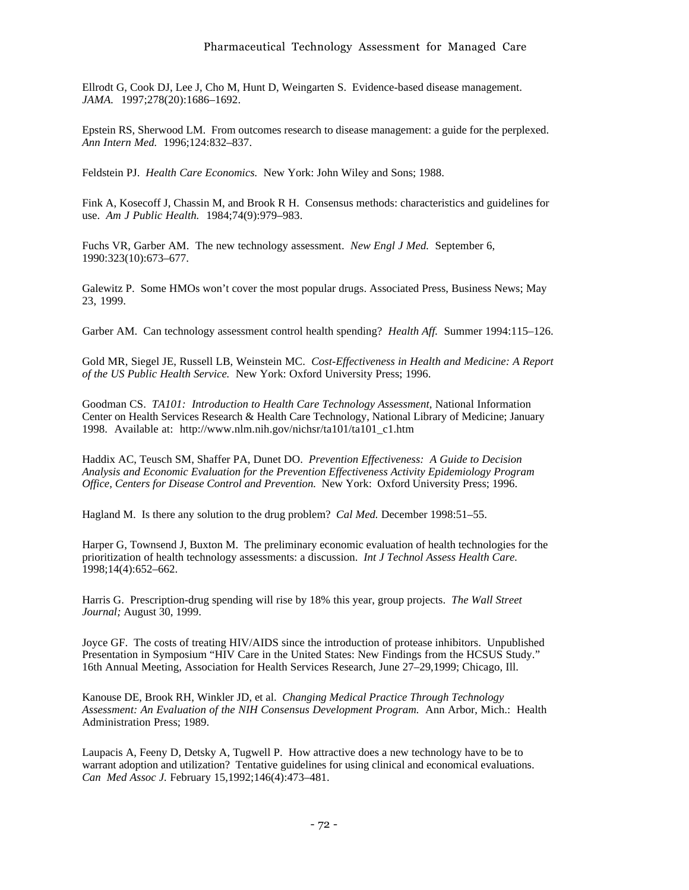Ellrodt G, Cook DJ, Lee J, Cho M, Hunt D, Weingarten S. Evidence-based disease management. *JAMA.* 1997;278(20):1686–1692.

Epstein RS, Sherwood LM. From outcomes research to disease management: a guide for the perplexed. *Ann Intern Med.* 1996;124:832–837.

Feldstein PJ. *Health Care Economics.* New York: John Wiley and Sons; 1988.

Fink A, Kosecoff J, Chassin M, and Brook R H. Consensus methods: characteristics and guidelines for use. *Am J Public Health.* 1984;74(9):979–983.

Fuchs VR, Garber AM. The new technology assessment. *New Engl J Med.* September 6, 1990:323(10):673–677.

Galewitz P. Some HMOs won't cover the most popular drugs. Associated Press, Business News; May 23, 1999.

Garber AM. Can technology assessment control health spending? *Health Aff.* Summer 1994:115–126.

Gold MR, Siegel JE, Russell LB, Weinstein MC. *Cost-Effectiveness in Health and Medicine: A Report of the US Public Health Service.* New York: Oxford University Press; 1996.

Goodman CS. *TA101: Introduction to Health Care Technology Assessment*, National Information Center on Health Services Research & Health Care Technology, National Library of Medicine; January 1998. Available at: http://www.nlm.nih.gov/nichsr/ta101/ta101_c1.htm

Haddix AC, Teusch SM, Shaffer PA, Dunet DO. *Prevention Effectiveness: A Guide to Decision Analysis and Economic Evaluation for the Prevention Effectiveness Activity Epidemiology Program Office, Centers for Disease Control and Prevention.* New York: Oxford University Press; 1996.

Hagland M. Is there any solution to the drug problem? *Cal Med.* December 1998:51–55.

Harper G, Townsend J, Buxton M. The preliminary economic evaluation of health technologies for the prioritization of health technology assessments: a discussion. *Int J Technol Assess Health Care.* 1998;14(4):652–662.

Harris G. Prescription-drug spending will rise by 18% this year, group projects. *The Wall Street Journal;* August 30, 1999.

Joyce GF. The costs of treating HIV/AIDS since the introduction of protease inhibitors. Unpublished Presentation in Symposium "HIV Care in the United States: New Findings from the HCSUS Study." 16th Annual Meeting, Association for Health Services Research, June 27–29,1999; Chicago, Ill.

Kanouse DE, Brook RH, Winkler JD, et al. *Changing Medical Practice Through Technology Assessment: An Evaluation of the NIH Consensus Development Program.* Ann Arbor, Mich.: Health Administration Press; 1989.

Laupacis A, Feeny D, Detsky A, Tugwell P. How attractive does a new technology have to be to warrant adoption and utilization? Tentative guidelines for using clinical and economical evaluations. *Can Med Assoc J.* February 15,1992;146(4):473–481.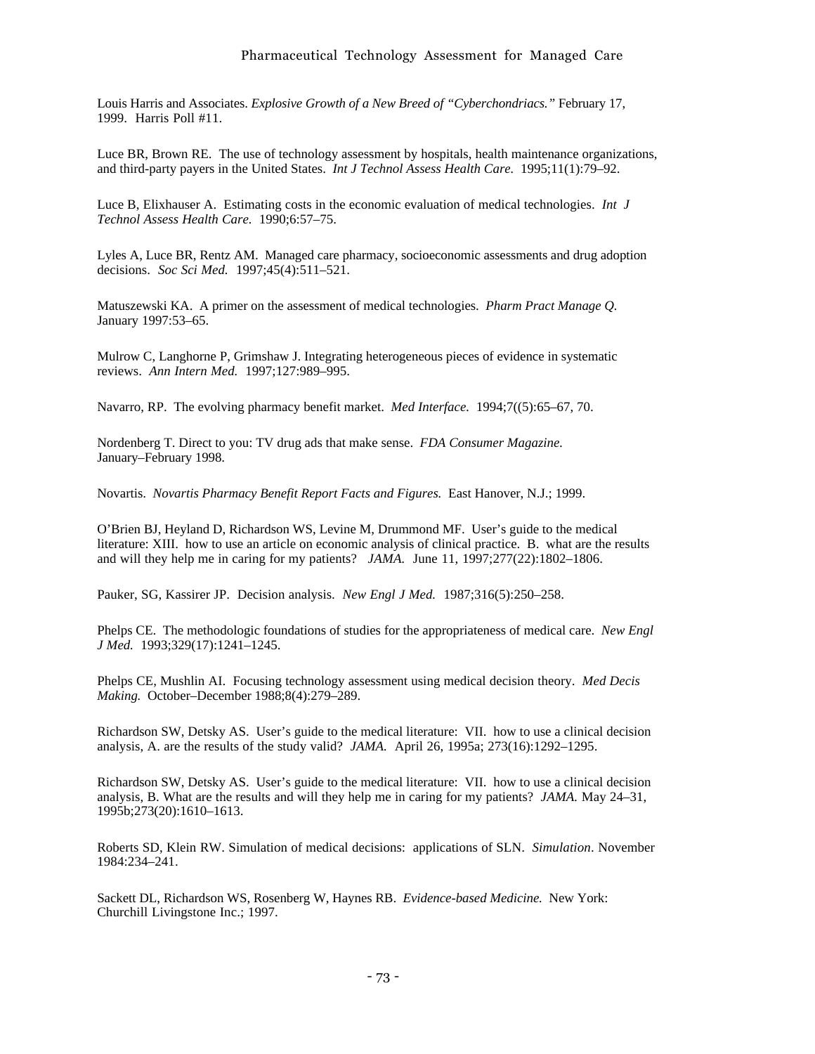Louis Harris and Associates. *Explosive Growth of a New Breed of "Cyberchondriacs."* February 17, 1999. Harris Poll #11.

Luce BR, Brown RE. The use of technology assessment by hospitals, health maintenance organizations, and third-party payers in the United States. *Int J Technol Assess Health Care.* 1995;11(1):79–92.

Luce B, Elixhauser A. Estimating costs in the economic evaluation of medical technologies. *Int J Technol Assess Health Care.* 1990;6:57–75.

Lyles A, Luce BR, Rentz AM. Managed care pharmacy, socioeconomic assessments and drug adoption decisions. *Soc Sci Med.* 1997;45(4):511–521.

Matuszewski KA. A primer on the assessment of medical technologies. *Pharm Pract Manage Q.* January 1997:53–65.

Mulrow C, Langhorne P, Grimshaw J. Integrating heterogeneous pieces of evidence in systematic reviews. *Ann Intern Med.* 1997;127:989–995.

Navarro, RP. The evolving pharmacy benefit market. *Med Interface.* 1994;7((5):65–67, 70.

Nordenberg T. Direct to you: TV drug ads that make sense. *FDA Consumer Magazine.* January–February 1998.

Novartis. *Novartis Pharmacy Benefit Report Facts and Figures.* East Hanover, N.J.; 1999.

O'Brien BJ, Heyland D, Richardson WS, Levine M, Drummond MF. User's guide to the medical literature: XIII. how to use an article on economic analysis of clinical practice. B. what are the results and will they help me in caring for my patients? *JAMA.* June 11, 1997;277(22):1802–1806.

Pauker, SG, Kassirer JP. Decision analysis. *New Engl J Med.* 1987;316(5):250–258.

Phelps CE. The methodologic foundations of studies for the appropriateness of medical care. *New Engl J Med.* 1993;329(17):1241–1245.

Phelps CE, Mushlin AI. Focusing technology assessment using medical decision theory. *Med Decis Making.* October–December 1988;8(4):279–289.

Richardson SW, Detsky AS. User's guide to the medical literature: VII. how to use a clinical decision analysis, A. are the results of the study valid? *JAMA.* April 26, 1995a; 273(16):1292–1295.

Richardson SW, Detsky AS. User's guide to the medical literature: VII. how to use a clinical decision analysis, B. What are the results and will they help me in caring for my patients? *JAMA.* May 24–31, 1995b;273(20):1610–1613.

Roberts SD, Klein RW. Simulation of medical decisions: applications of SLN. *Simulation*. November 1984:234–241.

Sackett DL, Richardson WS, Rosenberg W, Haynes RB. *Evidence-based Medicine.* New York: Churchill Livingstone Inc.; 1997.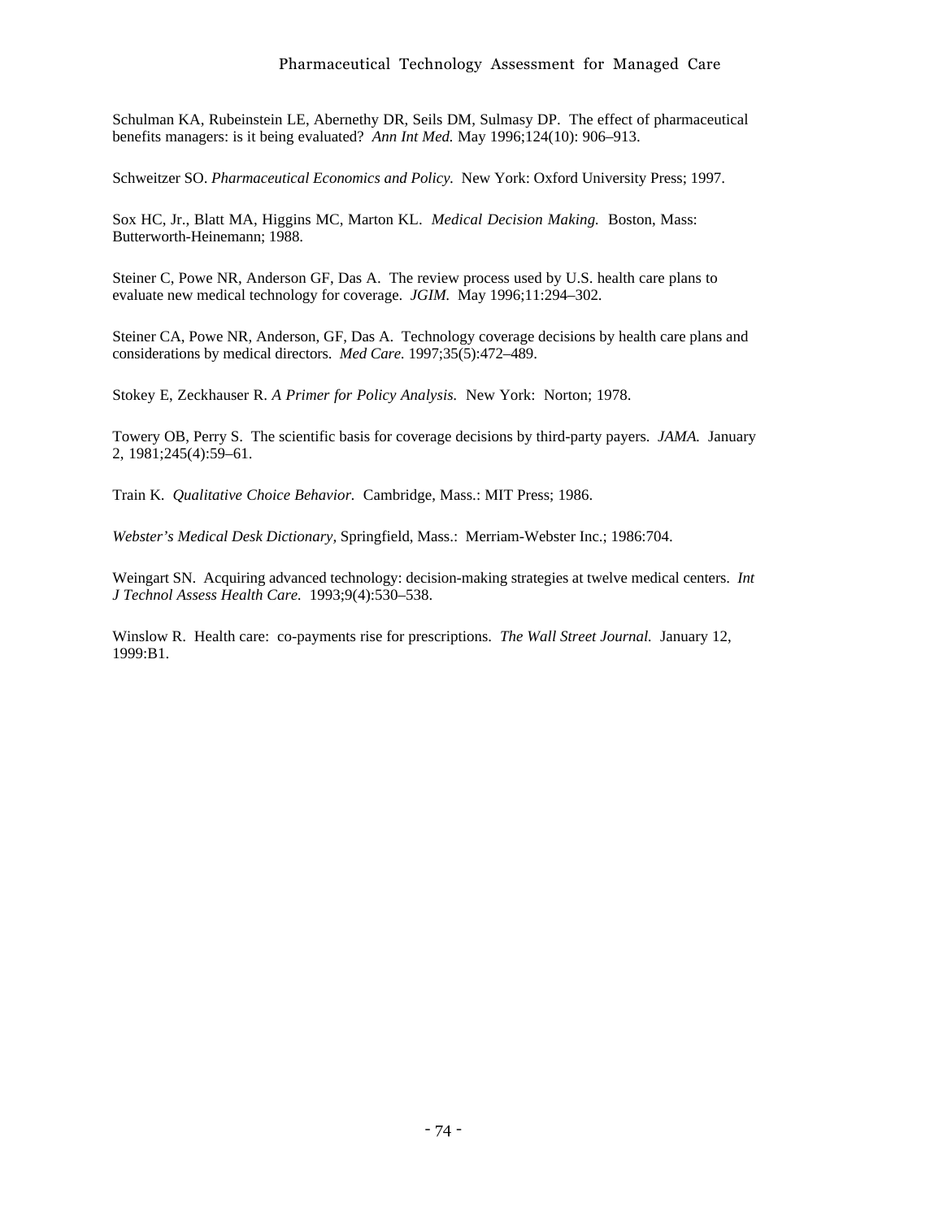Schulman KA, Rubeinstein LE, Abernethy DR, Seils DM, Sulmasy DP. The effect of pharmaceutical benefits managers: is it being evaluated? *Ann Int Med.* May 1996;124(10): 906–913.

Schweitzer SO. *Pharmaceutical Economics and Policy.* New York: Oxford University Press; 1997.

Sox HC, Jr., Blatt MA, Higgins MC, Marton KL. *Medical Decision Making.* Boston, Mass: Butterworth-Heinemann; 1988.

Steiner C, Powe NR, Anderson GF, Das A. The review process used by U.S. health care plans to evaluate new medical technology for coverage. *JGIM.* May 1996;11:294–302.

Steiner CA, Powe NR, Anderson, GF, Das A. Technology coverage decisions by health care plans and considerations by medical directors. *Med Care.* 1997;35(5):472–489.

Stokey E, Zeckhauser R. *A Primer for Policy Analysis.* New York: Norton; 1978.

Towery OB, Perry S. The scientific basis for coverage decisions by third-party payers. *JAMA.* January 2, 1981;245(4):59–61.

Train K. *Qualitative Choice Behavior.* Cambridge, Mass.: MIT Press; 1986.

*Webster's Medical Desk Dictionary,* Springfield, Mass.: Merriam-Webster Inc.; 1986:704.

Weingart SN. Acquiring advanced technology: decision-making strategies at twelve medical centers. *Int J Technol Assess Health Care.* 1993;9(4):530–538.

Winslow R. Health care: co-payments rise for prescriptions. *The Wall Street Journal.* January 12, 1999:B1.